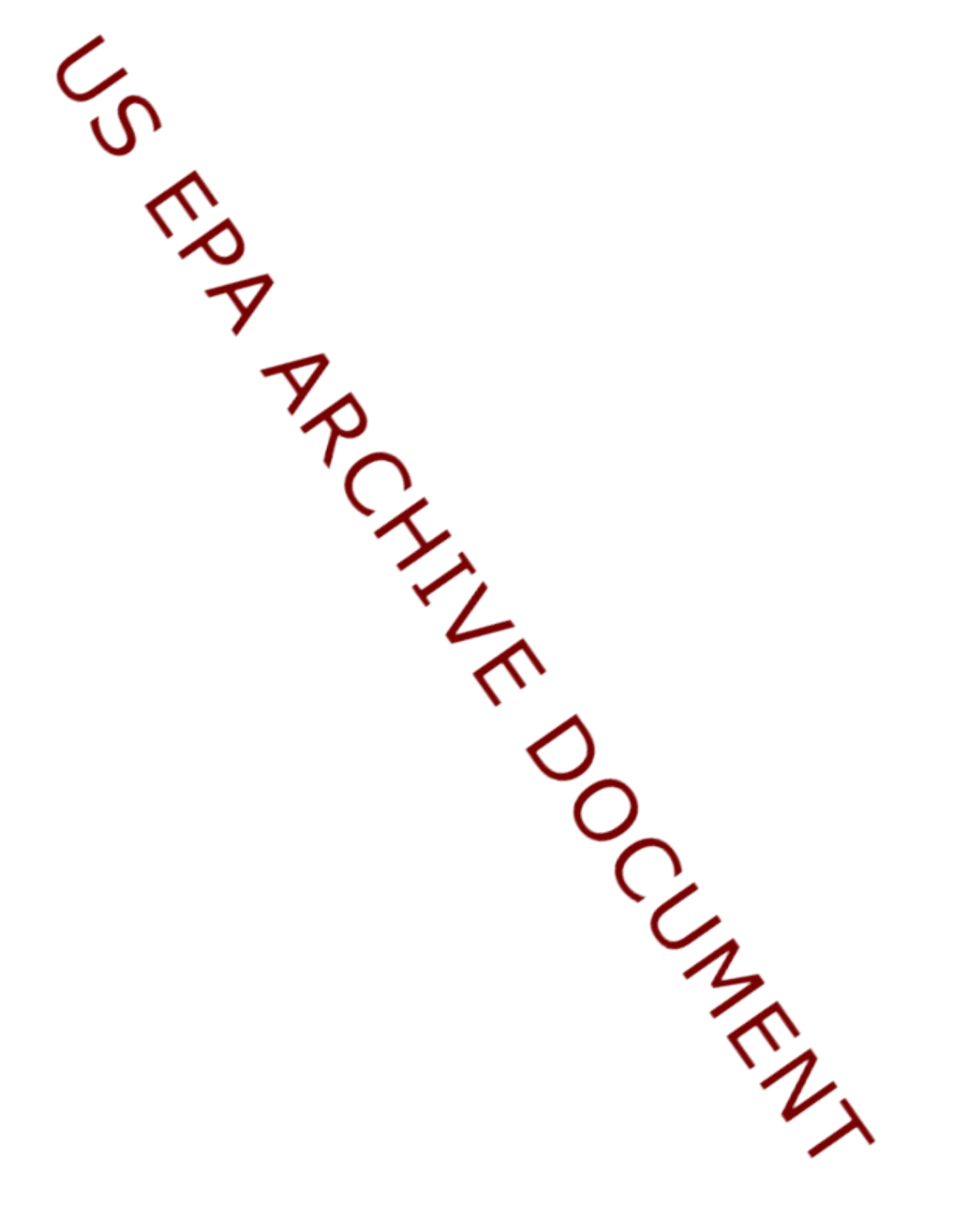US EPA ARCHIVE DOCUMENT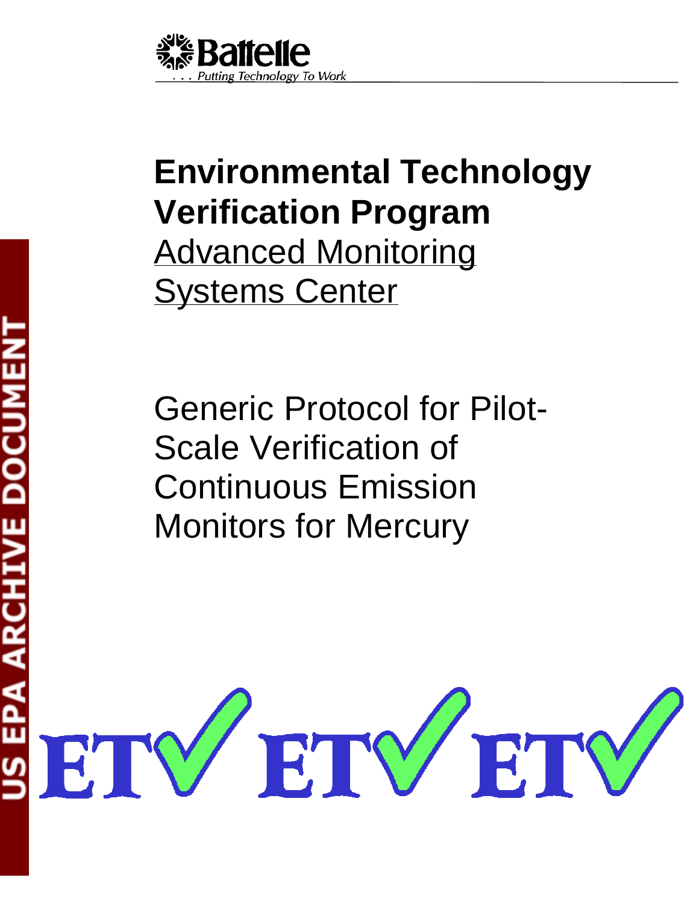Battelle

. . . Putting Technology To Work

# Environmental Technology Verification Program

Advanced Monitoring Systems Center

Generic Protocol for Pilot-Scale Verification of Continuous Emission Monitors for Mercury

US EPA ARCHIVE DOCUMENT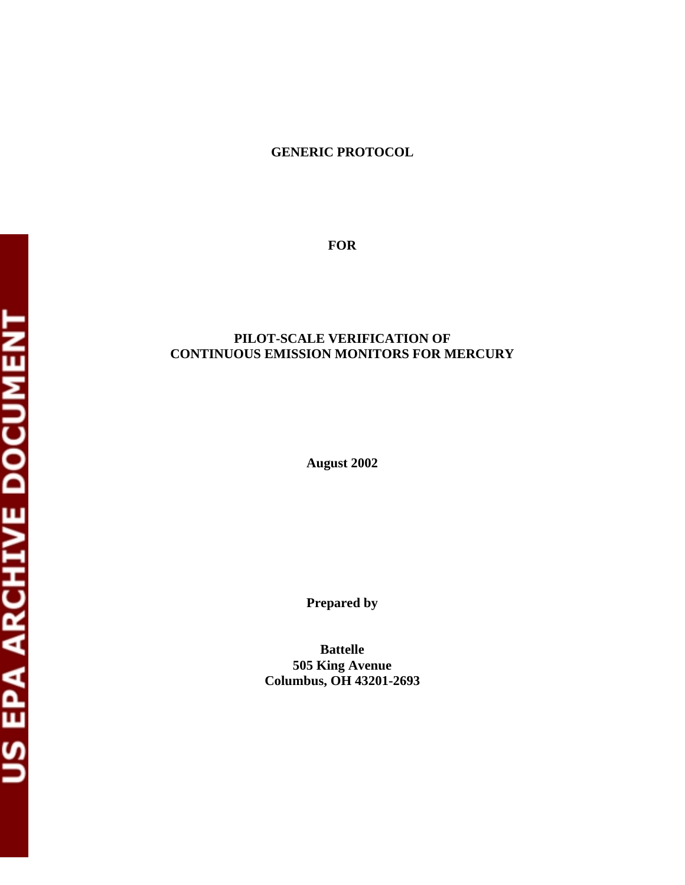# GENERIC PROTOCOL

# FOR

# PILOT-SCALE VERIFICATION OF CONTINUOUS EMISSION MONITORS FOR MERCURY

**August 2002**

**Prepared by**

**Battelle**
**505 King Avenue**
**Columbus, OH 43201-2693**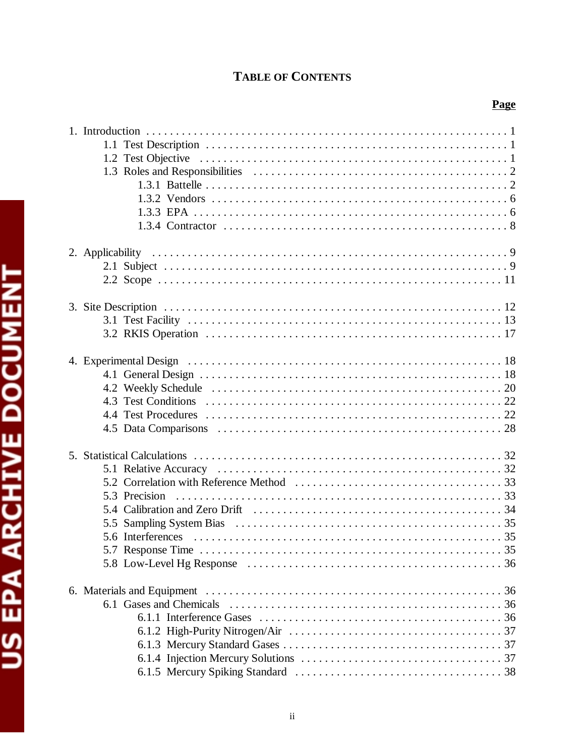# TABLE OF CONTENTS

**Page**

1. Introduction . . . . . . . . . . 1
   - 1.1 Test Description . . . . . . . . . . 1
   - 1.2 Test Objective . . . . . . . . . . 1
   - 1.3 Roles and Responsibilities . . . . . . . . . . 2
     - 1.3.1 Battelle . . . . . . . . . . 2
     - 1.3.2 Vendors . . . . . . . . . . 6
     - 1.3.3 EPA . . . . . . . . . . 6
     - 1.3.4 Contractor . . . . . . . . . . 8

2. Applicability . . . . . . . . . . 9
   - 2.1 Subject . . . . . . . . . . 9
   - 2.2 Scope . . . . . . . . . . 11

3. Site Description . . . . . . . . . . 12
   - 3.1 Test Facility . . . . . . . . . . 13
   - 3.2 RKIS Operation . . . . . . . . . . 17

4. Experimental Design . . . . . . . . . . 18
   - 4.1 General Design . . . . . . . . . . 18
   - 4.2 Weekly Schedule . . . . . . . . . . 20
   - 4.3 Test Conditions . . . . . . . . . . 22
   - 4.4 Test Procedures . . . . . . . . . . 22
   - 4.5 Data Comparisons . . . . . . . . . . 28

5. Statistical Calculations . . . . . . . . . . 32
   - 5.1 Relative Accuracy . . . . . . . . . . 32
   - 5.2 Correlation with Reference Method . . . . . . . . . . 33
   - 5.3 Precision . . . . . . . . . . 33
   - 5.4 Calibration and Zero Drift . . . . . . . . . . 34
   - 5.5 Sampling System Bias . . . . . . . . . . 35
   - 5.6 Interferences . . . . . . . . . . 35
   - 5.7 Response Time . . . . . . . . . . 35
   - 5.8 Low-Level Hg Response . . . . . . . . . . 36

6. Materials and Equipment . . . . . . . . . . 36
   - 6.1 Gases and Chemicals . . . . . . . . . . 36
     - 6.1.1 Interference Gases . . . . . . . . . . 36
     - 6.1.2 High-Purity Nitrogen/Air . . . . . . . . . . 37
     - 6.1.3 Mercury Standard Gases . . . . . . . . . . 37
     - 6.1.4 Injection Mercury Solutions . . . . . . . . . . 37
     - 6.1.5 Mercury Spiking Standard . . . . . . . . . . 38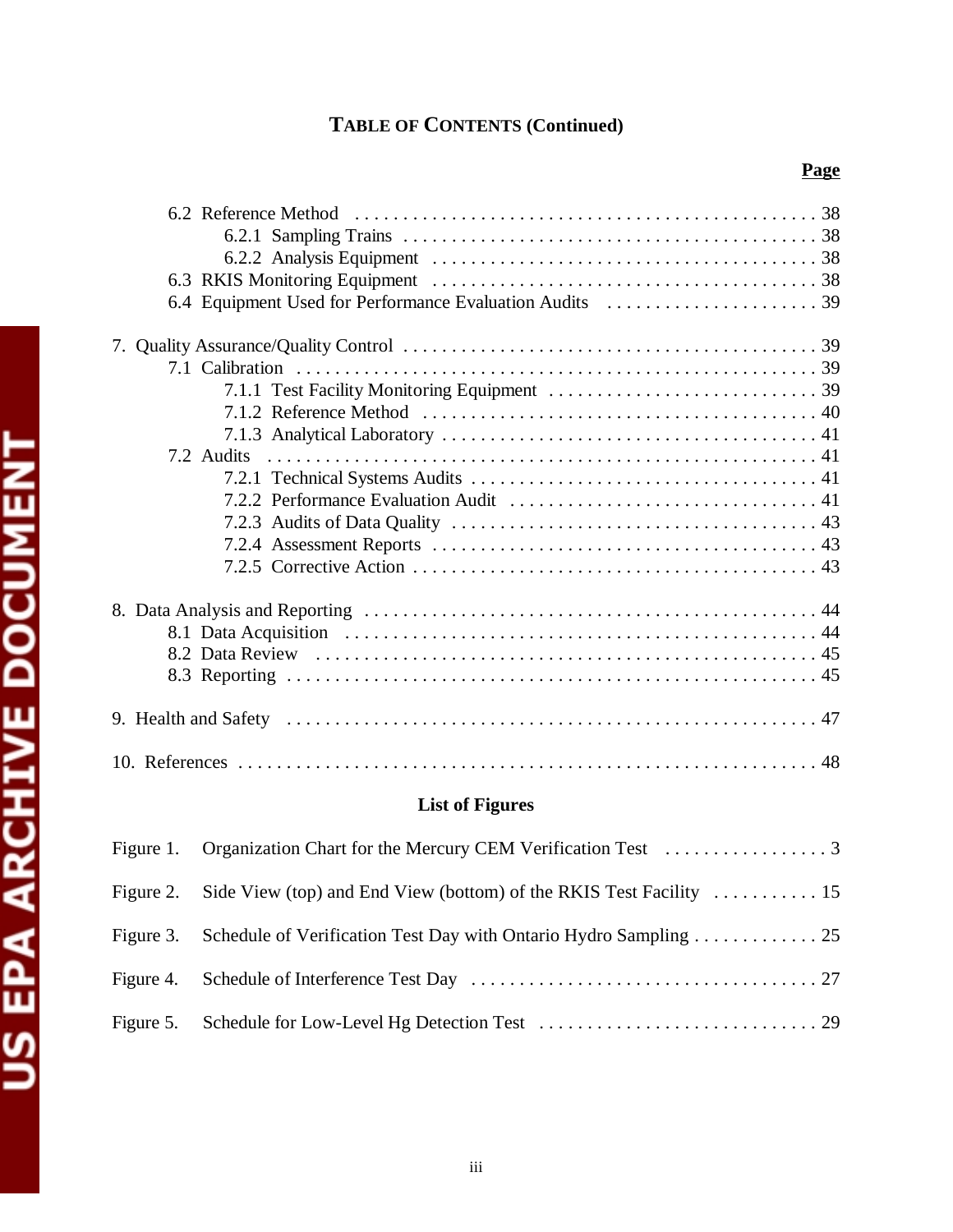**TABLE OF CONTENTS (Continued)**

**Page**

- 6.2 Reference Method . . . . . . . . . . 38
  - 6.2.1 Sampling Trains . . . . . . . . . . 38
  - 6.2.2 Analysis Equipment . . . . . . . . . . 38
- 6.3 RKIS Monitoring Equipment . . . . . . . . . . 38
- 6.4 Equipment Used for Performance Evaluation Audits . . . . . . . . . . 39

7. Quality Assurance/Quality Control . . . . . . . . . . 39
   - 7.1 Calibration . . . . . . . . . . 39
     - 7.1.1 Test Facility Monitoring Equipment . . . . . . . . . . 39
     - 7.1.2 Reference Method . . . . . . . . . . 40
     - 7.1.3 Analytical Laboratory . . . . . . . . . . 41
   - 7.2 Audits . . . . . . . . . . 41
     - 7.2.1 Technical Systems Audits . . . . . . . . . . 41
     - 7.2.2 Performance Evaluation Audit . . . . . . . . . . 41
     - 7.2.3 Audits of Data Quality . . . . . . . . . . 43
     - 7.2.4 Assessment Reports . . . . . . . . . . 43
     - 7.2.5 Corrective Action . . . . . . . . . . 43

8. Data Analysis and Reporting . . . . . . . . . . 44
   - 8.1 Data Acquisition . . . . . . . . . . 44
   - 8.2 Data Review . . . . . . . . . . 45
   - 8.3 Reporting . . . . . . . . . . 45

9. Health and Safety . . . . . . . . . . 47

10. References . . . . . . . . . . 48

**List of Figures**

Figure 1. Organization Chart for the Mercury CEM Verification Test . . . . . . . . . . 3

Figure 2. Side View (top) and End View (bottom) of the RKIS Test Facility . . . . . . . . . . 15

Figure 3. Schedule of Verification Test Day with Ontario Hydro Sampling . . . . . . . . . . 25

Figure 4. Schedule of Interference Test Day . . . . . . . . . . 27

Figure 5. Schedule for Low-Level Hg Detection Test . . . . . . . . . . 29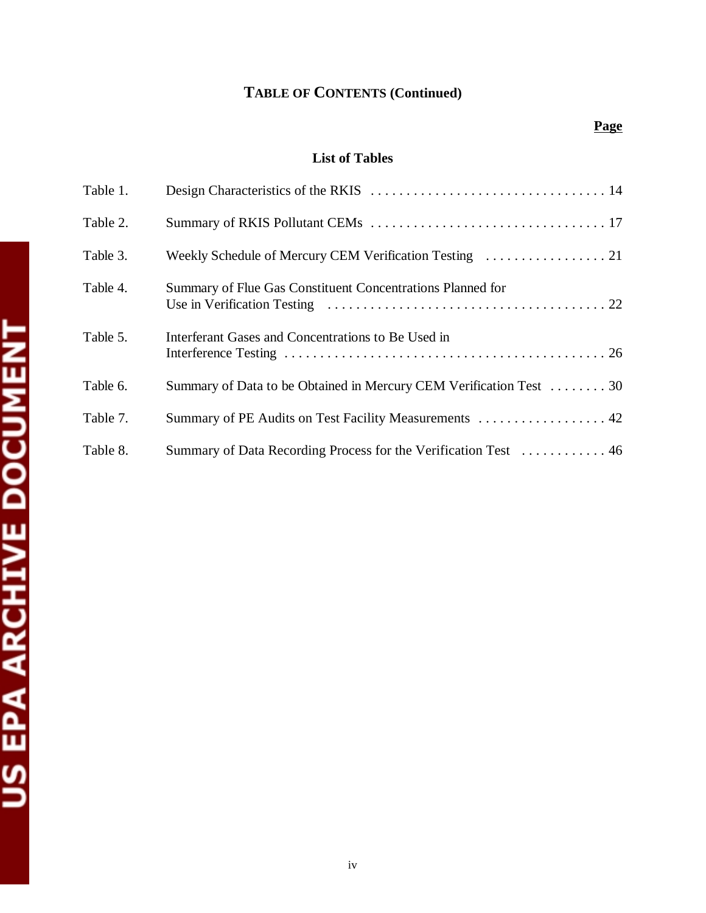**TABLE OF CONTENTS (Continued)**

**Page**

**List of Tables**

Table 1. Design Characteristics of the RKIS . . . . . . . . . . . . . . . . . . . . . . . . . . . . . . . . . . 14

Table 2. Summary of RKIS Pollutant CEMs . . . . . . . . . . . . . . . . . . . . . . . . . . . . . . . . . 17

Table 3. Weekly Schedule of Mercury CEM Verification Testing . . . . . . . . . . . . . . . . . . 21

Table 4. Summary of Flue Gas Constituent Concentrations Planned for Use in Verification Testing . . . . . . . . . . . . . . . . . . . . . . . . . . . . . . . . . . . . . . . 22

Table 5. Interferant Gases and Concentrations to Be Used in Interference Testing . . . . . . . . . . . . . . . . . . . . . . . . . . . . . . . . . . . . . . . . . . . . . 26

Table 6. Summary of Data to be Obtained in Mercury CEM Verification Test . . . . . . . . 30

Table 7. Summary of PE Audits on Test Facility Measurements . . . . . . . . . . . . . . . . . . 42

Table 8. Summary of Data Recording Process for the Verification Test . . . . . . . . . . . . 46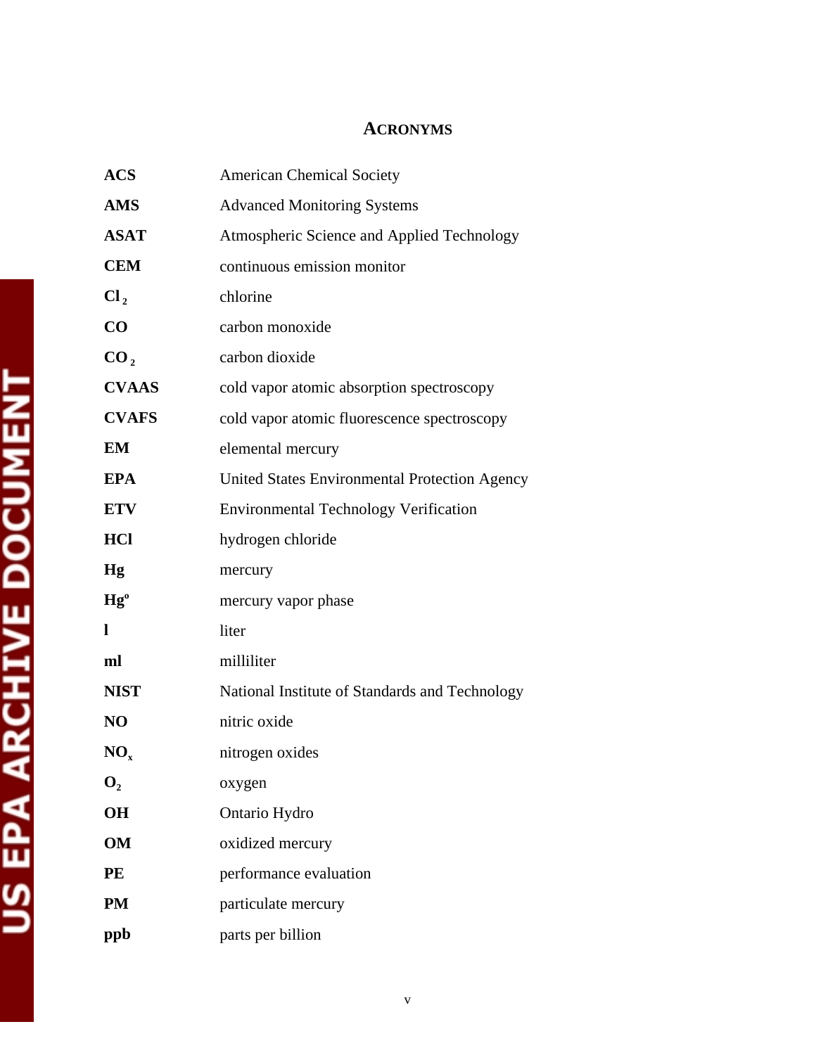# ACRONYMS

| | |
|---|---|
| **ACS** | American Chemical Society |
| **AMS** | Advanced Monitoring Systems |
| **ASAT** | Atmospheric Science and Applied Technology |
| **CEM** | continuous emission monitor |
| **$Cl_2$** | chlorine |
| **CO** | carbon monoxide |
| **$CO_2$** | carbon dioxide |
| **CVAAS** | cold vapor atomic absorption spectroscopy |
| **CVAFS** | cold vapor atomic fluorescence spectroscopy |
| **EM** | elemental mercury |
| **EPA** | United States Environmental Protection Agency |
| **ETV** | Environmental Technology Verification |
| **HCl** | hydrogen chloride |
| **Hg** | mercury |
| **$Hg^o$** | mercury vapor phase |
| **l** | liter |
| **ml** | milliliter |
| **NIST** | National Institute of Standards and Technology |
| **NO** | nitric oxide |
| **$NO_x$** | nitrogen oxides |
| **$O_2$** | oxygen |
| **OH** | Ontario Hydro |
| **OM** | oxidized mercury |
| **PE** | performance evaluation |
| **PM** | particulate mercury |
| **ppb** | parts per billion |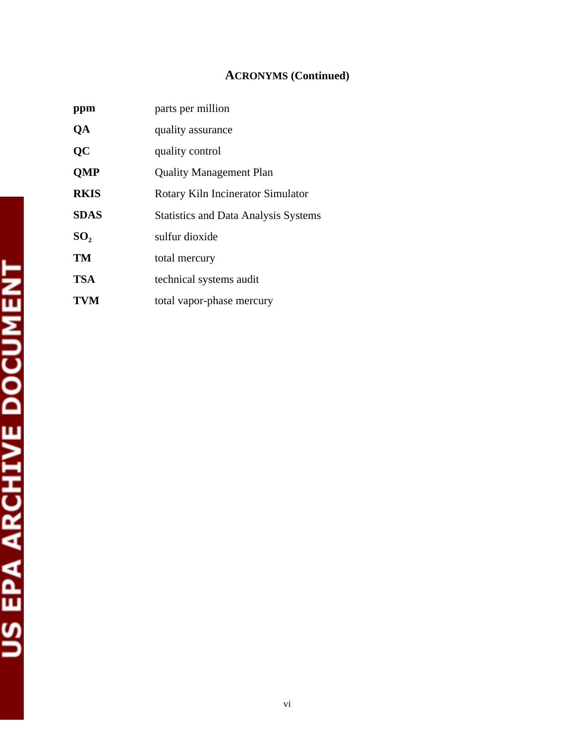## ACRONYMS (Continued)

| | |
|---|---|
| **ppm** | parts per million |
| **QA** | quality assurance |
| **QC** | quality control |
| **QMP** | Quality Management Plan |
| **RKIS** | Rotary Kiln Incinerator Simulator |
| **SDAS** | Statistics and Data Analysis Systems |
| **$SO_2$** | sulfur dioxide |
| **TM** | total mercury |
| **TSA** | technical systems audit |
| **TVM** | total vapor-phase mercury |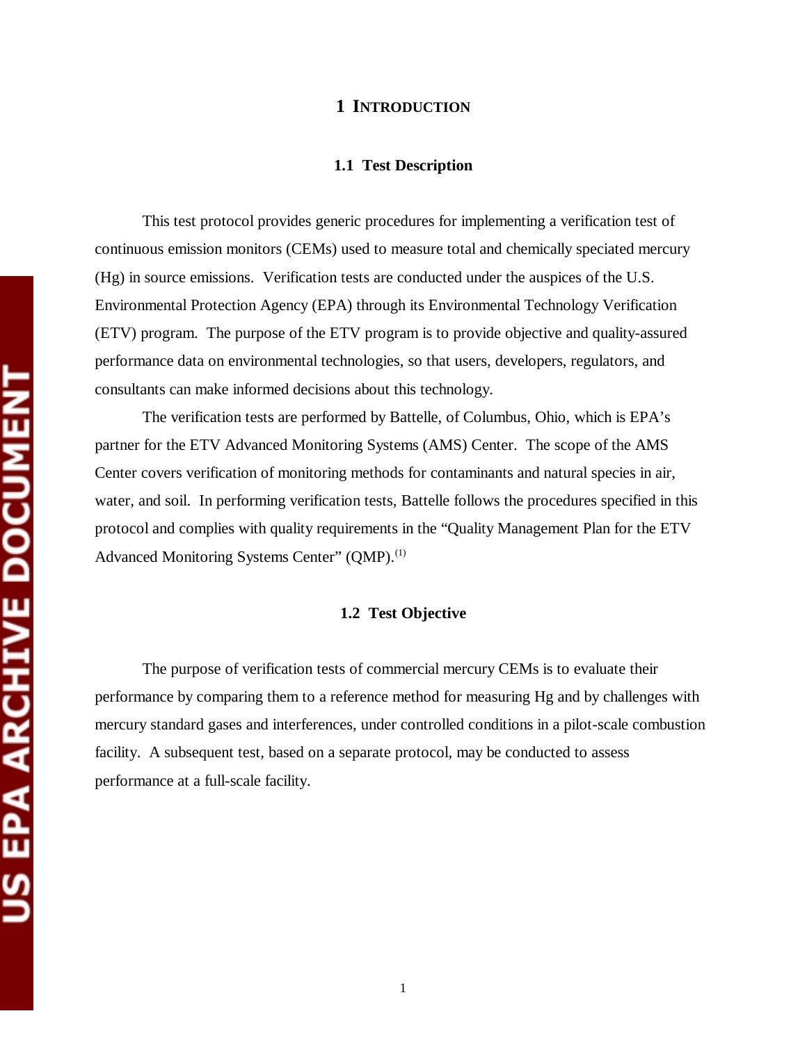# 1 INTRODUCTION

## 1.1 Test Description

This test protocol provides generic procedures for implementing a verification test of continuous emission monitors (CEMs) used to measure total and chemically speciated mercury (Hg) in source emissions. Verification tests are conducted under the auspices of the U.S. Environmental Protection Agency (EPA) through its Environmental Technology Verification (ETV) program. The purpose of the ETV program is to provide objective and quality-assured performance data on environmental technologies, so that users, developers, regulators, and consultants can make informed decisions about this technology.

The verification tests are performed by Battelle, of Columbus, Ohio, which is EPA's partner for the ETV Advanced Monitoring Systems (AMS) Center. The scope of the AMS Center covers verification of monitoring methods for contaminants and natural species in air, water, and soil. In performing verification tests, Battelle follows the procedures specified in this protocol and complies with quality requirements in the "Quality Management Plan for the ETV Advanced Monitoring Systems Center" (QMP).[1]

## 1.2 Test Objective

The purpose of verification tests of commercial mercury CEMs is to evaluate their performance by comparing them to a reference method for measuring Hg and by challenges with mercury standard gases and interferences, under controlled conditions in a pilot-scale combustion facility. A subsequent test, based on a separate protocol, may be conducted to assess performance at a full-scale facility.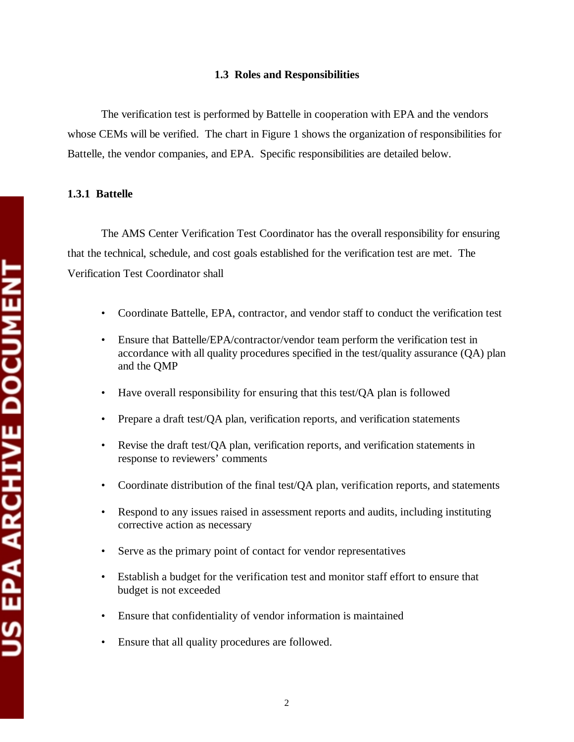### 1.3 Roles and Responsibilities

The verification test is performed by Battelle in cooperation with EPA and the vendors whose CEMs will be verified. The chart in Figure 1 shows the organization of responsibilities for Battelle, the vendor companies, and EPA. Specific responsibilities are detailed below.

#### 1.3.1 Battelle

The AMS Center Verification Test Coordinator has the overall responsibility for ensuring that the technical, schedule, and cost goals established for the verification test are met. The Verification Test Coordinator shall

- Coordinate Battelle, EPA, contractor, and vendor staff to conduct the verification test
- Ensure that Battelle/EPA/contractor/vendor team perform the verification test in accordance with all quality procedures specified in the test/quality assurance (QA) plan and the QMP
- Have overall responsibility for ensuring that this test/QA plan is followed
- Prepare a draft test/QA plan, verification reports, and verification statements
- Revise the draft test/QA plan, verification reports, and verification statements in response to reviewers' comments
- Coordinate distribution of the final test/QA plan, verification reports, and statements
- Respond to any issues raised in assessment reports and audits, including instituting corrective action as necessary
- Serve as the primary point of contact for vendor representatives
- Establish a budget for the verification test and monitor staff effort to ensure that budget is not exceeded
- Ensure that confidentiality of vendor information is maintained
- Ensure that all quality procedures are followed.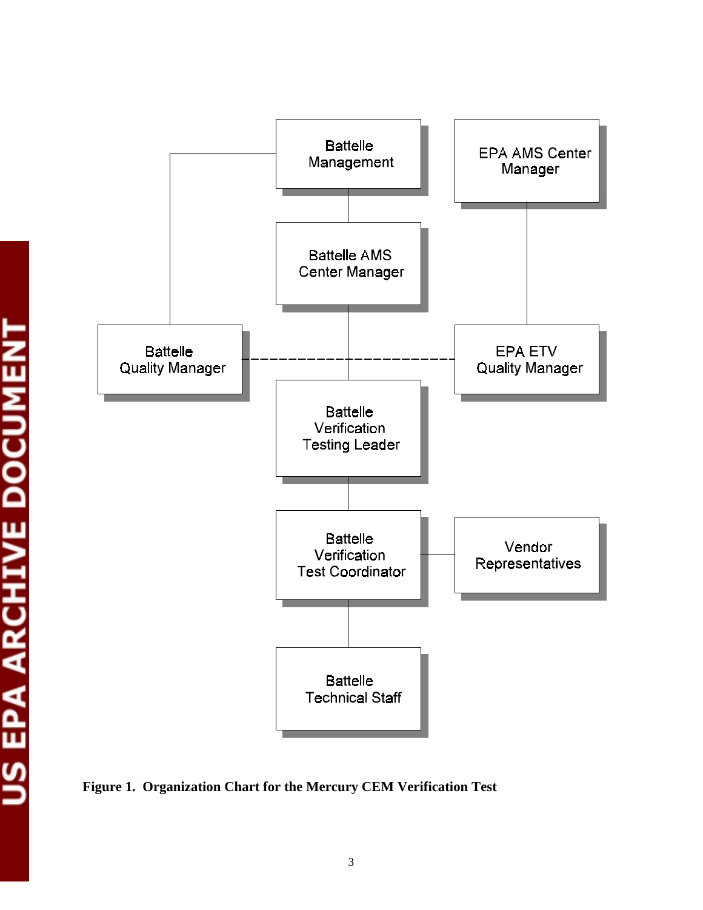Battelle Management

EPA AMS Center Manager

Battelle AMS Center Manager

Battelle Quality Manager

EPA ETV Quality Manager

Battelle Verification Testing Leader

Battelle Verification Test Coordinator

Vendor Representatives

Battelle Technical Staff

**Figure 1. Organization Chart for the Mercury CEM Verification Test**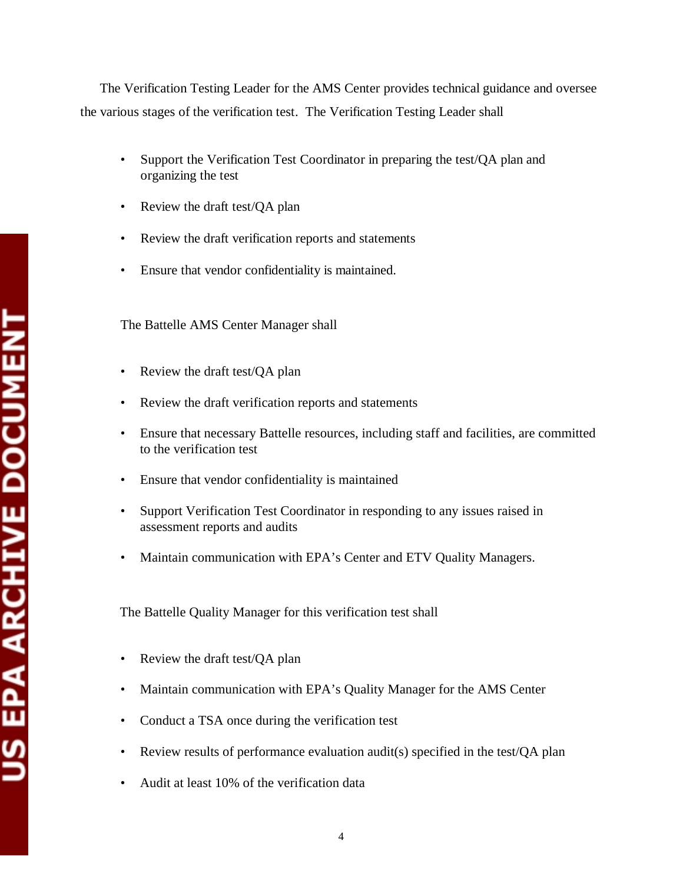The Verification Testing Leader for the AMS Center provides technical guidance and oversee the various stages of the verification test. The Verification Testing Leader shall

- Support the Verification Test Coordinator in preparing the test/QA plan and organizing the test
- Review the draft test/QA plan
- Review the draft verification reports and statements
- Ensure that vendor confidentiality is maintained.

The Battelle AMS Center Manager shall

- Review the draft test/QA plan
- Review the draft verification reports and statements
- Ensure that necessary Battelle resources, including staff and facilities, are committed to the verification test
- Ensure that vendor confidentiality is maintained
- Support Verification Test Coordinator in responding to any issues raised in assessment reports and audits
- Maintain communication with EPA's Center and ETV Quality Managers.

The Battelle Quality Manager for this verification test shall

- Review the draft test/QA plan
- Maintain communication with EPA's Quality Manager for the AMS Center
- Conduct a TSA once during the verification test
- Review results of performance evaluation audit(s) specified in the test/QA plan
- Audit at least 10% of the verification data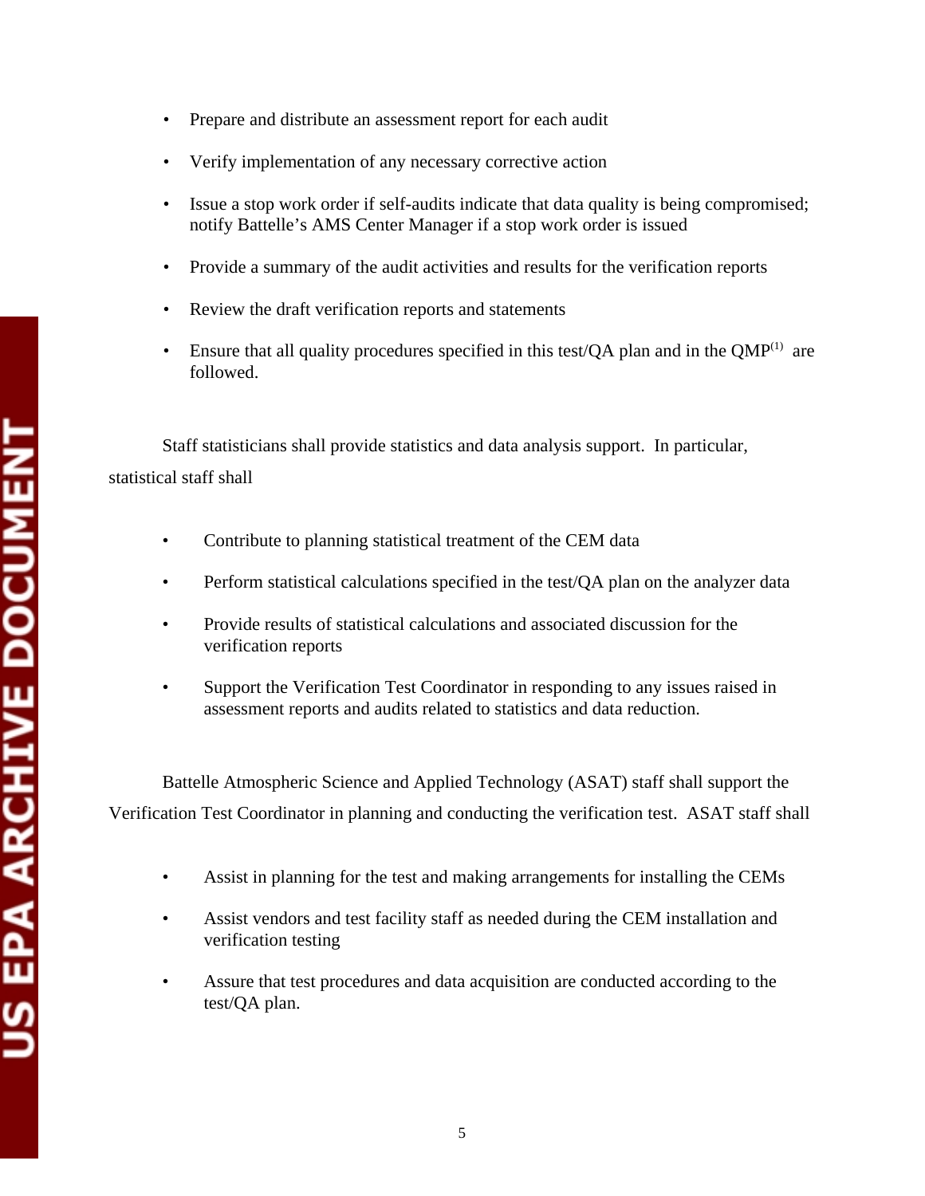- Prepare and distribute an assessment report for each audit
- Verify implementation of any necessary corrective action
- Issue a stop work order if self-audits indicate that data quality is being compromised; notify Battelle's AMS Center Manager if a stop work order is issued
- Provide a summary of the audit activities and results for the verification reports
- Review the draft verification reports and statements
- Ensure that all quality procedures specified in this test/QA plan and in the QMP(1) are followed.

Staff statisticians shall provide statistics and data analysis support. In particular, statistical staff shall

- Contribute to planning statistical treatment of the CEM data
- Perform statistical calculations specified in the test/QA plan on the analyzer data
- Provide results of statistical calculations and associated discussion for the verification reports
- Support the Verification Test Coordinator in responding to any issues raised in assessment reports and audits related to statistics and data reduction.

Battelle Atmospheric Science and Applied Technology (ASAT) staff shall support the Verification Test Coordinator in planning and conducting the verification test. ASAT staff shall

- Assist in planning for the test and making arrangements for installing the CEMs
- Assist vendors and test facility staff as needed during the CEM installation and verification testing
- Assure that test procedures and data acquisition are conducted according to the test/QA plan.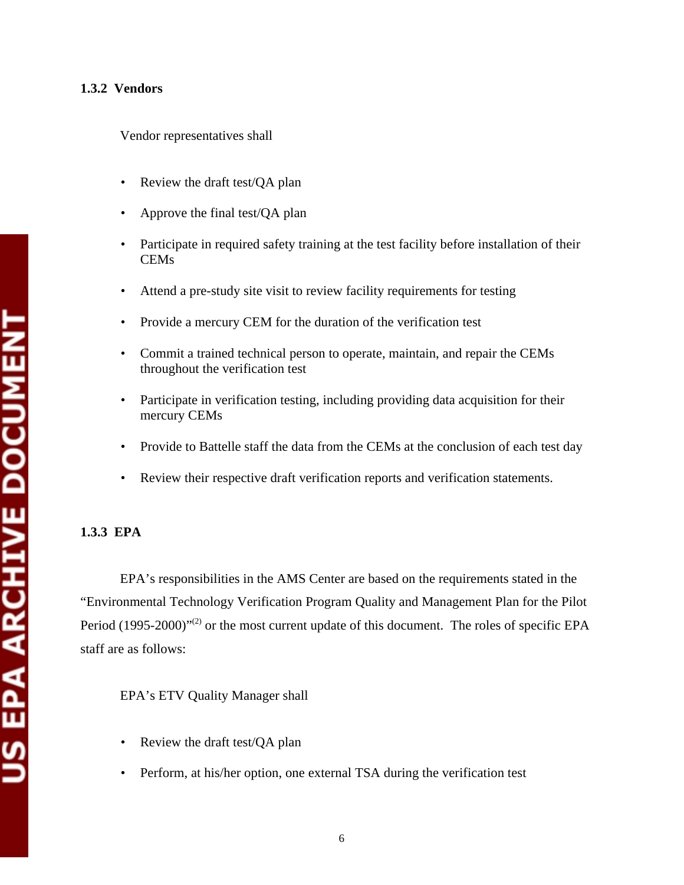### 1.3.2 Vendors

Vendor representatives shall

- Review the draft test/QA plan
- Approve the final test/QA plan
- Participate in required safety training at the test facility before installation of their CEMs
- Attend a pre-study site visit to review facility requirements for testing
- Provide a mercury CEM for the duration of the verification test
- Commit a trained technical person to operate, maintain, and repair the CEMs throughout the verification test
- Participate in verification testing, including providing data acquisition for their mercury CEMs
- Provide to Battelle staff the data from the CEMs at the conclusion of each test day
- Review their respective draft verification reports and verification statements.

### 1.3.3 EPA

EPA's responsibilities in the AMS Center are based on the requirements stated in the "Environmental Technology Verification Program Quality and Management Plan for the Pilot Period (1995-2000)"[2] or the most current update of this document. The roles of specific EPA staff are as follows:

EPA's ETV Quality Manager shall

- Review the draft test/QA plan
- Perform, at his/her option, one external TSA during the verification test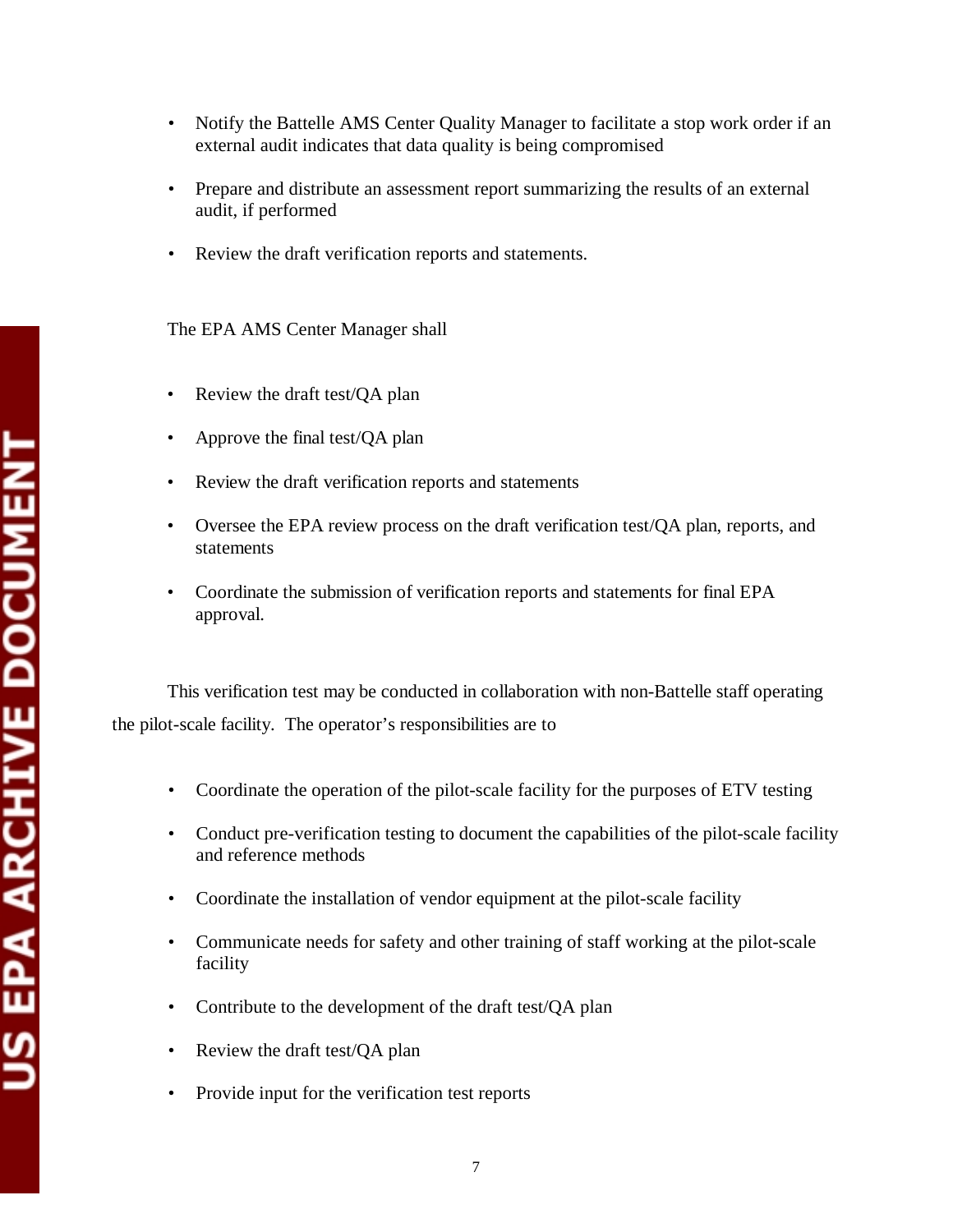- Notify the Battelle AMS Center Quality Manager to facilitate a stop work order if an external audit indicates that data quality is being compromised

- Prepare and distribute an assessment report summarizing the results of an external audit, if performed

- Review the draft verification reports and statements.

The EPA AMS Center Manager shall

- Review the draft test/QA plan

- Approve the final test/QA plan

- Review the draft verification reports and statements

- Oversee the EPA review process on the draft verification test/QA plan, reports, and statements

- Coordinate the submission of verification reports and statements for final EPA approval.

This verification test may be conducted in collaboration with non-Battelle staff operating the pilot-scale facility. The operator's responsibilities are to

- Coordinate the operation of the pilot-scale facility for the purposes of ETV testing

- Conduct pre-verification testing to document the capabilities of the pilot-scale facility and reference methods

- Coordinate the installation of vendor equipment at the pilot-scale facility

- Communicate needs for safety and other training of staff working at the pilot-scale facility

- Contribute to the development of the draft test/QA plan

- Review the draft test/QA plan

- Provide input for the verification test reports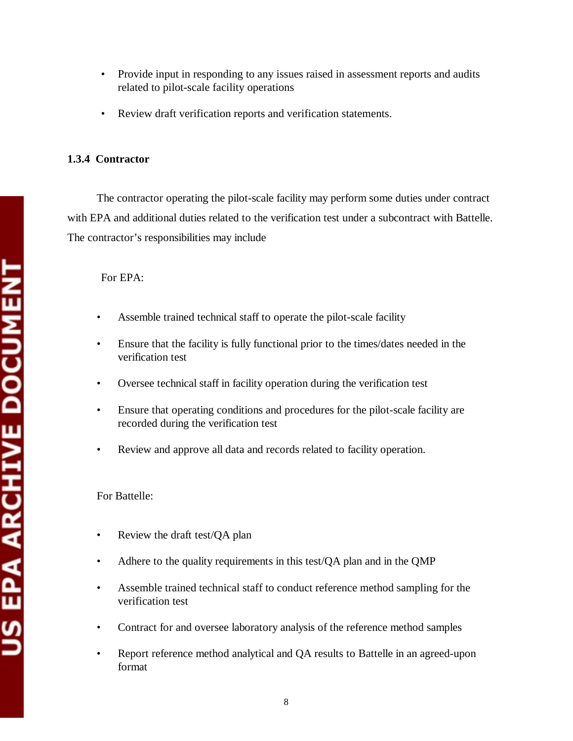- Provide input in responding to any issues raised in assessment reports and audits related to pilot-scale facility operations
- Review draft verification reports and verification statements.

### 1.3.4 Contractor

The contractor operating the pilot-scale facility may perform some duties under contract with EPA and additional duties related to the verification test under a subcontract with Battelle. The contractor's responsibilities may include

For EPA:

- Assemble trained technical staff to operate the pilot-scale facility
- Ensure that the facility is fully functional prior to the times/dates needed in the verification test
- Oversee technical staff in facility operation during the verification test
- Ensure that operating conditions and procedures for the pilot-scale facility are recorded during the verification test
- Review and approve all data and records related to facility operation.

For Battelle:

- Review the draft test/QA plan
- Adhere to the quality requirements in this test/QA plan and in the QMP
- Assemble trained technical staff to conduct reference method sampling for the verification test
- Contract for and oversee laboratory analysis of the reference method samples
- Report reference method analytical and QA results to Battelle in an agreed-upon format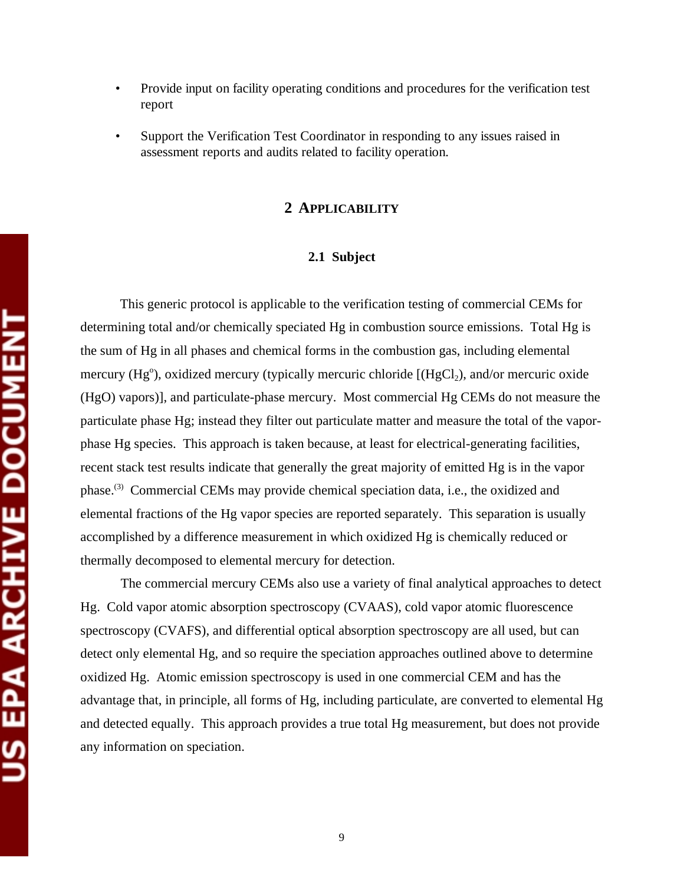- Provide input on facility operating conditions and procedures for the verification test report
- Support the Verification Test Coordinator in responding to any issues raised in assessment reports and audits related to facility operation.

# 2 APPLICABILITY

## 2.1 Subject

This generic protocol is applicable to the verification testing of commercial CEMs for determining total and/or chemically speciated Hg in combustion source emissions. Total Hg is the sum of Hg in all phases and chemical forms in the combustion gas, including elemental mercury ($Hg^o$), oxidized mercury (typically mercuric chloride [($HgCl_2$), and/or mercuric oxide (HgO) vapors)], and particulate-phase mercury. Most commercial Hg CEMs do not measure the particulate phase Hg; instead they filter out particulate matter and measure the total of the vapor-phase Hg species. This approach is taken because, at least for electrical-generating facilities, recent stack test results indicate that generally the great majority of emitted Hg is in the vapor phase.[3] Commercial CEMs may provide chemical speciation data, i.e., the oxidized and elemental fractions of the Hg vapor species are reported separately. This separation is usually accomplished by a difference measurement in which oxidized Hg is chemically reduced or thermally decomposed to elemental mercury for detection.

The commercial mercury CEMs also use a variety of final analytical approaches to detect Hg. Cold vapor atomic absorption spectroscopy (CVAAS), cold vapor atomic fluorescence spectroscopy (CVAFS), and differential optical absorption spectroscopy are all used, but can detect only elemental Hg, and so require the speciation approaches outlined above to determine oxidized Hg. Atomic emission spectroscopy is used in one commercial CEM and has the advantage that, in principle, all forms of Hg, including particulate, are converted to elemental Hg and detected equally. This approach provides a true total Hg measurement, but does not provide any information on speciation.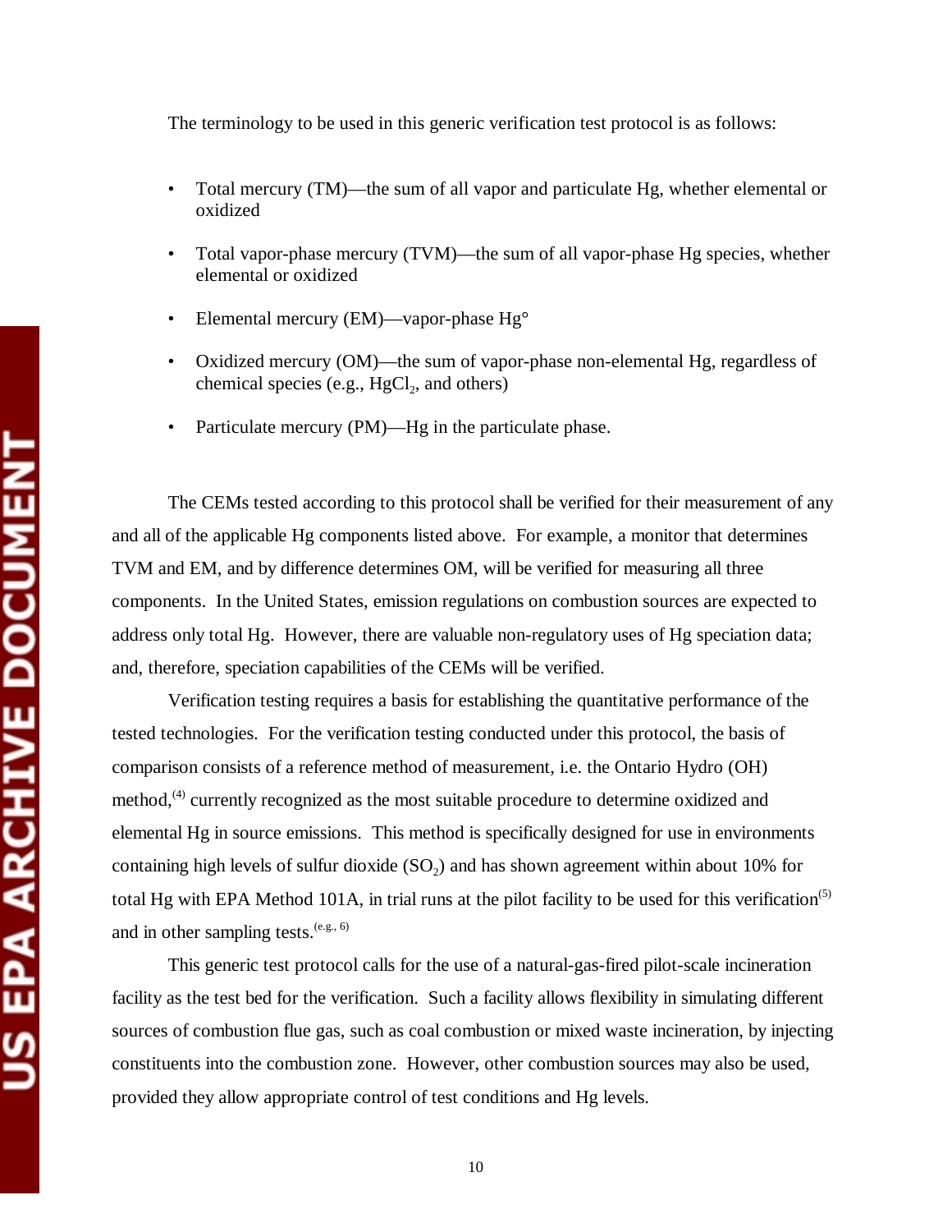The terminology to be used in this generic verification test protocol is as follows:

- Total mercury (TM)—the sum of all vapor and particulate Hg, whether elemental or oxidized
- Total vapor-phase mercury (TVM)—the sum of all vapor-phase Hg species, whether elemental or oxidized
- Elemental mercury (EM)—vapor-phase Hg°
- Oxidized mercury (OM)—the sum of vapor-phase non-elemental Hg, regardless of chemical species (e.g., $HgCl_2$, and others)
- Particulate mercury (PM)—Hg in the particulate phase.

The CEMs tested according to this protocol shall be verified for their measurement of any and all of the applicable Hg components listed above. For example, a monitor that determines TVM and EM, and by difference determines OM, will be verified for measuring all three components. In the United States, emission regulations on combustion sources are expected to address only total Hg. However, there are valuable non-regulatory uses of Hg speciation data; and, therefore, speciation capabilities of the CEMs will be verified.

Verification testing requires a basis for establishing the quantitative performance of the tested technologies. For the verification testing conducted under this protocol, the basis of comparison consists of a reference method of measurement, i.e. the Ontario Hydro (OH) method,[4] currently recognized as the most suitable procedure to determine oxidized and elemental Hg in source emissions. This method is specifically designed for use in environments containing high levels of sulfur dioxide ($SO_2$) and has shown agreement within about 10% for total Hg with EPA Method 101A, in trial runs at the pilot facility to be used for this verification[5] and in other sampling tests.[e.g., 6]

This generic test protocol calls for the use of a natural-gas-fired pilot-scale incineration facility as the test bed for the verification. Such a facility allows flexibility in simulating different sources of combustion flue gas, such as coal combustion or mixed waste incineration, by injecting constituents into the combustion zone. However, other combustion sources may also be used, provided they allow appropriate control of test conditions and Hg levels.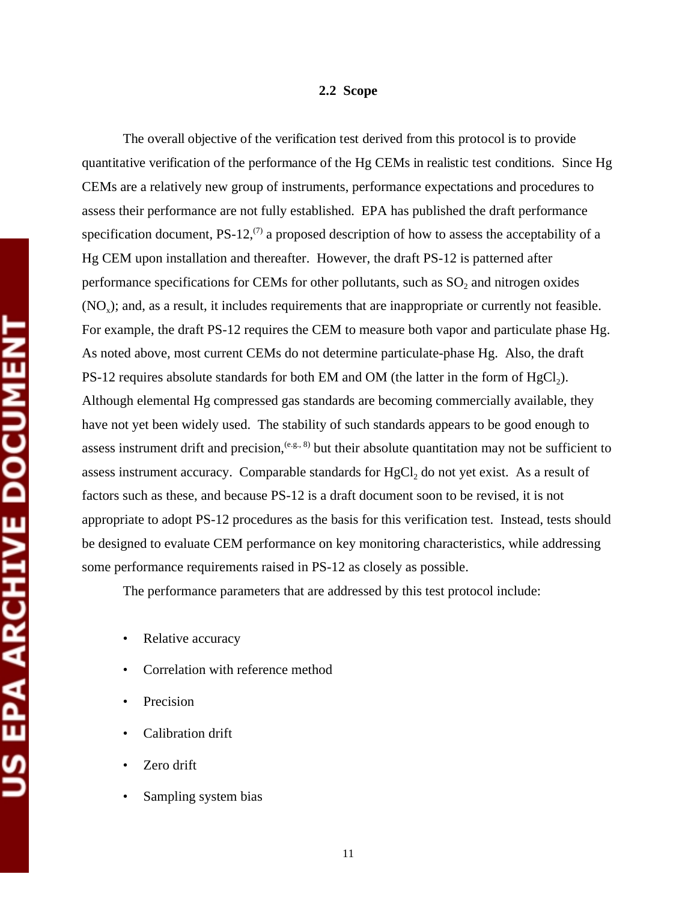## 2.2 Scope

The overall objective of the verification test derived from this protocol is to provide quantitative verification of the performance of the Hg CEMs in realistic test conditions. Since Hg CEMs are a relatively new group of instruments, performance expectations and procedures to assess their performance are not fully established. EPA has published the draft performance specification document, PS-12,[7] a proposed description of how to assess the acceptability of a Hg CEM upon installation and thereafter. However, the draft PS-12 is patterned after performance specifications for CEMs for other pollutants, such as $SO_2$ and nitrogen oxides ($NO_x$); and, as a result, it includes requirements that are inappropriate or currently not feasible. For example, the draft PS-12 requires the CEM to measure both vapor and particulate phase Hg. As noted above, most current CEMs do not determine particulate-phase Hg. Also, the draft PS-12 requires absolute standards for both EM and OM (the latter in the form of $HgCl_2$). Although elemental Hg compressed gas standards are becoming commercially available, they have not yet been widely used. The stability of such standards appears to be good enough to assess instrument drift and precision,[e.g., 8] but their absolute quantitation may not be sufficient to assess instrument accuracy. Comparable standards for $HgCl_2$ do not yet exist. As a result of factors such as these, and because PS-12 is a draft document soon to be revised, it is not appropriate to adopt PS-12 procedures as the basis for this verification test. Instead, tests should be designed to evaluate CEM performance on key monitoring characteristics, while addressing some performance requirements raised in PS-12 as closely as possible.

The performance parameters that are addressed by this test protocol include:

- Relative accuracy
- Correlation with reference method
- Precision
- Calibration drift
- Zero drift
- Sampling system bias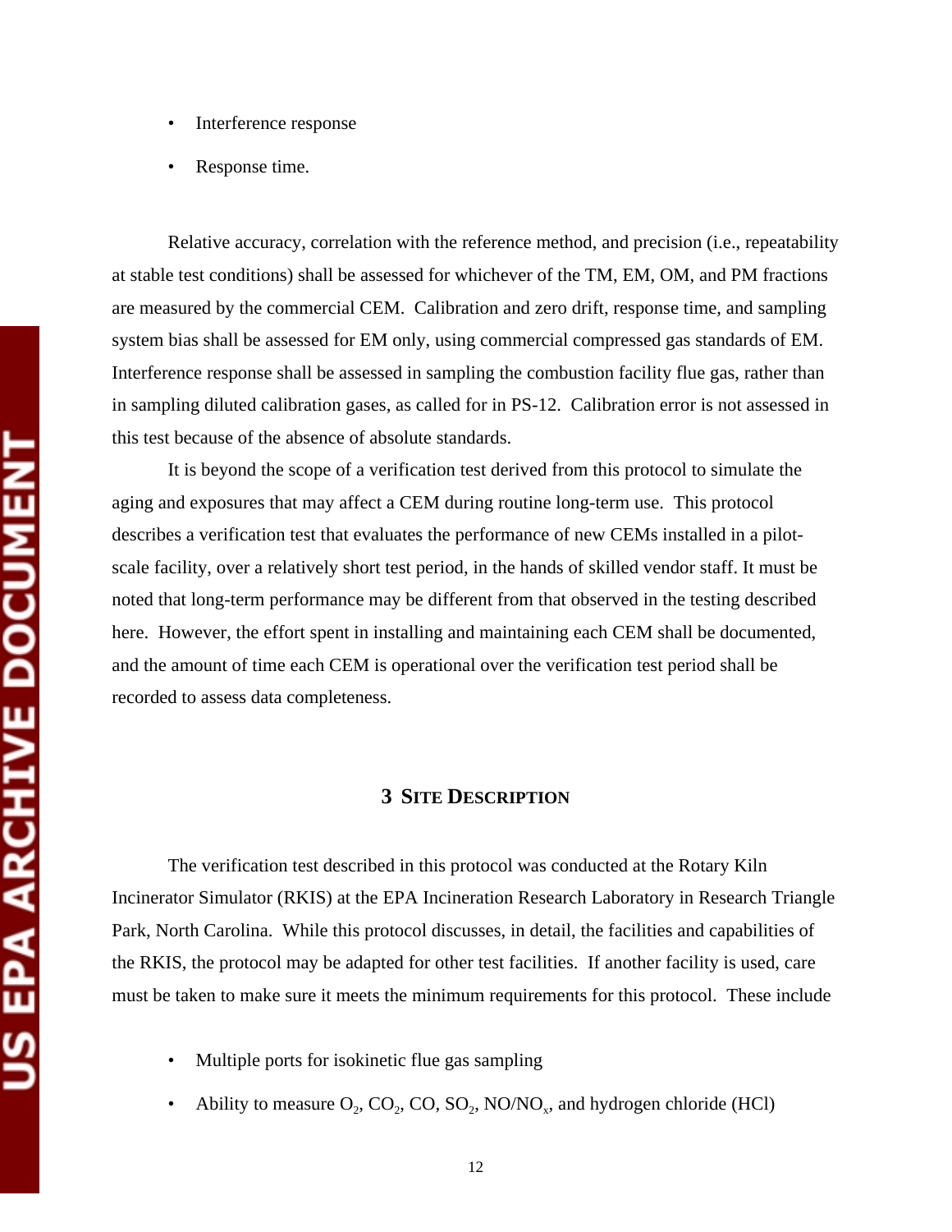- Interference response
- Response time.

Relative accuracy, correlation with the reference method, and precision (i.e., repeatability at stable test conditions) shall be assessed for whichever of the TM, EM, OM, and PM fractions are measured by the commercial CEM. Calibration and zero drift, response time, and sampling system bias shall be assessed for EM only, using commercial compressed gas standards of EM. Interference response shall be assessed in sampling the combustion facility flue gas, rather than in sampling diluted calibration gases, as called for in PS-12. Calibration error is not assessed in this test because of the absence of absolute standards.

It is beyond the scope of a verification test derived from this protocol to simulate the aging and exposures that may affect a CEM during routine long-term use. This protocol describes a verification test that evaluates the performance of new CEMs installed in a pilot-scale facility, over a relatively short test period, in the hands of skilled vendor staff. It must be noted that long-term performance may be different from that observed in the testing described here. However, the effort spent in installing and maintaining each CEM shall be documented, and the amount of time each CEM is operational over the verification test period shall be recorded to assess data completeness.

# 3 SITE DESCRIPTION

The verification test described in this protocol was conducted at the Rotary Kiln Incinerator Simulator (RKIS) at the EPA Incineration Research Laboratory in Research Triangle Park, North Carolina. While this protocol discusses, in detail, the facilities and capabilities of the RKIS, the protocol may be adapted for other test facilities. If another facility is used, care must be taken to make sure it meets the minimum requirements for this protocol. These include

- Multiple ports for isokinetic flue gas sampling
- Ability to measure $O_2$, $CO_2$, CO, $SO_2$, NO/$NO_x$, and hydrogen chloride (HCl)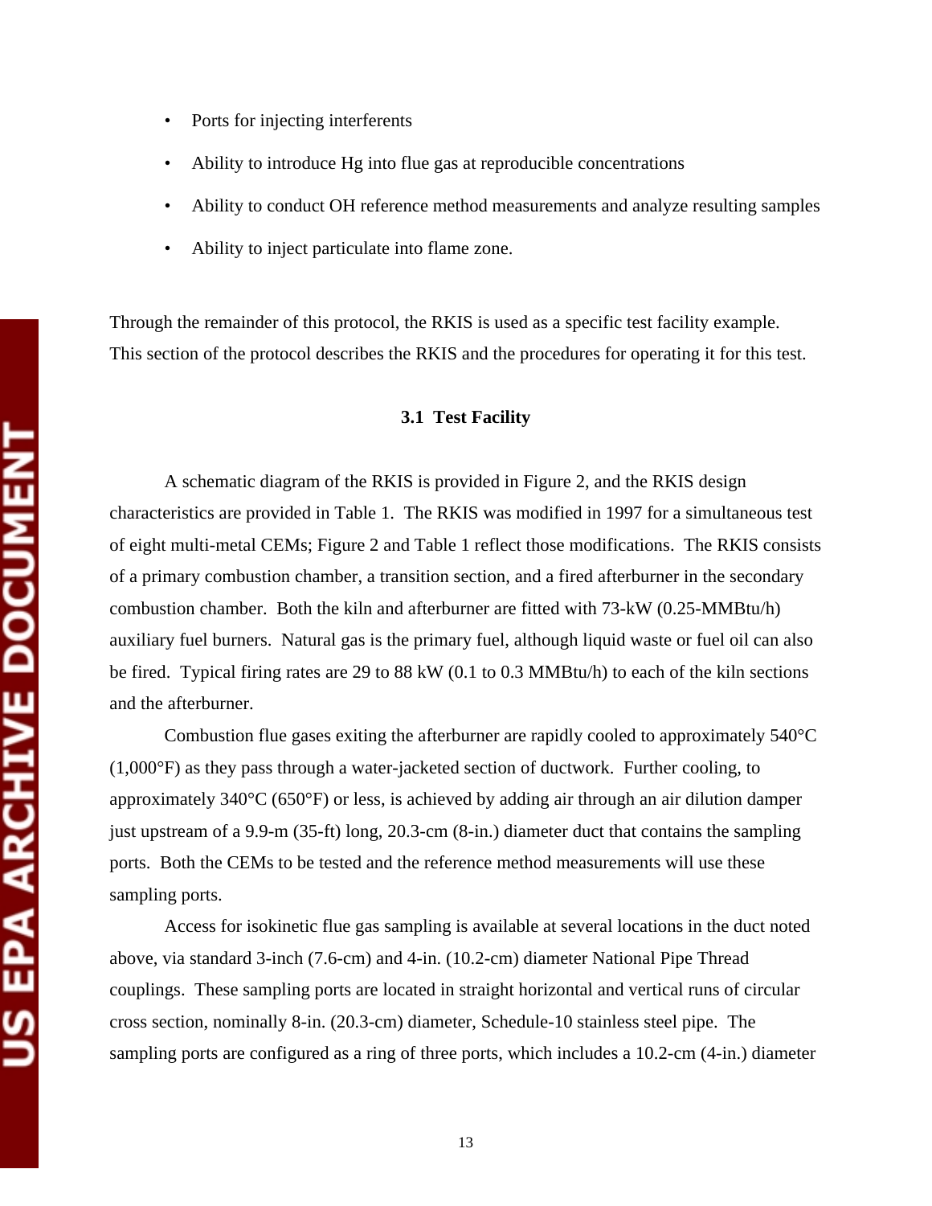- Ports for injecting interferents
- Ability to introduce Hg into flue gas at reproducible concentrations
- Ability to conduct OH reference method measurements and analyze resulting samples
- Ability to inject particulate into flame zone.

Through the remainder of this protocol, the RKIS is used as a specific test facility example. This section of the protocol describes the RKIS and the procedures for operating it for this test.

### 3.1 Test Facility

A schematic diagram of the RKIS is provided in Figure 2, and the RKIS design characteristics are provided in Table 1. The RKIS was modified in 1997 for a simultaneous test of eight multi-metal CEMs; Figure 2 and Table 1 reflect those modifications. The RKIS consists of a primary combustion chamber, a transition section, and a fired afterburner in the secondary combustion chamber. Both the kiln and afterburner are fitted with 73-kW (0.25-MMBtu/h) auxiliary fuel burners. Natural gas is the primary fuel, although liquid waste or fuel oil can also be fired. Typical firing rates are 29 to 88 kW (0.1 to 0.3 MMBtu/h) to each of the kiln sections and the afterburner.

Combustion flue gases exiting the afterburner are rapidly cooled to approximately 540°C (1,000°F) as they pass through a water-jacketed section of ductwork. Further cooling, to approximately 340°C (650°F) or less, is achieved by adding air through an air dilution damper just upstream of a 9.9-m (35-ft) long, 20.3-cm (8-in.) diameter duct that contains the sampling ports. Both the CEMs to be tested and the reference method measurements will use these sampling ports.

Access for isokinetic flue gas sampling is available at several locations in the duct noted above, via standard 3-inch (7.6-cm) and 4-in. (10.2-cm) diameter National Pipe Thread couplings. These sampling ports are located in straight horizontal and vertical runs of circular cross section, nominally 8-in. (20.3-cm) diameter, Schedule-10 stainless steel pipe. The sampling ports are configured as a ring of three ports, which includes a 10.2-cm (4-in.) diameter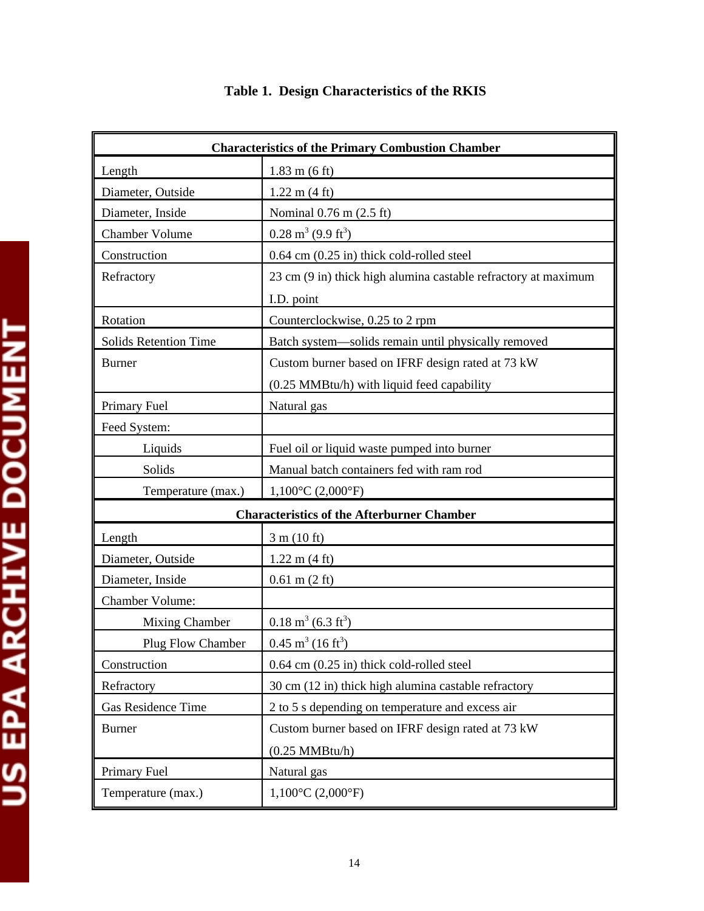**Table 1. Design Characteristics of the RKIS**

| Characteristics of the Primary Combustion Chamber | |
|---|---|
| Length | 1.83 m (6 ft) |
| Diameter, Outside | 1.22 m (4 ft) |
| Diameter, Inside | Nominal 0.76 m (2.5 ft) |
| Chamber Volume | 0.28 $m^3$ (9.9 $ft^3$) |
| Construction | 0.64 cm (0.25 in) thick cold-rolled steel |
| Refractory | 23 cm (9 in) thick high alumina castable refractory at maximum I.D. point |
| Rotation | Counterclockwise, 0.25 to 2 rpm |
| Solids Retention Time | Batch system—solids remain until physically removed |
| Burner | Custom burner based on IFRF design rated at 73 kW (0.25 MMBtu/h) with liquid feed capability |
| Primary Fuel | Natural gas |
| Feed System: | |
| Liquids | Fuel oil or liquid waste pumped into burner |
| Solids | Manual batch containers fed with ram rod |
| Temperature (max.) | 1,100°C (2,000°F) |
| **Characteristics of the Afterburner Chamber** | |
| Length | 3 m (10 ft) |
| Diameter, Outside | 1.22 m (4 ft) |
| Diameter, Inside | 0.61 m (2 ft) |
| Chamber Volume: | |
| Mixing Chamber | 0.18 $m^3$ (6.3 $ft^3$) |
| Plug Flow Chamber | 0.45 $m^3$ (16 $ft^3$) |
| Construction | 0.64 cm (0.25 in) thick cold-rolled steel |
| Refractory | 30 cm (12 in) thick high alumina castable refractory |
| Gas Residence Time | 2 to 5 s depending on temperature and excess air |
| Burner | Custom burner based on IFRF design rated at 73 kW (0.25 MMBtu/h) |
| Primary Fuel | Natural gas |
| Temperature (max.) | 1,100°C (2,000°F) |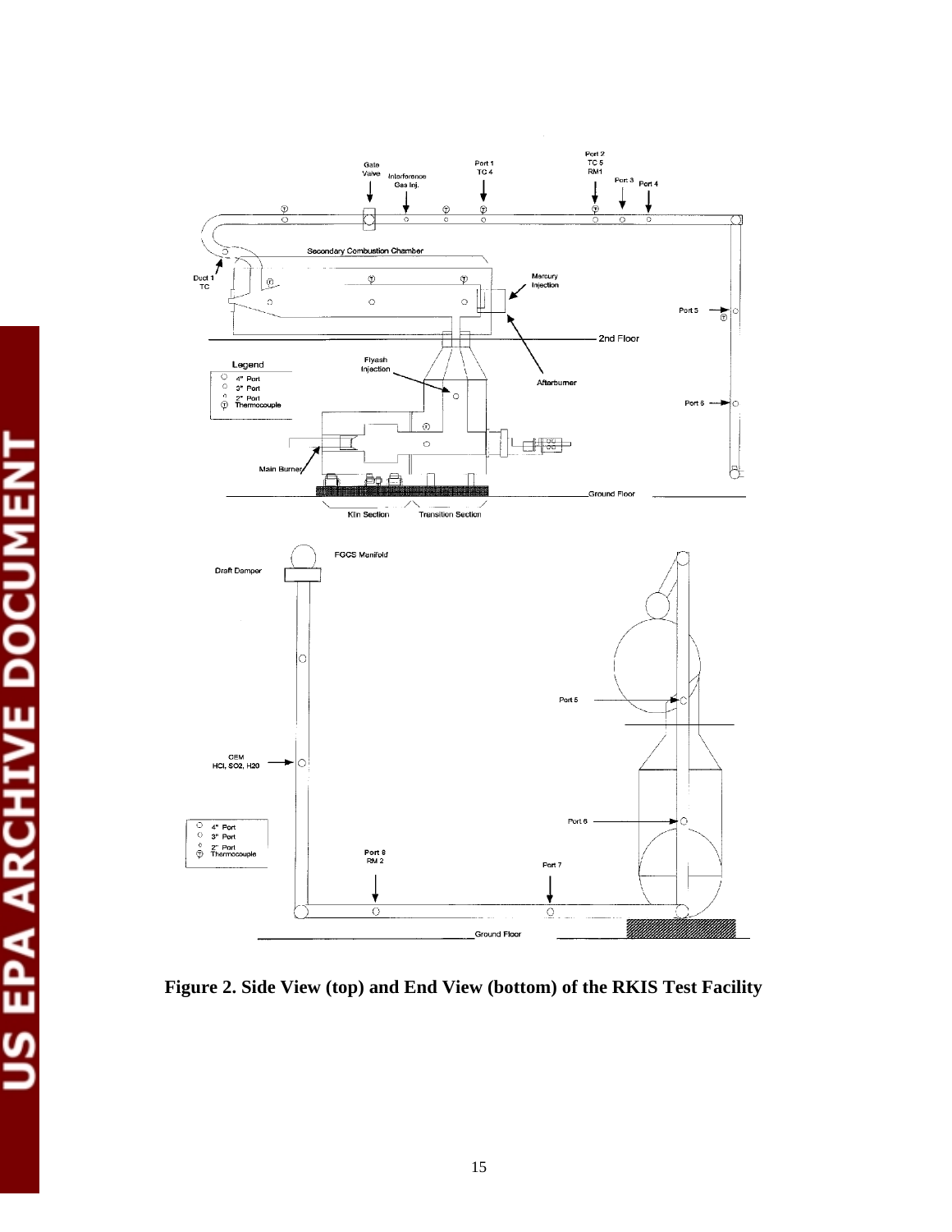**Figure 2. Side View (top) and End View (bottom) of the RKIS Test Facility**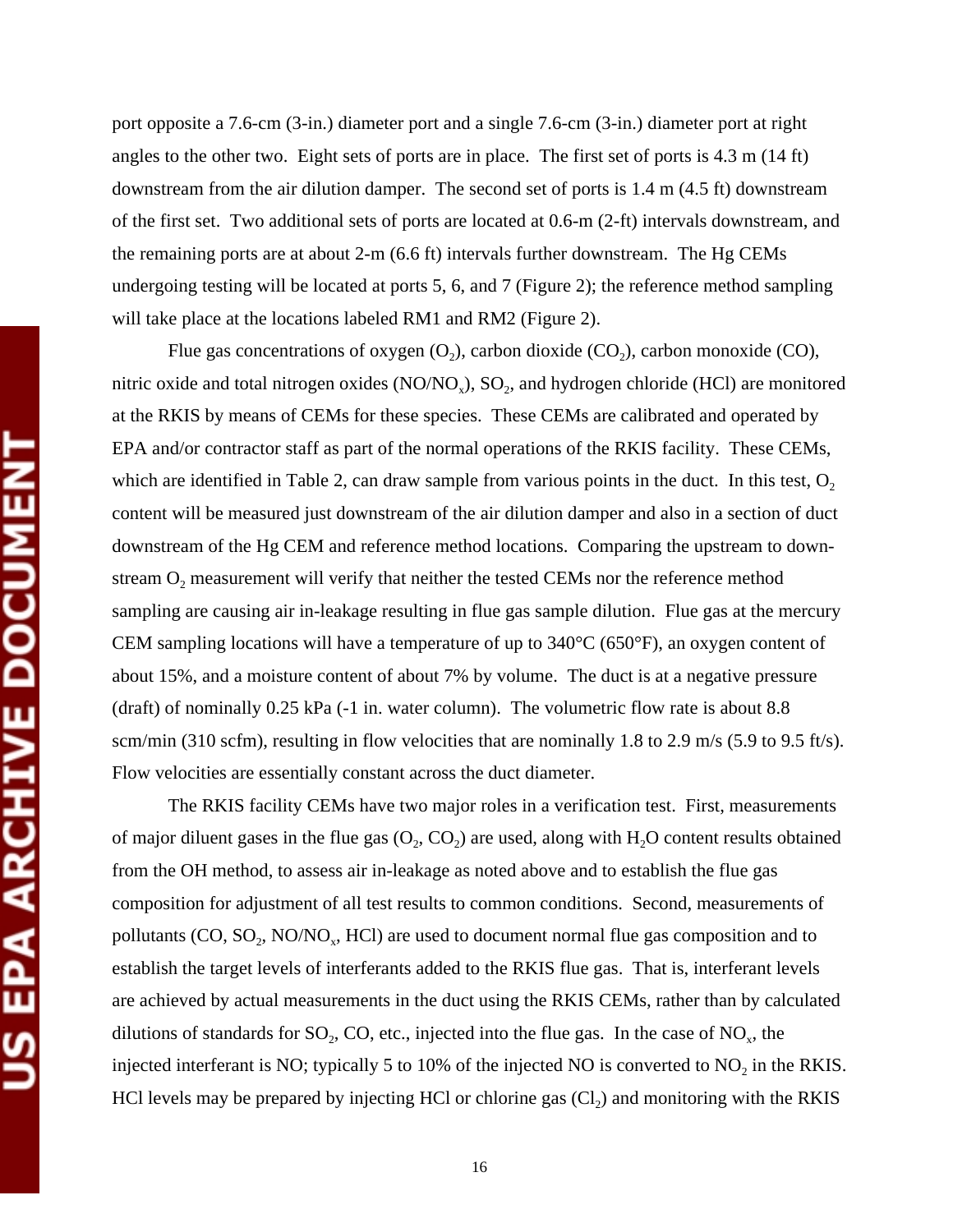port opposite a 7.6-cm (3-in.) diameter port and a single 7.6-cm (3-in.) diameter port at right angles to the other two. Eight sets of ports are in place. The first set of ports is 4.3 m (14 ft) downstream from the air dilution damper. The second set of ports is 1.4 m (4.5 ft) downstream of the first set. Two additional sets of ports are located at 0.6-m (2-ft) intervals downstream, and the remaining ports are at about 2-m (6.6 ft) intervals further downstream. The Hg CEMs undergoing testing will be located at ports 5, 6, and 7 (Figure 2); the reference method sampling will take place at the locations labeled RM1 and RM2 (Figure 2).

Flue gas concentrations of oxygen ($O_2$), carbon dioxide ($CO_2$), carbon monoxide (CO), nitric oxide and total nitrogen oxides ($NO/NO_x$), $SO_2$, and hydrogen chloride (HCl) are monitored at the RKIS by means of CEMs for these species. These CEMs are calibrated and operated by EPA and/or contractor staff as part of the normal operations of the RKIS facility. These CEMs, which are identified in Table 2, can draw sample from various points in the duct. In this test, $O_2$ content will be measured just downstream of the air dilution damper and also in a section of duct downstream of the Hg CEM and reference method locations. Comparing the upstream to downstream $O_2$ measurement will verify that neither the tested CEMs nor the reference method sampling are causing air in-leakage resulting in flue gas sample dilution. Flue gas at the mercury CEM sampling locations will have a temperature of up to 340°C (650°F), an oxygen content of about 15%, and a moisture content of about 7% by volume. The duct is at a negative pressure (draft) of nominally 0.25 kPa (-1 in. water column). The volumetric flow rate is about 8.8 scm/min (310 scfm), resulting in flow velocities that are nominally 1.8 to 2.9 m/s (5.9 to 9.5 ft/s). Flow velocities are essentially constant across the duct diameter.

The RKIS facility CEMs have two major roles in a verification test. First, measurements of major diluent gases in the flue gas ($O_2$, $CO_2$) are used, along with $H_2O$ content results obtained from the OH method, to assess air in-leakage as noted above and to establish the flue gas composition for adjustment of all test results to common conditions. Second, measurements of pollutants (CO, $SO_2$, $NO/NO_x$, HCl) are used to document normal flue gas composition and to establish the target levels of interferants added to the RKIS flue gas. That is, interferant levels are achieved by actual measurements in the duct using the RKIS CEMs, rather than by calculated dilutions of standards for $SO_2$, CO, etc., injected into the flue gas. In the case of $NO_x$, the injected interferant is NO; typically 5 to 10% of the injected NO is converted to $NO_2$ in the RKIS. HCl levels may be prepared by injecting HCl or chlorine gas ($Cl_2$) and monitoring with the RKIS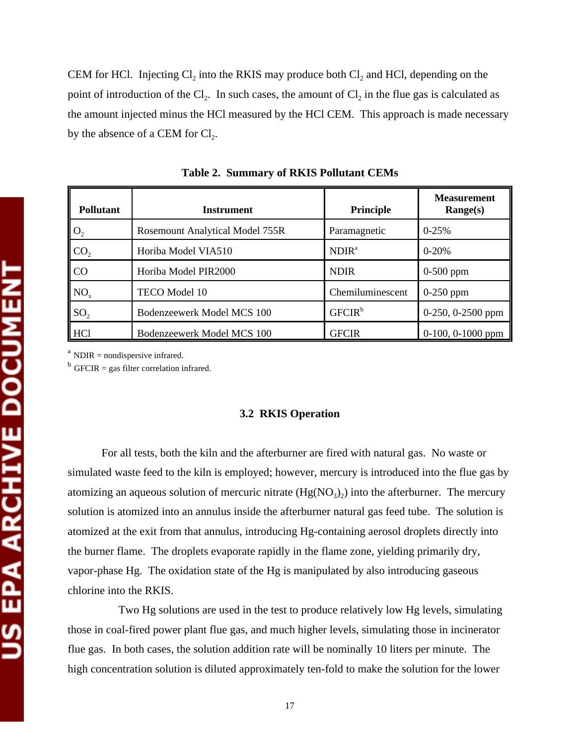CEM for HCl. Injecting $Cl_2$ into the RKIS may produce both $Cl_2$ and HCl, depending on the point of introduction of the $Cl_2$. In such cases, the amount of $Cl_2$ in the flue gas is calculated as the amount injected minus the HCl measured by the HCl CEM. This approach is made necessary by the absence of a CEM for $Cl_2$.

**Table 2. Summary of RKIS Pollutant CEMs**

| Pollutant | Instrument | Principle | Measurement Range(s) |
|---|---|---|---|
| $O_2$ | Rosemount Analytical Model 755R | Paramagnetic | 0-25% |
| $CO_2$ | Horiba Model VIA510 | NDIR[a] | 0-20% |
| CO | Horiba Model PIR2000 | NDIR | 0-500 ppm |
| $NO_x$ | TECO Model 10 | Chemiluminescent | 0-250 ppm |
| $SO_2$ | Bodenzeewerk Model MCS 100 | GFCIR[b] | 0-250, 0-2500 ppm |
| HCl | Bodenzeewerk Model MCS 100 | GFCIR | 0-100, 0-1000 ppm |

[a] NDIR = nondispersive infrared.
[b] GFCIR = gas filter correlation infrared.

### 3.2 RKIS Operation

For all tests, both the kiln and the afterburner are fired with natural gas. No waste or simulated waste feed to the kiln is employed; however, mercury is introduced into the flue gas by atomizing an aqueous solution of mercuric nitrate ($Hg(NO_3)_2$) into the afterburner. The mercury solution is atomized into an annulus inside the afterburner natural gas feed tube. The solution is atomized at the exit from that annulus, introducing Hg-containing aerosol droplets directly into the burner flame. The droplets evaporate rapidly in the flame zone, yielding primarily dry, vapor-phase Hg. The oxidation state of the Hg is manipulated by also introducing gaseous chlorine into the RKIS.

Two Hg solutions are used in the test to produce relatively low Hg levels, simulating those in coal-fired power plant flue gas, and much higher levels, simulating those in incinerator flue gas. In both cases, the solution addition rate will be nominally 10 liters per minute. The high concentration solution is diluted approximately ten-fold to make the solution for the lower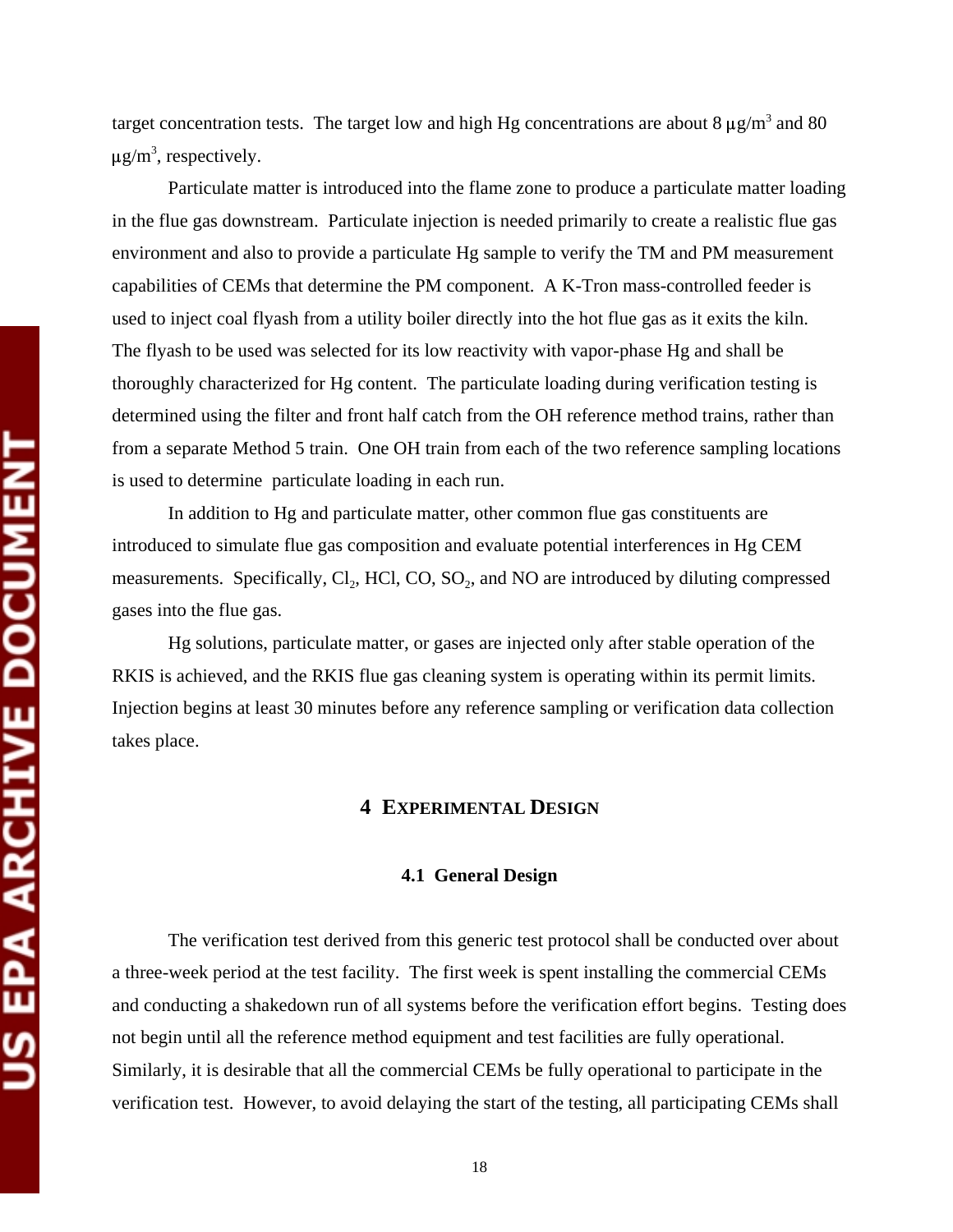target concentration tests. The target low and high Hg concentrations are about 8 $\mu g/m^3$ and 80 $\mu g/m^3$, respectively.

Particulate matter is introduced into the flame zone to produce a particulate matter loading in the flue gas downstream. Particulate injection is needed primarily to create a realistic flue gas environment and also to provide a particulate Hg sample to verify the TM and PM measurement capabilities of CEMs that determine the PM component. A K-Tron mass-controlled feeder is used to inject coal flyash from a utility boiler directly into the hot flue gas as it exits the kiln. The flyash to be used was selected for its low reactivity with vapor-phase Hg and shall be thoroughly characterized for Hg content. The particulate loading during verification testing is determined using the filter and front half catch from the OH reference method trains, rather than from a separate Method 5 train. One OH train from each of the two reference sampling locations is used to determine particulate loading in each run.

In addition to Hg and particulate matter, other common flue gas constituents are introduced to simulate flue gas composition and evaluate potential interferences in Hg CEM measurements. Specifically, $Cl_2$, HCl, CO, $SO_2$, and NO are introduced by diluting compressed gases into the flue gas.

Hg solutions, particulate matter, or gases are injected only after stable operation of the RKIS is achieved, and the RKIS flue gas cleaning system is operating within its permit limits. Injection begins at least 30 minutes before any reference sampling or verification data collection takes place.

# 4 EXPERIMENTAL DESIGN

## 4.1 General Design

The verification test derived from this generic test protocol shall be conducted over about a three-week period at the test facility. The first week is spent installing the commercial CEMs and conducting a shakedown run of all systems before the verification effort begins. Testing does not begin until all the reference method equipment and test facilities are fully operational. Similarly, it is desirable that all the commercial CEMs be fully operational to participate in the verification test. However, to avoid delaying the start of the testing, all participating CEMs shall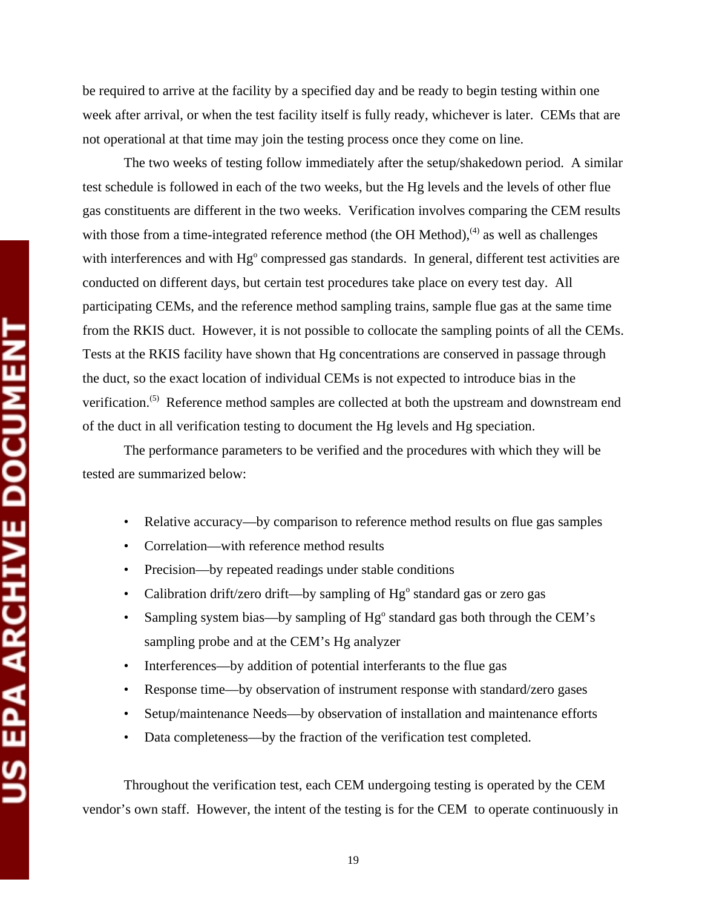be required to arrive at the facility by a specified day and be ready to begin testing within one week after arrival, or when the test facility itself is fully ready, whichever is later. CEMs that are not operational at that time may join the testing process once they come on line.

The two weeks of testing follow immediately after the setup/shakedown period. A similar test schedule is followed in each of the two weeks, but the Hg levels and the levels of other flue gas constituents are different in the two weeks. Verification involves comparing the CEM results with those from a time-integrated reference method (the OH Method),[4] as well as challenges with interferences and with $Hg^o$ compressed gas standards. In general, different test activities are conducted on different days, but certain test procedures take place on every test day. All participating CEMs, and the reference method sampling trains, sample flue gas at the same time from the RKIS duct. However, it is not possible to collocate the sampling points of all the CEMs. Tests at the RKIS facility have shown that Hg concentrations are conserved in passage through the duct, so the exact location of individual CEMs is not expected to introduce bias in the verification.[5] Reference method samples are collected at both the upstream and downstream end of the duct in all verification testing to document the Hg levels and Hg speciation.

The performance parameters to be verified and the procedures with which they will be tested are summarized below:

- Relative accuracy—by comparison to reference method results on flue gas samples
- Correlation—with reference method results
- Precision—by repeated readings under stable conditions
- Calibration drift/zero drift—by sampling of $Hg^o$ standard gas or zero gas
- Sampling system bias—by sampling of $Hg^o$ standard gas both through the CEM's sampling probe and at the CEM's Hg analyzer
- Interferences—by addition of potential interferants to the flue gas
- Response time—by observation of instrument response with standard/zero gases
- Setup/maintenance Needs—by observation of installation and maintenance efforts
- Data completeness—by the fraction of the verification test completed.

Throughout the verification test, each CEM undergoing testing is operated by the CEM vendor's own staff. However, the intent of the testing is for the CEM to operate continuously in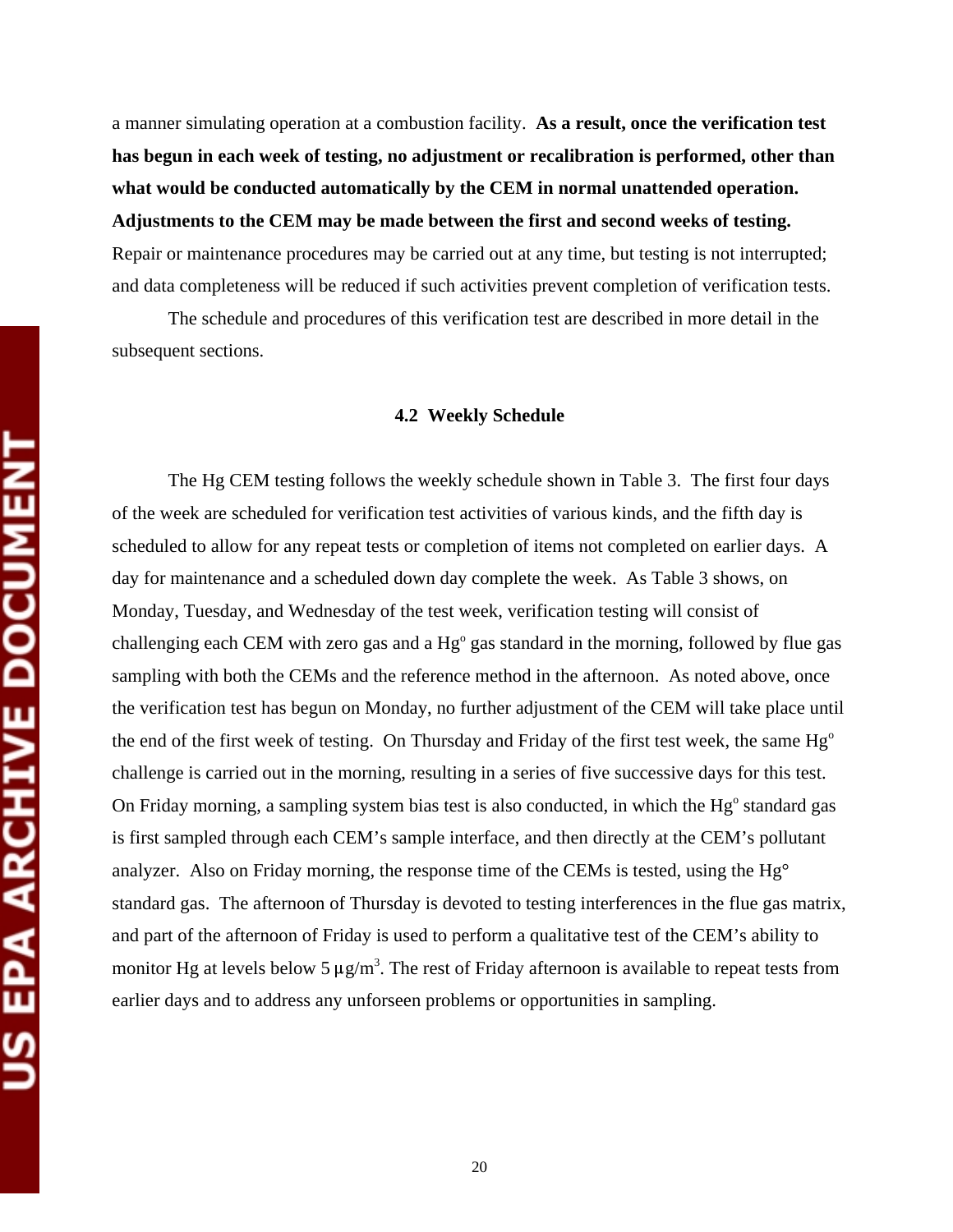a manner simulating operation at a combustion facility. **As a result, once the verification test has begun in each week of testing, no adjustment or recalibration is performed, other than what would be conducted automatically by the CEM in normal unattended operation. Adjustments to the CEM may be made between the first and second weeks of testing.** Repair or maintenance procedures may be carried out at any time, but testing is not interrupted; and data completeness will be reduced if such activities prevent completion of verification tests.

The schedule and procedures of this verification test are described in more detail in the subsequent sections.

### 4.2 Weekly Schedule

The Hg CEM testing follows the weekly schedule shown in Table 3. The first four days of the week are scheduled for verification test activities of various kinds, and the fifth day is scheduled to allow for any repeat tests or completion of items not completed on earlier days. A day for maintenance and a scheduled down day complete the week. As Table 3 shows, on Monday, Tuesday, and Wednesday of the test week, verification testing will consist of challenging each CEM with zero gas and a $Hg^o$ gas standard in the morning, followed by flue gas sampling with both the CEMs and the reference method in the afternoon. As noted above, once the verification test has begun on Monday, no further adjustment of the CEM will take place until the end of the first week of testing. On Thursday and Friday of the first test week, the same $Hg^o$ challenge is carried out in the morning, resulting in a series of five successive days for this test. On Friday morning, a sampling system bias test is also conducted, in which the $Hg^o$ standard gas is first sampled through each CEM's sample interface, and then directly at the CEM's pollutant analyzer. Also on Friday morning, the response time of the CEMs is tested, using the $Hg^\circ$ standard gas. The afternoon of Thursday is devoted to testing interferences in the flue gas matrix, and part of the afternoon of Friday is used to perform a qualitative test of the CEM's ability to monitor Hg at levels below 5 $\mu g/m^3$. The rest of Friday afternoon is available to repeat tests from earlier days and to address any unforseen problems or opportunities in sampling.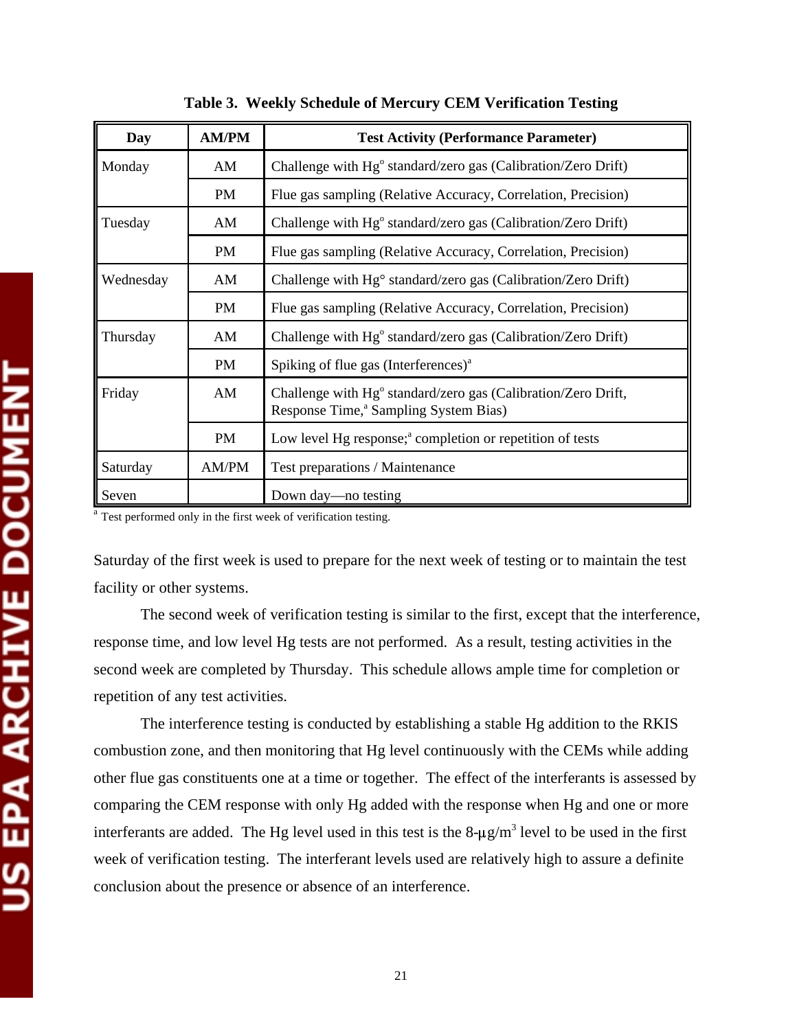**Table 3. Weekly Schedule of Mercury CEM Verification Testing**

| Day | AM/PM | Test Activity (Performance Parameter) |
|---|---|---|
| Monday | AM | Challenge with $Hg^{o}$ standard/zero gas (Calibration/Zero Drift) |
| | PM | Flue gas sampling (Relative Accuracy, Correlation, Precision) |
| Tuesday | AM | Challenge with $Hg^{o}$ standard/zero gas (Calibration/Zero Drift) |
| | PM | Flue gas sampling (Relative Accuracy, Correlation, Precision) |
| Wednesday | AM | Challenge with Hg° standard/zero gas (Calibration/Zero Drift) |
| | PM | Flue gas sampling (Relative Accuracy, Correlation, Precision) |
| Thursday | AM | Challenge with $Hg^{o}$ standard/zero gas (Calibration/Zero Drift) |
| | PM | Spiking of flue gas (Interferences)[a] |
| Friday | AM | Challenge with $Hg^{o}$ standard/zero gas (Calibration/Zero Drift, Response Time,[a] Sampling System Bias) |
| | PM | Low level Hg response;[a] completion or repetition of tests |
| Saturday | AM/PM | Test preparations / Maintenance |
| Seven | | Down day—no testing |

[a] Test performed only in the first week of verification testing.

Saturday of the first week is used to prepare for the next week of testing or to maintain the test facility or other systems.

The second week of verification testing is similar to the first, except that the interference, response time, and low level Hg tests are not performed. As a result, testing activities in the second week are completed by Thursday. This schedule allows ample time for completion or repetition of any test activities.

The interference testing is conducted by establishing a stable Hg addition to the RKIS combustion zone, and then monitoring that Hg level continuously with the CEMs while adding other flue gas constituents one at a time or together. The effect of the interferants is assessed by comparing the CEM response with only Hg added with the response when Hg and one or more interferants are added. The Hg level used in this test is the 8-$\mu g/m^3$ level to be used in the first week of verification testing. The interferant levels used are relatively high to assure a definite conclusion about the presence or absence of an interference.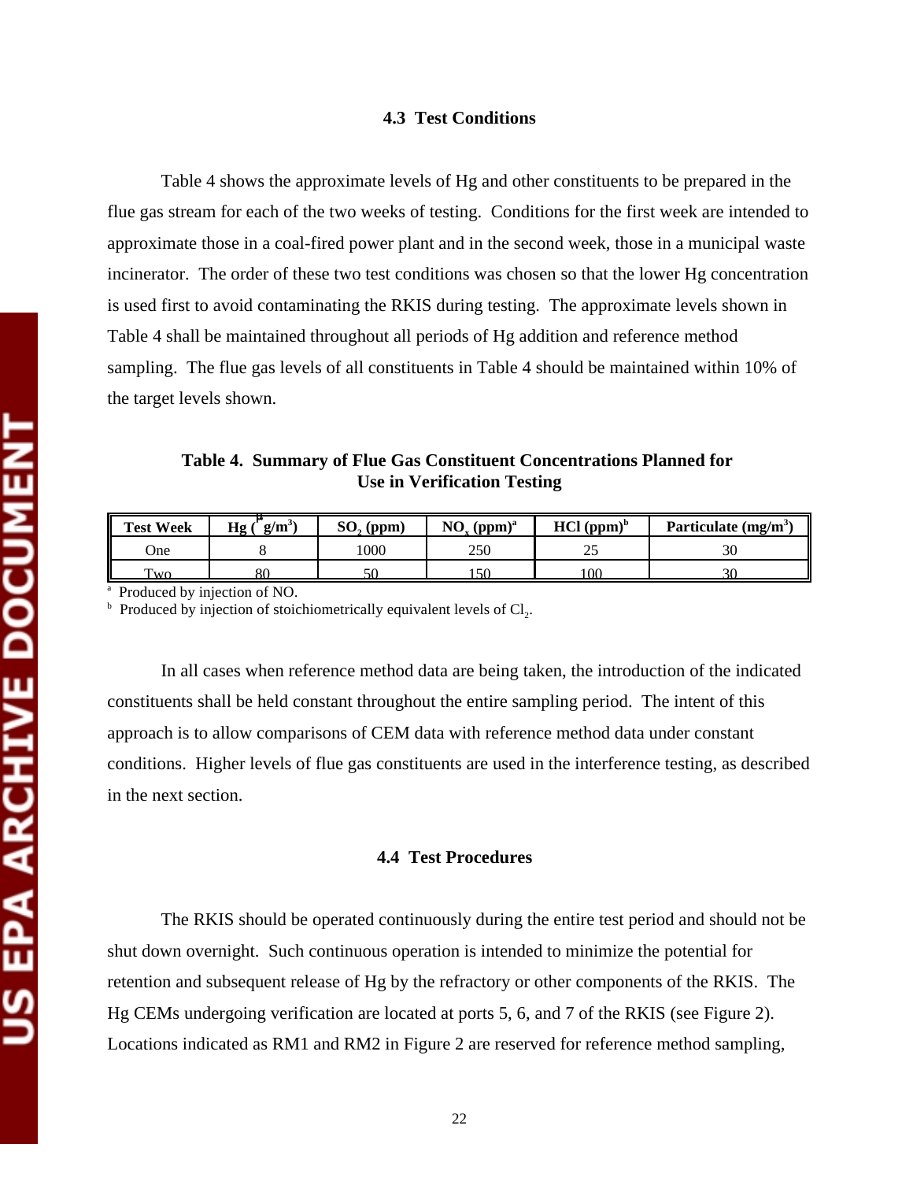### 4.3 Test Conditions

Table 4 shows the approximate levels of Hg and other constituents to be prepared in the flue gas stream for each of the two weeks of testing. Conditions for the first week are intended to approximate those in a coal-fired power plant and in the second week, those in a municipal waste incinerator. The order of these two test conditions was chosen so that the lower Hg concentration is used first to avoid contaminating the RKIS during testing. The approximate levels shown in Table 4 shall be maintained throughout all periods of Hg addition and reference method sampling. The flue gas levels of all constituents in Table 4 should be maintained within 10% of the target levels shown.

**Table 4. Summary of Flue Gas Constituent Concentrations Planned for Use in Verification Testing**

| Test Week | Hg ($\mu g/m^3$) | $SO_2$ (ppm) | $NO_x$ (ppm)[a] | HCl (ppm)[b] | Particulate ($mg/m^3$) |
|---|---|---|---|---|---|
| One | 8 | 1000 | 250 | 25 | 30 |
| Two | 80 | 50 | 150 | 100 | 30 |

[a] Produced by injection of NO.
[b] Produced by injection of stoichiometrically equivalent levels of $Cl_2$.

In all cases when reference method data are being taken, the introduction of the indicated constituents shall be held constant throughout the entire sampling period. The intent of this approach is to allow comparisons of CEM data with reference method data under constant conditions. Higher levels of flue gas constituents are used in the interference testing, as described in the next section.

### 4.4 Test Procedures

The RKIS should be operated continuously during the entire test period and should not be shut down overnight. Such continuous operation is intended to minimize the potential for retention and subsequent release of Hg by the refractory or other components of the RKIS. The Hg CEMs undergoing verification are located at ports 5, 6, and 7 of the RKIS (see Figure 2). Locations indicated as RM1 and RM2 in Figure 2 are reserved for reference method sampling,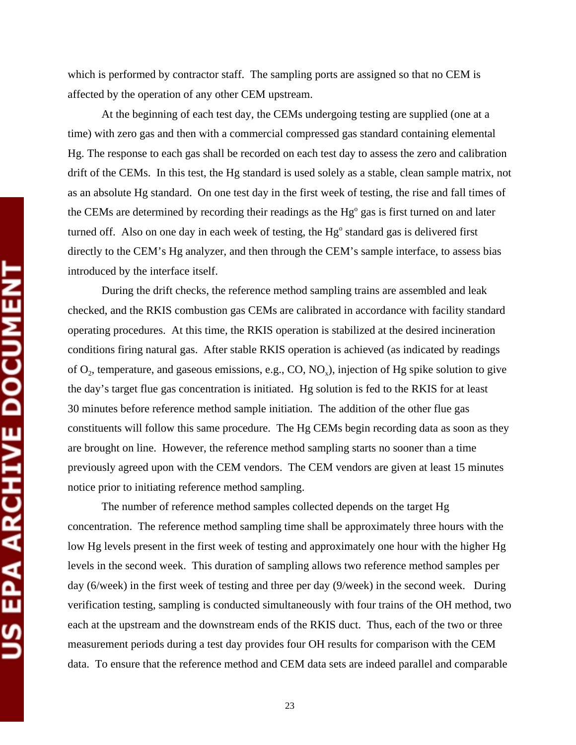which is performed by contractor staff. The sampling ports are assigned so that no CEM is affected by the operation of any other CEM upstream.

At the beginning of each test day, the CEMs undergoing testing are supplied (one at a time) with zero gas and then with a commercial compressed gas standard containing elemental Hg. The response to each gas shall be recorded on each test day to assess the zero and calibration drift of the CEMs. In this test, the Hg standard is used solely as a stable, clean sample matrix, not as an absolute Hg standard. On one test day in the first week of testing, the rise and fall times of the CEMs are determined by recording their readings as the $Hg^o$ gas is first turned on and later turned off. Also on one day in each week of testing, the $Hg^o$ standard gas is delivered first directly to the CEM's Hg analyzer, and then through the CEM's sample interface, to assess bias introduced by the interface itself.

During the drift checks, the reference method sampling trains are assembled and leak checked, and the RKIS combustion gas CEMs are calibrated in accordance with facility standard operating procedures. At this time, the RKIS operation is stabilized at the desired incineration conditions firing natural gas. After stable RKIS operation is achieved (as indicated by readings of $O_2$, temperature, and gaseous emissions, e.g., CO, $NO_x$), injection of Hg spike solution to give the day's target flue gas concentration is initiated. Hg solution is fed to the RKIS for at least 30 minutes before reference method sample initiation. The addition of the other flue gas constituents will follow this same procedure. The Hg CEMs begin recording data as soon as they are brought on line. However, the reference method sampling starts no sooner than a time previously agreed upon with the CEM vendors. The CEM vendors are given at least 15 minutes notice prior to initiating reference method sampling.

The number of reference method samples collected depends on the target Hg concentration. The reference method sampling time shall be approximately three hours with the low Hg levels present in the first week of testing and approximately one hour with the higher Hg levels in the second week. This duration of sampling allows two reference method samples per day (6/week) in the first week of testing and three per day (9/week) in the second week. During verification testing, sampling is conducted simultaneously with four trains of the OH method, two each at the upstream and the downstream ends of the RKIS duct. Thus, each of the two or three measurement periods during a test day provides four OH results for comparison with the CEM data. To ensure that the reference method and CEM data sets are indeed parallel and comparable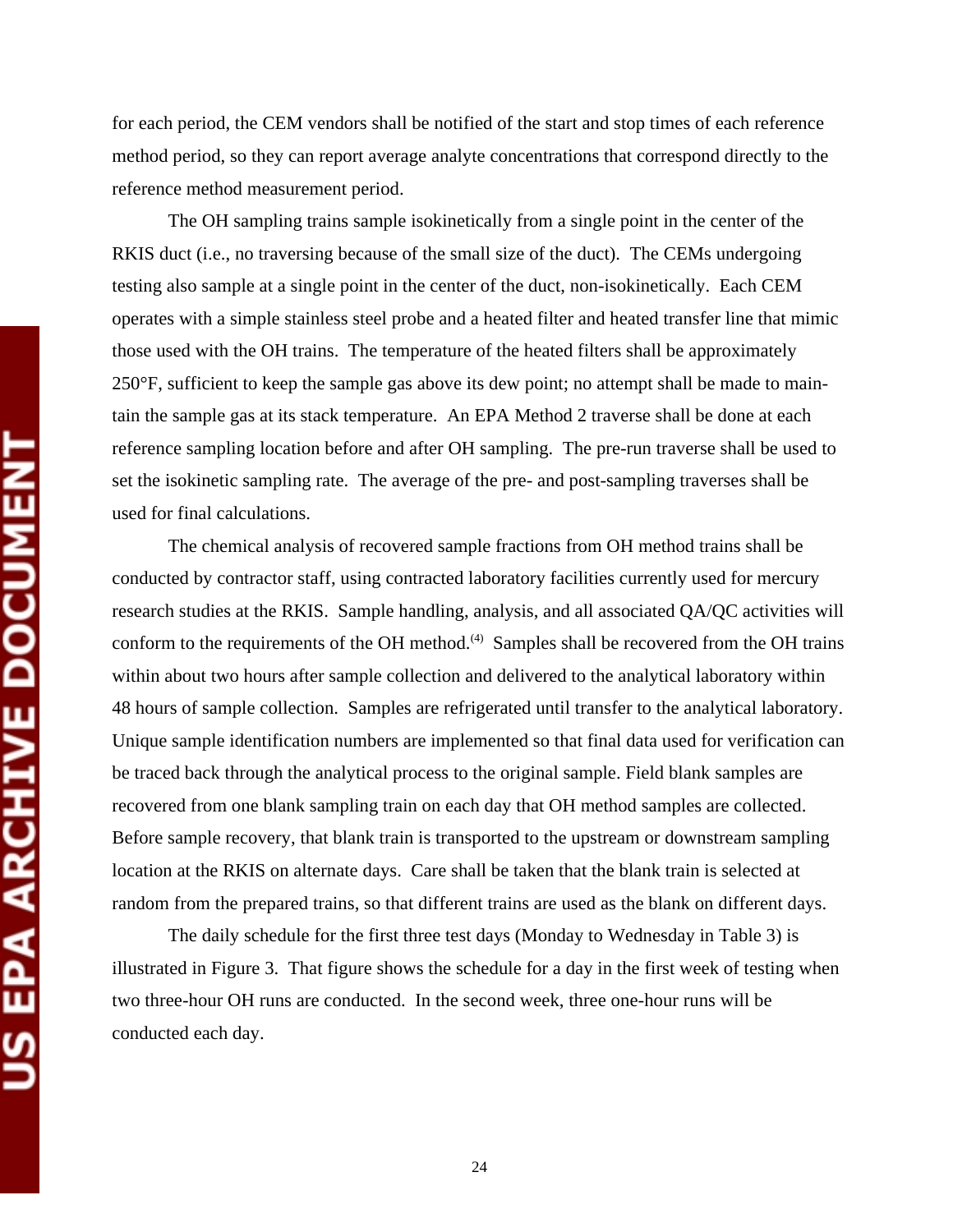for each period, the CEM vendors shall be notified of the start and stop times of each reference method period, so they can report average analyte concentrations that correspond directly to the reference method measurement period.

The OH sampling trains sample isokinetically from a single point in the center of the RKIS duct (i.e., no traversing because of the small size of the duct). The CEMs undergoing testing also sample at a single point in the center of the duct, non-isokinetically. Each CEM operates with a simple stainless steel probe and a heated filter and heated transfer line that mimic those used with the OH trains. The temperature of the heated filters shall be approximately 250°F, sufficient to keep the sample gas above its dew point; no attempt shall be made to maintain the sample gas at its stack temperature. An EPA Method 2 traverse shall be done at each reference sampling location before and after OH sampling. The pre-run traverse shall be used to set the isokinetic sampling rate. The average of the pre- and post-sampling traverses shall be used for final calculations.

The chemical analysis of recovered sample fractions from OH method trains shall be conducted by contractor staff, using contracted laboratory facilities currently used for mercury research studies at the RKIS. Sample handling, analysis, and all associated QA/QC activities will conform to the requirements of the OH method.[4] Samples shall be recovered from the OH trains within about two hours after sample collection and delivered to the analytical laboratory within 48 hours of sample collection. Samples are refrigerated until transfer to the analytical laboratory. Unique sample identification numbers are implemented so that final data used for verification can be traced back through the analytical process to the original sample. Field blank samples are recovered from one blank sampling train on each day that OH method samples are collected. Before sample recovery, that blank train is transported to the upstream or downstream sampling location at the RKIS on alternate days. Care shall be taken that the blank train is selected at random from the prepared trains, so that different trains are used as the blank on different days.

The daily schedule for the first three test days (Monday to Wednesday in Table 3) is illustrated in Figure 3. That figure shows the schedule for a day in the first week of testing when two three-hour OH runs are conducted. In the second week, three one-hour runs will be conducted each day.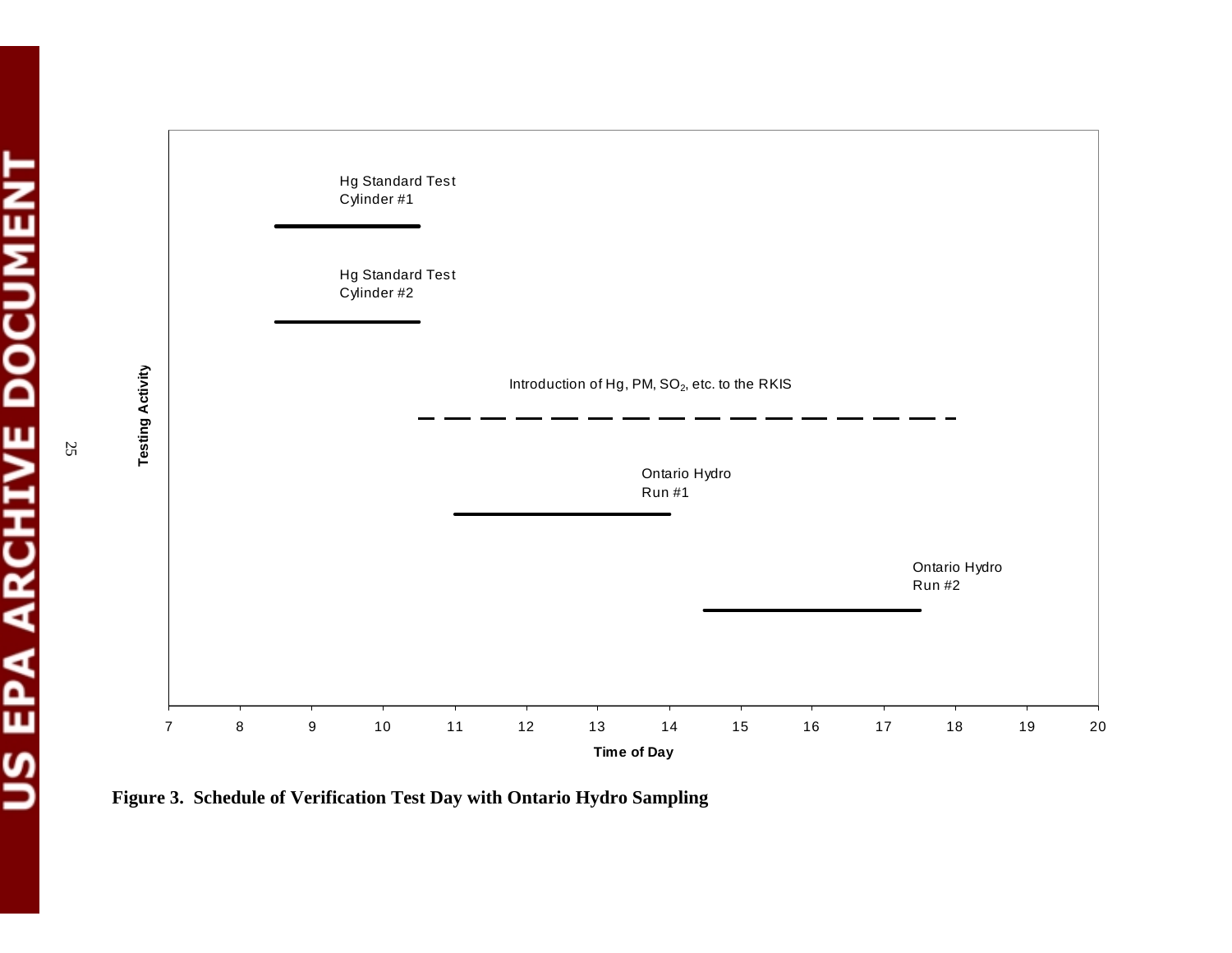Hg Standard Test Cylinder #1

Hg Standard Test Cylinder #2

Introduction of Hg, PM, $SO_2$, etc. to the RKIS

Ontario Hydro Run #1

Ontario Hydro Run #2

Testing Activity

7 8 9 10 11 12 13 14 15 16 17 18 19 20

Time of Day

**Figure 3. Schedule of Verification Test Day with Ontario Hydro Sampling**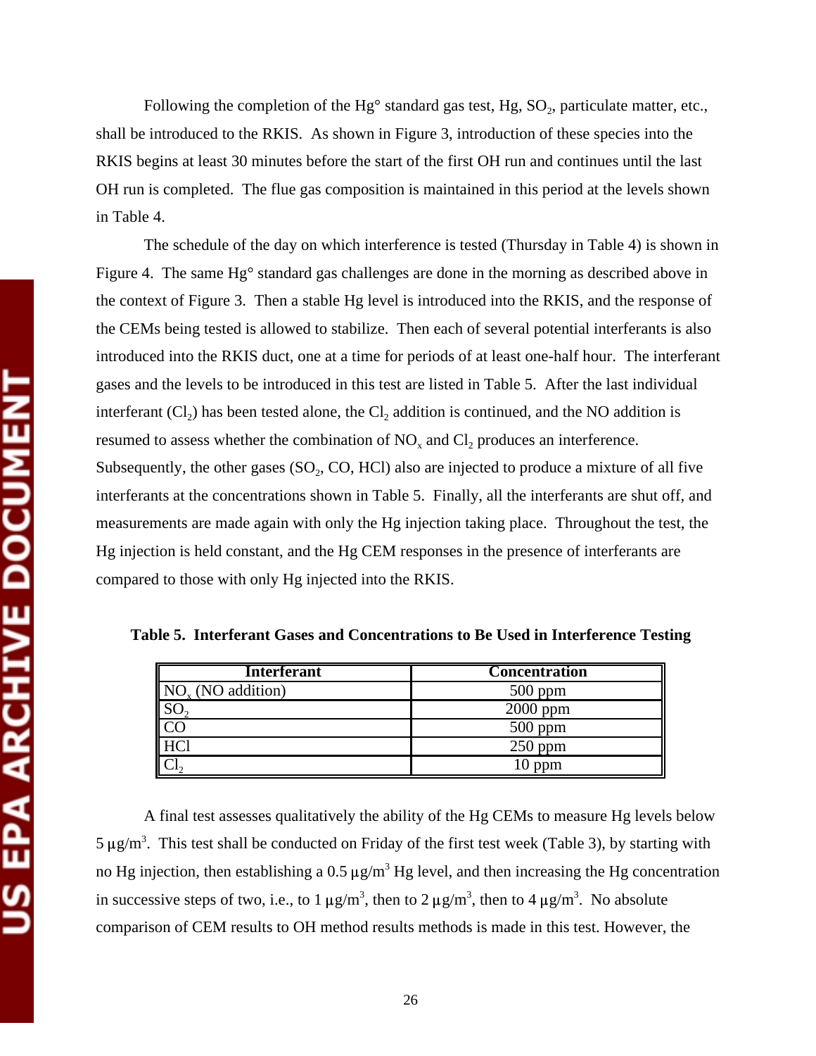Following the completion of the Hg° standard gas test, Hg, $SO_2$, particulate matter, etc., shall be introduced to the RKIS. As shown in Figure 3, introduction of these species into the RKIS begins at least 30 minutes before the start of the first OH run and continues until the last OH run is completed. The flue gas composition is maintained in this period at the levels shown in Table 4.

The schedule of the day on which interference is tested (Thursday in Table 4) is shown in Figure 4. The same Hg° standard gas challenges are done in the morning as described above in the context of Figure 3. Then a stable Hg level is introduced into the RKIS, and the response of the CEMs being tested is allowed to stabilize. Then each of several potential interferants is also introduced into the RKIS duct, one at a time for periods of at least one-half hour. The interferant gases and the levels to be introduced in this test are listed in Table 5. After the last individual interferant ($Cl_2$) has been tested alone, the $Cl_2$ addition is continued, and the NO addition is resumed to assess whether the combination of $NO_x$ and $Cl_2$ produces an interference. Subsequently, the other gases ($SO_2$, CO, HCl) also are injected to produce a mixture of all five interferants at the concentrations shown in Table 5. Finally, all the interferants are shut off, and measurements are made again with only the Hg injection taking place. Throughout the test, the Hg injection is held constant, and the Hg CEM responses in the presence of interferants are compared to those with only Hg injected into the RKIS.

**Table 5. Interferant Gases and Concentrations to Be Used in Interference Testing**

| Interferant | Concentration |
|---|---|
| $NO_x$ (NO addition) | 500 ppm |
| $SO_2$ | 2000 ppm |
| CO | 500 ppm |
| HCl | 250 ppm |
| $Cl_2$ | 10 ppm |

A final test assesses qualitatively the ability of the Hg CEMs to measure Hg levels below 5 µg/m$^3$. This test shall be conducted on Friday of the first test week (Table 3), by starting with no Hg injection, then establishing a 0.5 µg/m$^3$ Hg level, and then increasing the Hg concentration in successive steps of two, i.e., to 1 µg/m$^3$, then to 2 µg/m$^3$, then to 4 µg/m$^3$. No absolute comparison of CEM results to OH method results methods is made in this test. However, the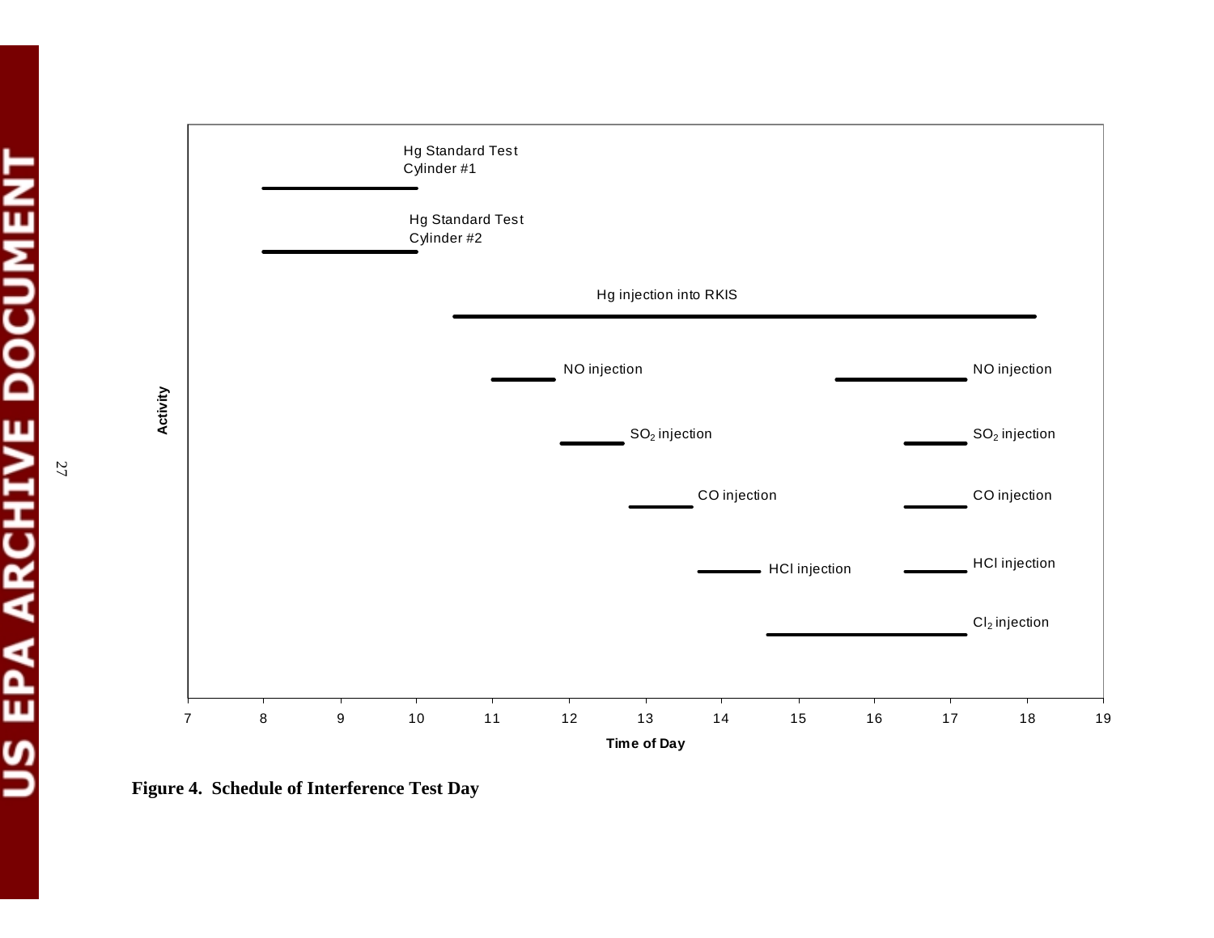| Activity | Start (approx.) | End (approx.) |
|---|---|---|
| Hg Standard Test Cylinder #1 | 8 | 10 |
| Hg Standard Test Cylinder #2 | 8 | 10 |
| Hg injection into RKIS | 10.5 | 18.1 |
| NO injection | 11 | 11.8 |
| NO injection | 15.5 | 17.2 |
| $SO_2$ injection | 11.9 | 12.7 |
| $SO_2$ injection | 16.4 | 17.2 |
| CO injection | 12.8 | 13.6 |
| CO injection | 16.4 | 17.2 |
| HCl injection | 13.7 | 14.5 |
| HCl injection | 16.4 | 17.2 |
| $Cl_2$ injection | 14.6 | 17.2 |

Axes: Activity (vertical); Time of Day (horizontal, 7 to 19). Start and end times are approximate readings from the chart.

**Figure 4. Schedule of Interference Test Day**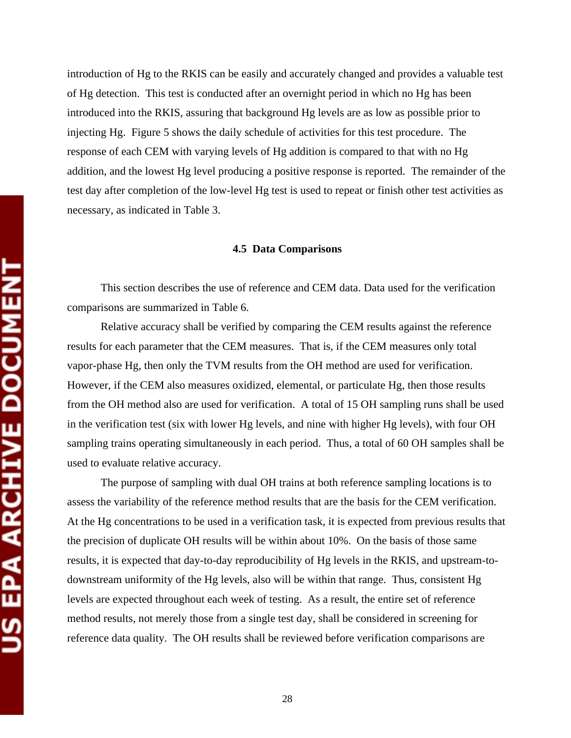introduction of Hg to the RKIS can be easily and accurately changed and provides a valuable test of Hg detection. This test is conducted after an overnight period in which no Hg has been introduced into the RKIS, assuring that background Hg levels are as low as possible prior to injecting Hg. Figure 5 shows the daily schedule of activities for this test procedure. The response of each CEM with varying levels of Hg addition is compared to that with no Hg addition, and the lowest Hg level producing a positive response is reported. The remainder of the test day after completion of the low-level Hg test is used to repeat or finish other test activities as necessary, as indicated in Table 3.

### 4.5 Data Comparisons

This section describes the use of reference and CEM data. Data used for the verification comparisons are summarized in Table 6.

Relative accuracy shall be verified by comparing the CEM results against the reference results for each parameter that the CEM measures. That is, if the CEM measures only total vapor-phase Hg, then only the TVM results from the OH method are used for verification. However, if the CEM also measures oxidized, elemental, or particulate Hg, then those results from the OH method also are used for verification. A total of 15 OH sampling runs shall be used in the verification test (six with lower Hg levels, and nine with higher Hg levels), with four OH sampling trains operating simultaneously in each period. Thus, a total of 60 OH samples shall be used to evaluate relative accuracy.

The purpose of sampling with dual OH trains at both reference sampling locations is to assess the variability of the reference method results that are the basis for the CEM verification. At the Hg concentrations to be used in a verification task, it is expected from previous results that the precision of duplicate OH results will be within about 10%. On the basis of those same results, it is expected that day-to-day reproducibility of Hg levels in the RKIS, and upstream-to-downstream uniformity of the Hg levels, also will be within that range. Thus, consistent Hg levels are expected throughout each week of testing. As a result, the entire set of reference method results, not merely those from a single test day, shall be considered in screening for reference data quality. The OH results shall be reviewed before verification comparisons are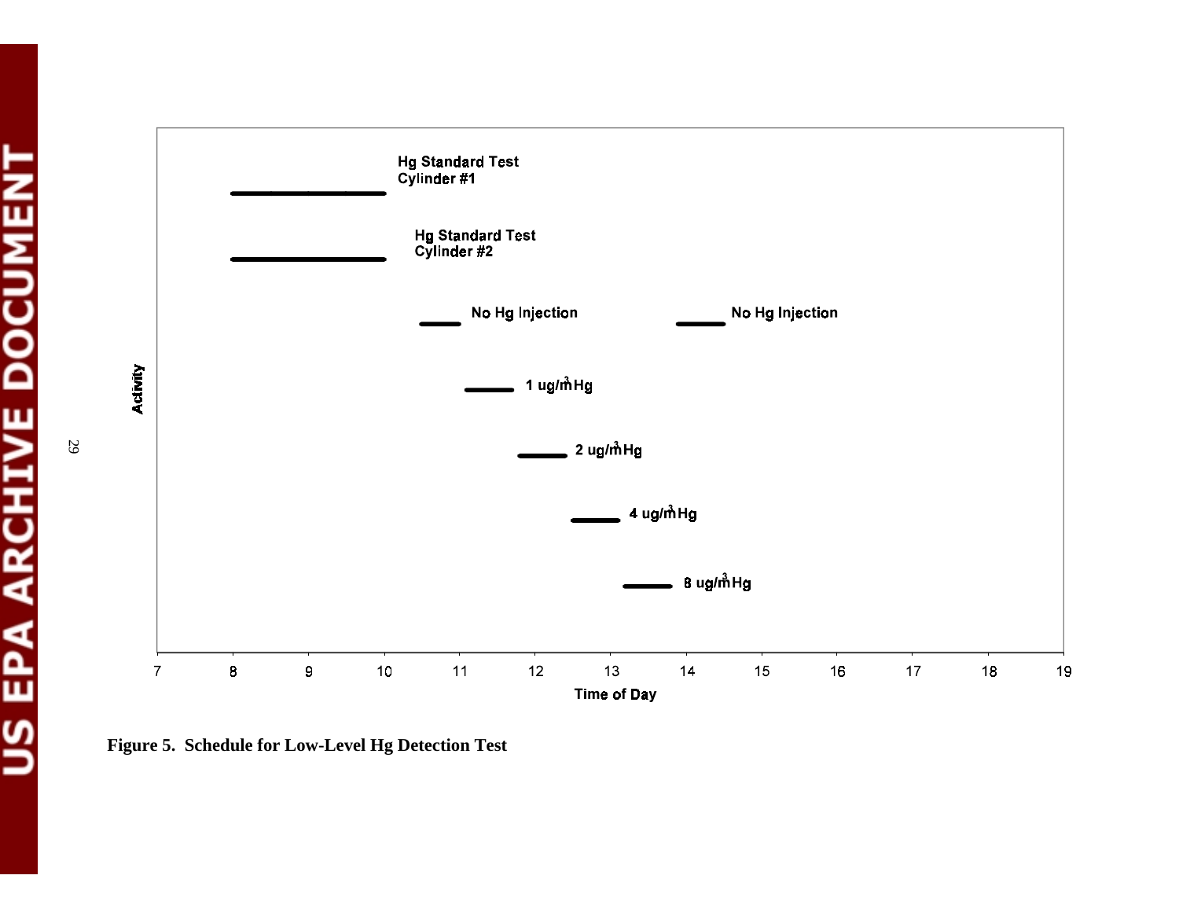| Activity | Start | End |
| --- | --- | --- |
| Hg Standard Test Cylinder #1 | 8 | 10 |
| Hg Standard Test Cylinder #2 | 8 | 10 |
| No Hg Injection | 10.5 | 11 |
| 1 ug/m³ Hg | 11.1 | 11.7 |
| 2 ug/m³ Hg | 11.8 | 12.4 |
| 4 ug/m³ Hg | 12.5 | 13.1 |
| 8 ug/m³ Hg | 13.2 | 13.8 |
| No Hg Injection | 13.9 | 14.5 |

Time of Day (hours, 7–19)

**Figure 5. Schedule for Low-Level Hg Detection Test**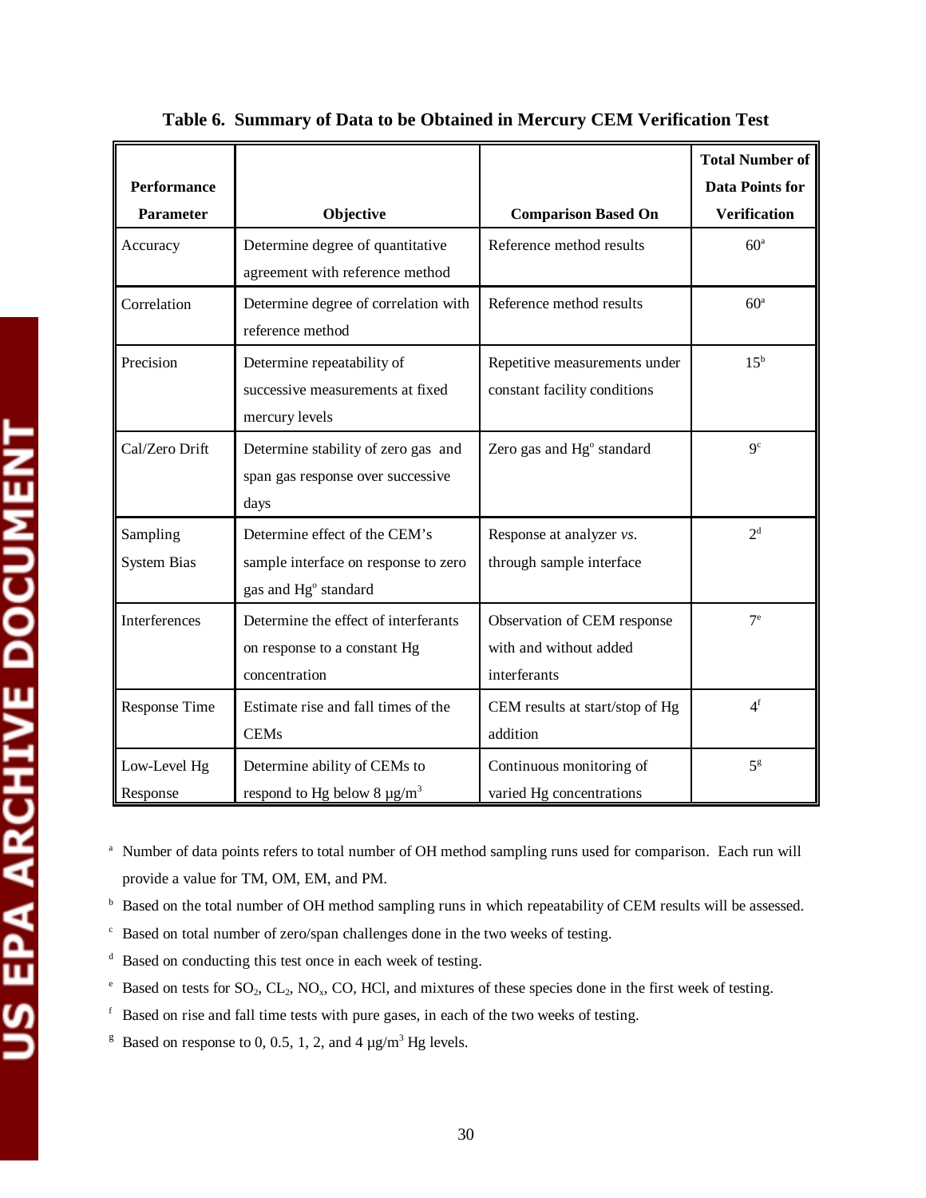**Table 6. Summary of Data to be Obtained in Mercury CEM Verification Test**

| Performance Parameter | Objective | Comparison Based On | Total Number of Data Points for Verification |
|---|---|---|---|
| Accuracy | Determine degree of quantitative agreement with reference method | Reference method results | 60[a] |
| Correlation | Determine degree of correlation with reference method | Reference method results | 60[a] |
| Precision | Determine repeatability of successive measurements at fixed mercury levels | Repetitive measurements under constant facility conditions | 15[b] |
| Cal/Zero Drift | Determine stability of zero gas and span gas response over successive days | Zero gas and $Hg^o$ standard | 9[c] |
| Sampling System Bias | Determine effect of the CEM's sample interface on response to zero gas and $Hg^o$ standard | Response at analyzer *vs.* through sample interface | 2[d] |
| Interferences | Determine the effect of interferants on response to a constant Hg concentration | Observation of CEM response with and without added interferants | 7[e] |
| Response Time | Estimate rise and fall times of the CEMs | CEM results at start/stop of Hg addition | 4[f] |
| Low-Level Hg Response | Determine ability of CEMs to respond to Hg below 8 $\mu g/m^3$ | Continuous monitoring of varied Hg concentrations | 5[g] |

[a] Number of data points refers to total number of OH method sampling runs used for comparison. Each run will provide a value for TM, OM, EM, and PM.

[b] Based on the total number of OH method sampling runs in which repeatability of CEM results will be assessed.

[c] Based on total number of zero/span challenges done in the two weeks of testing.

[d] Based on conducting this test once in each week of testing.

[e] Based on tests for $SO_2$, $CL_2$, $NO_x$, CO, HCl, and mixtures of these species done in the first week of testing.

[f] Based on rise and fall time tests with pure gases, in each of the two weeks of testing.

[g] Based on response to 0, 0.5, 1, 2, and 4 $\mu g/m^3$ Hg levels.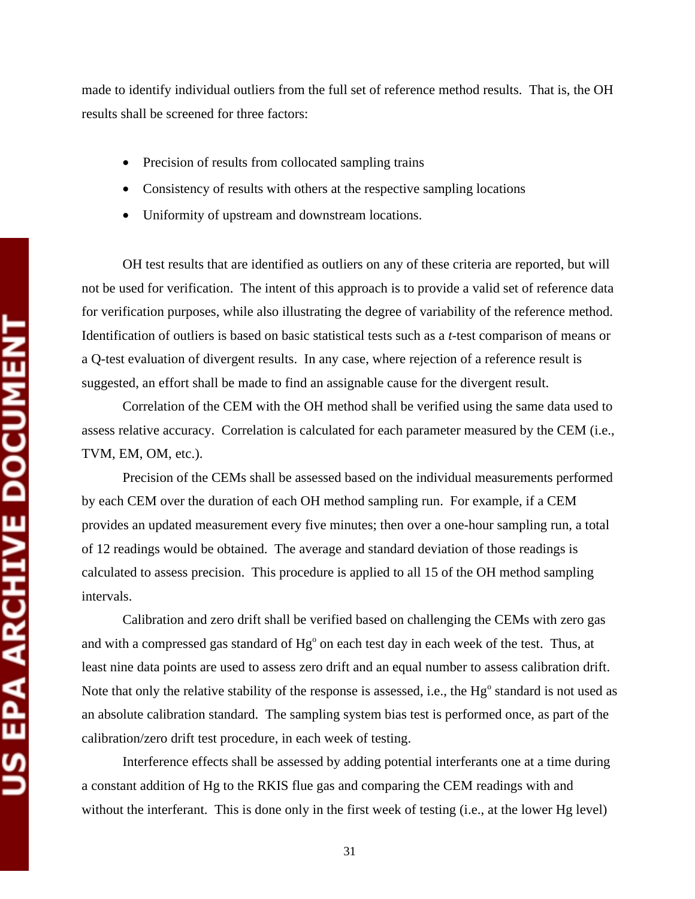made to identify individual outliers from the full set of reference method results. That is, the OH results shall be screened for three factors:

- Precision of results from collocated sampling trains
- Consistency of results with others at the respective sampling locations
- Uniformity of upstream and downstream locations.

OH test results that are identified as outliers on any of these criteria are reported, but will not be used for verification. The intent of this approach is to provide a valid set of reference data for verification purposes, while also illustrating the degree of variability of the reference method. Identification of outliers is based on basic statistical tests such as a *t*-test comparison of means or a Q-test evaluation of divergent results. In any case, where rejection of a reference result is suggested, an effort shall be made to find an assignable cause for the divergent result.

Correlation of the CEM with the OH method shall be verified using the same data used to assess relative accuracy. Correlation is calculated for each parameter measured by the CEM (i.e., TVM, EM, OM, etc.).

Precision of the CEMs shall be assessed based on the individual measurements performed by each CEM over the duration of each OH method sampling run. For example, if a CEM provides an updated measurement every five minutes; then over a one-hour sampling run, a total of 12 readings would be obtained. The average and standard deviation of those readings is calculated to assess precision. This procedure is applied to all 15 of the OH method sampling intervals.

Calibration and zero drift shall be verified based on challenging the CEMs with zero gas and with a compressed gas standard of $Hg^o$ on each test day in each week of the test. Thus, at least nine data points are used to assess zero drift and an equal number to assess calibration drift. Note that only the relative stability of the response is assessed, i.e., the $Hg^o$ standard is not used as an absolute calibration standard. The sampling system bias test is performed once, as part of the calibration/zero drift test procedure, in each week of testing.

Interference effects shall be assessed by adding potential interferants one at a time during a constant addition of Hg to the RKIS flue gas and comparing the CEM readings with and without the interferant. This is done only in the first week of testing (i.e., at the lower Hg level)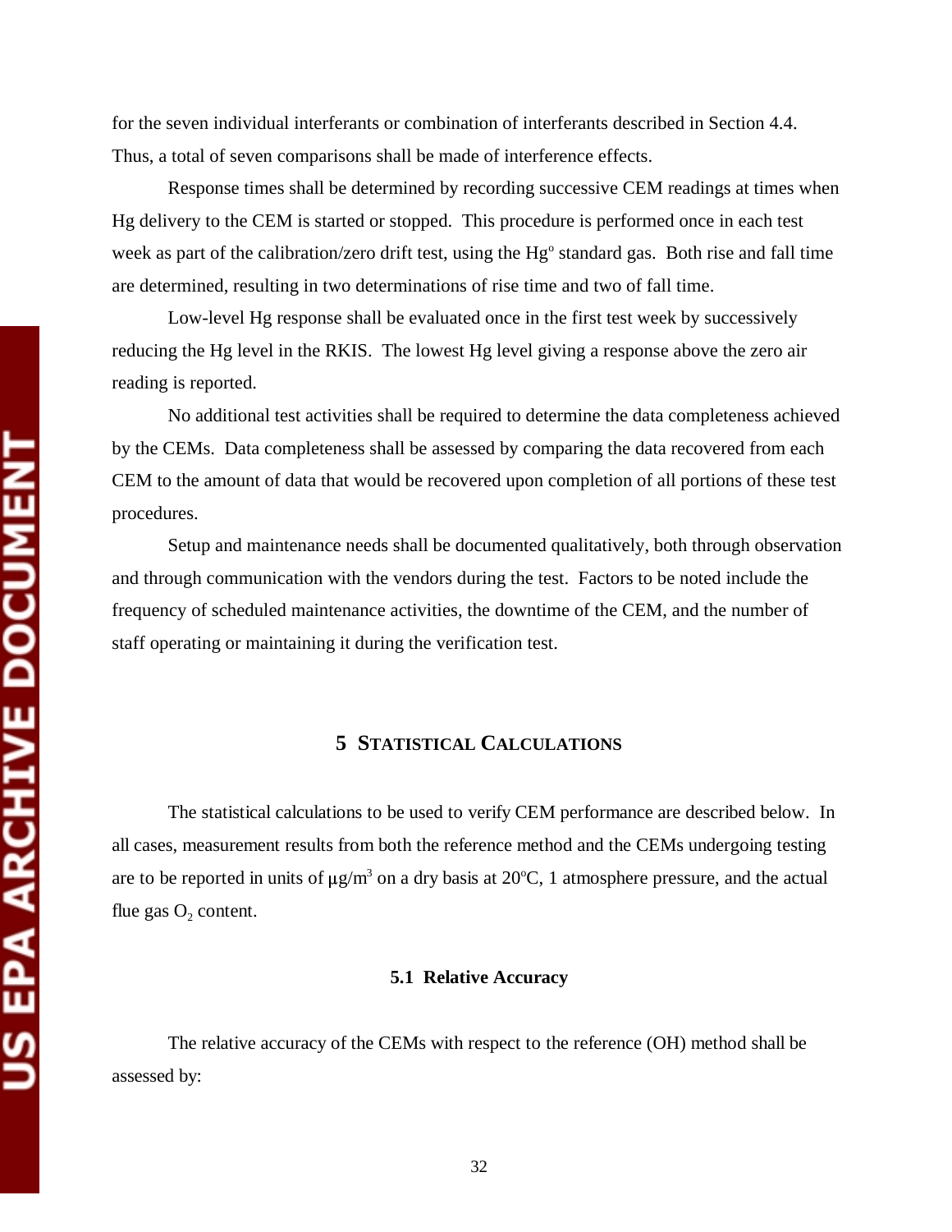for the seven individual interferants or combination of interferants described in Section 4.4. Thus, a total of seven comparisons shall be made of interference effects.

Response times shall be determined by recording successive CEM readings at times when Hg delivery to the CEM is started or stopped. This procedure is performed once in each test week as part of the calibration/zero drift test, using the $Hg^o$ standard gas. Both rise and fall time are determined, resulting in two determinations of rise time and two of fall time.

Low-level Hg response shall be evaluated once in the first test week by successively reducing the Hg level in the RKIS. The lowest Hg level giving a response above the zero air reading is reported.

No additional test activities shall be required to determine the data completeness achieved by the CEMs. Data completeness shall be assessed by comparing the data recovered from each CEM to the amount of data that would be recovered upon completion of all portions of these test procedures.

Setup and maintenance needs shall be documented qualitatively, both through observation and through communication with the vendors during the test. Factors to be noted include the frequency of scheduled maintenance activities, the downtime of the CEM, and the number of staff operating or maintaining it during the verification test.

# 5 Statistical Calculations

The statistical calculations to be used to verify CEM performance are described below. In all cases, measurement results from both the reference method and the CEMs undergoing testing are to be reported in units of $\mu g/m^3$ on a dry basis at 20°C, 1 atmosphere pressure, and the actual flue gas $O_2$ content.

## 5.1 Relative Accuracy

The relative accuracy of the CEMs with respect to the reference (OH) method shall be assessed by: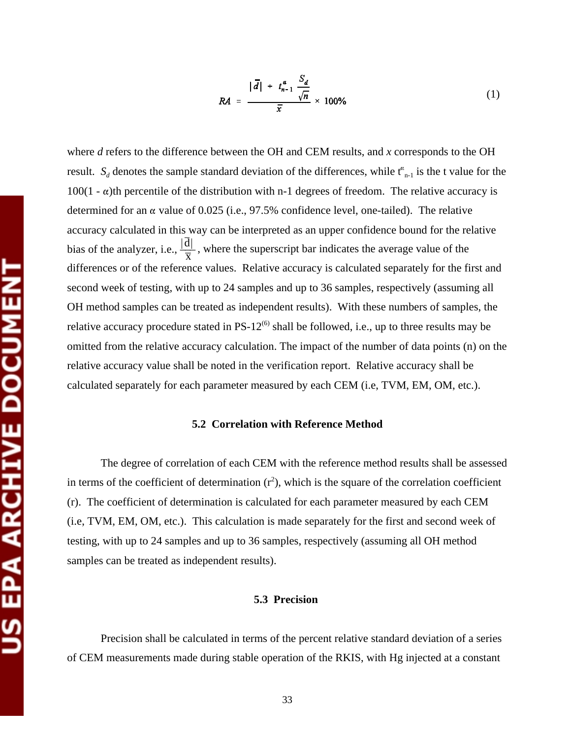$$RA = \frac{|\bar{d}| + t^{\alpha}_{n-1} \frac{S_d}{\sqrt{n}}}{\bar{x}} \times 100\% \tag{1}$$

where *d* refers to the difference between the OH and CEM results, and *x* corresponds to the OH result. $S_d$ denotes the sample standard deviation of the differences, while $t^{\alpha}_{n-1}$ is the t value for the $100(1 - \alpha)$th percentile of the distribution with n-1 degrees of freedom. The relative accuracy is determined for an $\alpha$ value of 0.025 (i.e., 97.5% confidence level, one-tailed). The relative accuracy calculated in this way can be interpreted as an upper confidence bound for the relative bias of the analyzer, i.e., $\frac{|\bar{d}|}{\bar{x}}$, where the superscript bar indicates the average value of the differences or of the reference values. Relative accuracy is calculated separately for the first and second week of testing, with up to 24 samples and up to 36 samples, respectively (assuming all OH method samples can be treated as independent results). With these numbers of samples, the relative accuracy procedure stated in PS-12[6] shall be followed, i.e., up to three results may be omitted from the relative accuracy calculation. The impact of the number of data points (n) on the relative accuracy value shall be noted in the verification report. Relative accuracy shall be calculated separately for each parameter measured by each CEM (i.e, TVM, EM, OM, etc.).

### 5.2 Correlation with Reference Method

The degree of correlation of each CEM with the reference method results shall be assessed in terms of the coefficient of determination ($r^2$), which is the square of the correlation coefficient (r). The coefficient of determination is calculated for each parameter measured by each CEM (i.e, TVM, EM, OM, etc.). This calculation is made separately for the first and second week of testing, with up to 24 samples and up to 36 samples, respectively (assuming all OH method samples can be treated as independent results).

### 5.3 Precision

Precision shall be calculated in terms of the percent relative standard deviation of a series of CEM measurements made during stable operation of the RKIS, with Hg injected at a constant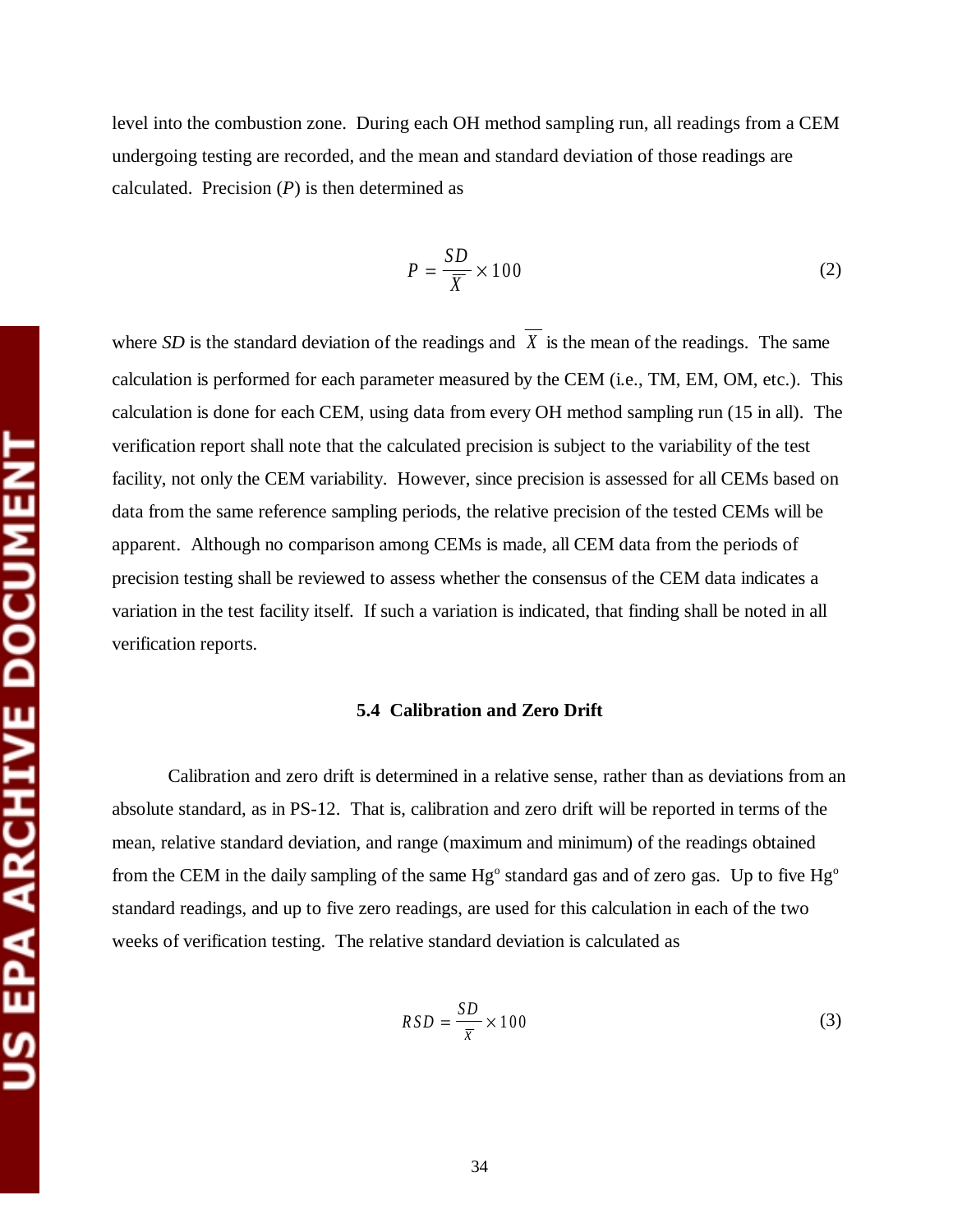level into the combustion zone. During each OH method sampling run, all readings from a CEM undergoing testing are recorded, and the mean and standard deviation of those readings are calculated. Precision (*P*) is then determined as

$$P = \frac{SD}{\overline{X}} \times 100 \tag{2}$$

where *SD* is the standard deviation of the readings and $\overline{X}$ is the mean of the readings. The same calculation is performed for each parameter measured by the CEM (i.e., TM, EM, OM, etc.). This calculation is done for each CEM, using data from every OH method sampling run (15 in all). The verification report shall note that the calculated precision is subject to the variability of the test facility, not only the CEM variability. However, since precision is assessed for all CEMs based on data from the same reference sampling periods, the relative precision of the tested CEMs will be apparent. Although no comparison among CEMs is made, all CEM data from the periods of precision testing shall be reviewed to assess whether the consensus of the CEM data indicates a variation in the test facility itself. If such a variation is indicated, that finding shall be noted in all verification reports.

### 5.4 Calibration and Zero Drift

Calibration and zero drift is determined in a relative sense, rather than as deviations from an absolute standard, as in PS-12. That is, calibration and zero drift will be reported in terms of the mean, relative standard deviation, and range (maximum and minimum) of the readings obtained from the CEM in the daily sampling of the same $Hg^{o}$ standard gas and of zero gas. Up to five $Hg^{o}$ standard readings, and up to five zero readings, are used for this calculation in each of the two weeks of verification testing. The relative standard deviation is calculated as

$$RSD = \frac{SD}{\overline{x}} \times 100 \tag{3}$$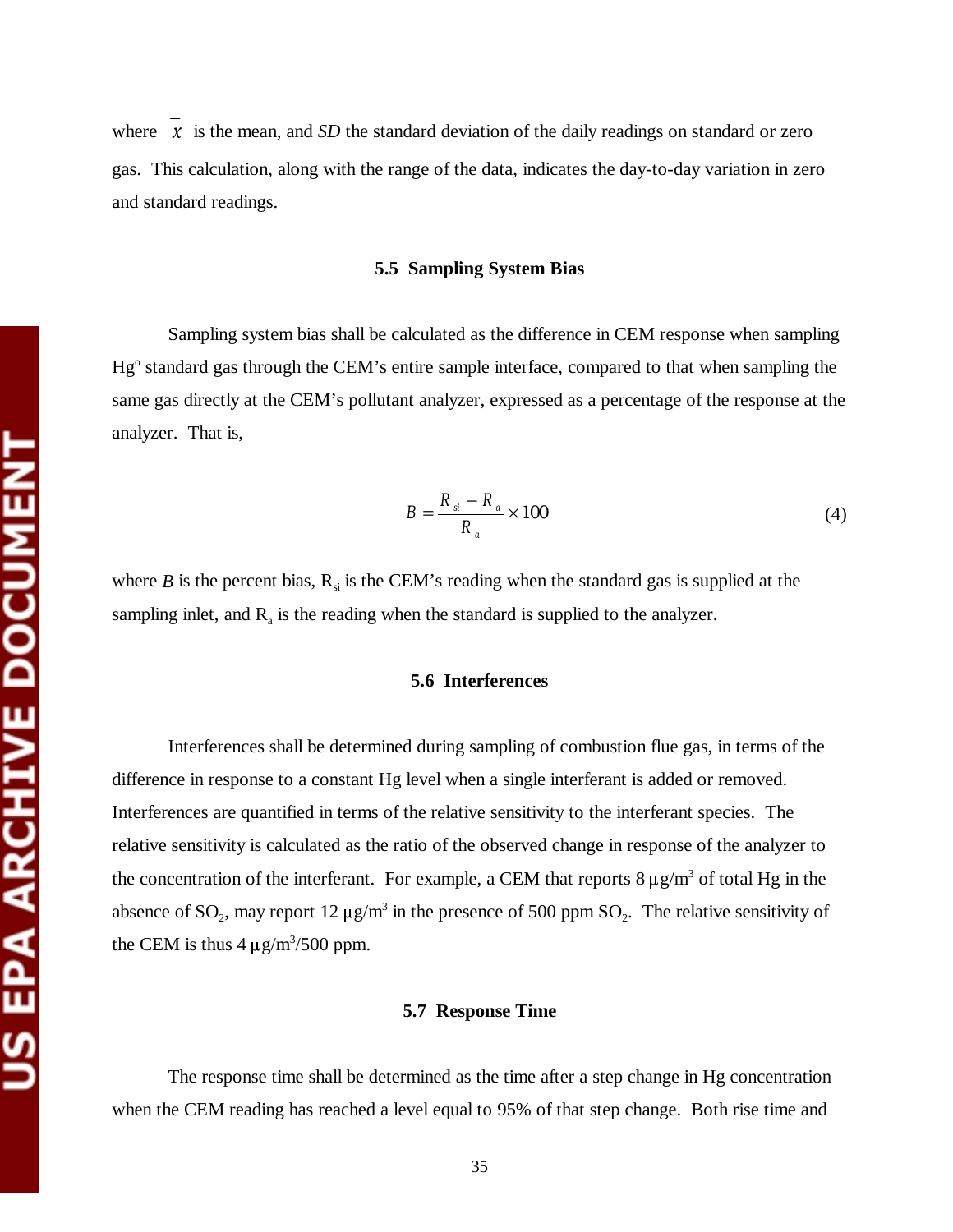where $\bar{x}$ is the mean, and *SD* the standard deviation of the daily readings on standard or zero gas. This calculation, along with the range of the data, indicates the day-to-day variation in zero and standard readings.

### 5.5 Sampling System Bias

Sampling system bias shall be calculated as the difference in CEM response when sampling $Hg^o$ standard gas through the CEM's entire sample interface, compared to that when sampling the same gas directly at the CEM's pollutant analyzer, expressed as a percentage of the response at the analyzer. That is,

$$B = \frac{R_{si} - R_a}{R_a} \times 100 \tag{4}$$

where $B$ is the percent bias, $R_{si}$ is the CEM's reading when the standard gas is supplied at the sampling inlet, and $R_a$ is the reading when the standard is supplied to the analyzer.

### 5.6 Interferences

Interferences shall be determined during sampling of combustion flue gas, in terms of the difference in response to a constant Hg level when a single interferant is added or removed. Interferences are quantified in terms of the relative sensitivity to the interferant species. The relative sensitivity is calculated as the ratio of the observed change in response of the analyzer to the concentration of the interferant. For example, a CEM that reports 8 $\mu g/m^3$ of total Hg in the absence of $SO_2$, may report 12 $\mu g/m^3$ in the presence of 500 ppm $SO_2$. The relative sensitivity of the CEM is thus 4 $\mu g/m^3$/500 ppm.

### 5.7 Response Time

The response time shall be determined as the time after a step change in Hg concentration when the CEM reading has reached a level equal to 95% of that step change. Both rise time and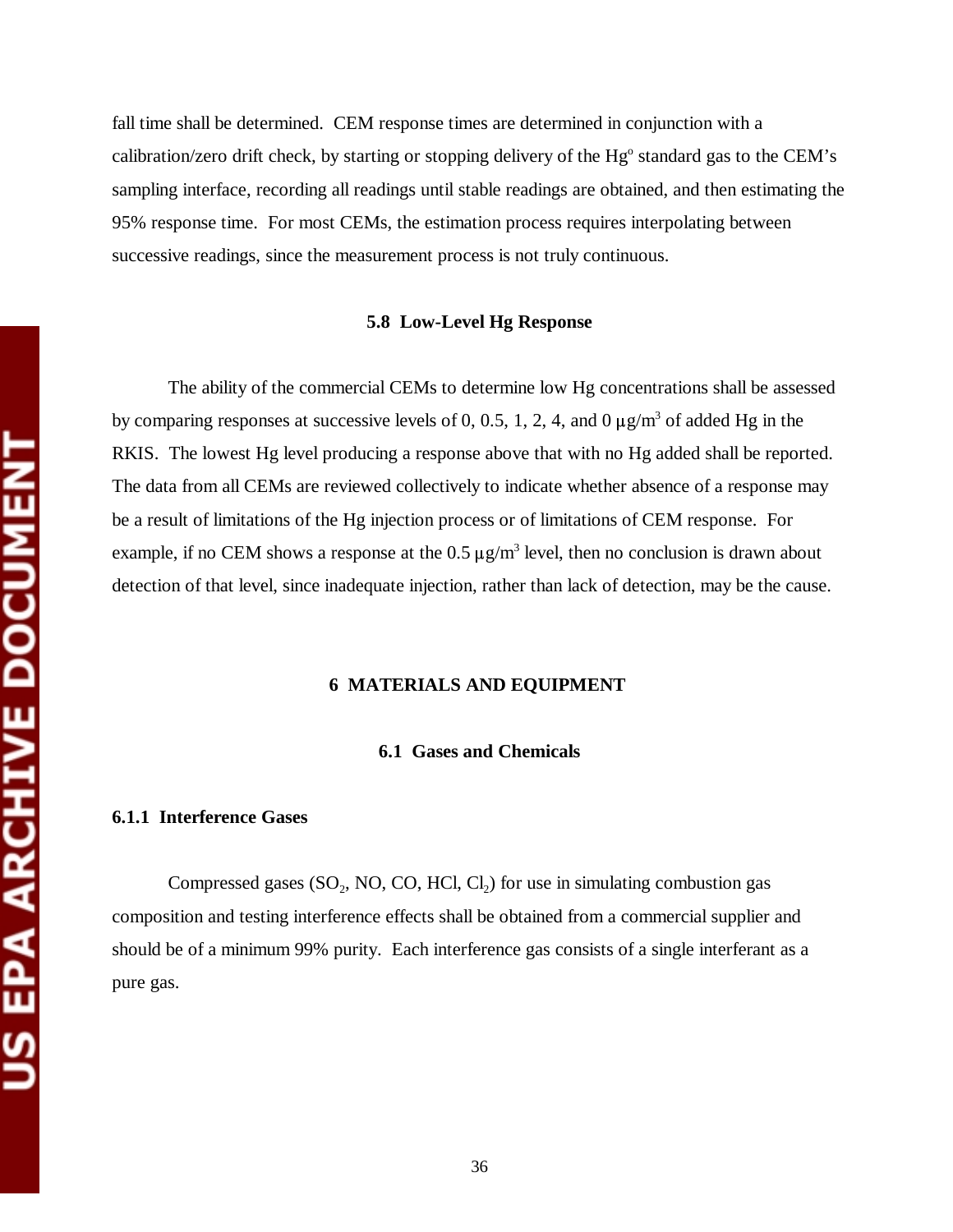fall time shall be determined. CEM response times are determined in conjunction with a calibration/zero drift check, by starting or stopping delivery of the $Hg^o$ standard gas to the CEM's sampling interface, recording all readings until stable readings are obtained, and then estimating the 95% response time. For most CEMs, the estimation process requires interpolating between successive readings, since the measurement process is not truly continuous.

### 5.8 Low-Level Hg Response

The ability of the commercial CEMs to determine low Hg concentrations shall be assessed by comparing responses at successive levels of 0, 0.5, 1, 2, 4, and 0 $\mu g/m^3$ of added Hg in the RKIS. The lowest Hg level producing a response above that with no Hg added shall be reported. The data from all CEMs are reviewed collectively to indicate whether absence of a response may be a result of limitations of the Hg injection process or of limitations of CEM response. For example, if no CEM shows a response at the 0.5 $\mu g/m^3$ level, then no conclusion is drawn about detection of that level, since inadequate injection, rather than lack of detection, may be the cause.

## 6 MATERIALS AND EQUIPMENT

### 6.1 Gases and Chemicals

#### 6.1.1 Interference Gases

Compressed gases ($SO_2$, NO, CO, HCl, $Cl_2$) for use in simulating combustion gas composition and testing interference effects shall be obtained from a commercial supplier and should be of a minimum 99% purity. Each interference gas consists of a single interferant as a pure gas.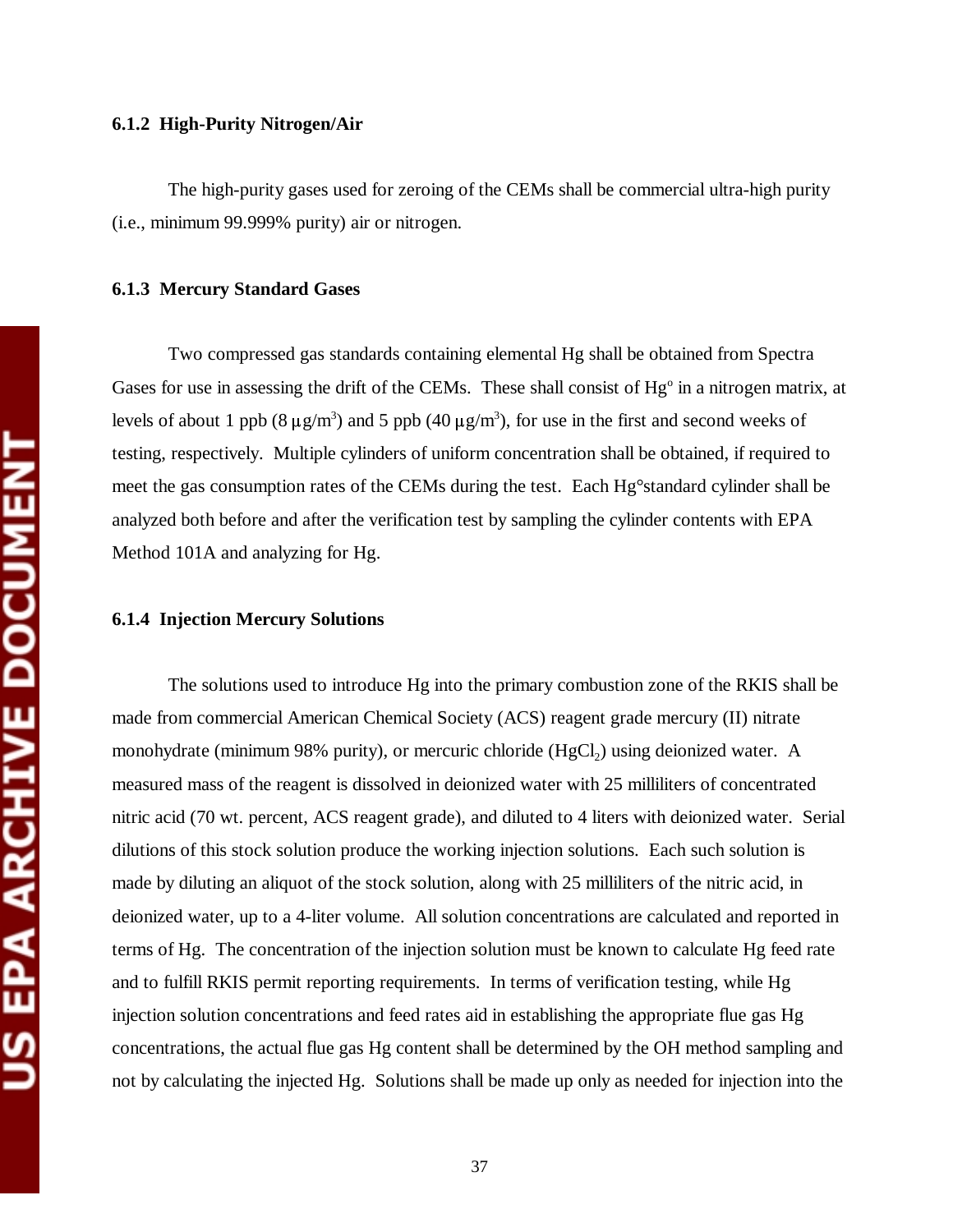### 6.1.2 High-Purity Nitrogen/Air

The high-purity gases used for zeroing of the CEMs shall be commercial ultra-high purity (i.e., minimum 99.999% purity) air or nitrogen.

### 6.1.3 Mercury Standard Gases

Two compressed gas standards containing elemental Hg shall be obtained from Spectra Gases for use in assessing the drift of the CEMs. These shall consist of $Hg^o$ in a nitrogen matrix, at levels of about 1 ppb (8 $\mu g/m^3$) and 5 ppb (40 $\mu g/m^3$), for use in the first and second weeks of testing, respectively. Multiple cylinders of uniform concentration shall be obtained, if required to meet the gas consumption rates of the CEMs during the test. Each Hg°standard cylinder shall be analyzed both before and after the verification test by sampling the cylinder contents with EPA Method 101A and analyzing for Hg.

### 6.1.4 Injection Mercury Solutions

The solutions used to introduce Hg into the primary combustion zone of the RKIS shall be made from commercial American Chemical Society (ACS) reagent grade mercury (II) nitrate monohydrate (minimum 98% purity), or mercuric chloride ($HgCl_2$) using deionized water. A measured mass of the reagent is dissolved in deionized water with 25 milliliters of concentrated nitric acid (70 wt. percent, ACS reagent grade), and diluted to 4 liters with deionized water. Serial dilutions of this stock solution produce the working injection solutions. Each such solution is made by diluting an aliquot of the stock solution, along with 25 milliliters of the nitric acid, in deionized water, up to a 4-liter volume. All solution concentrations are calculated and reported in terms of Hg. The concentration of the injection solution must be known to calculate Hg feed rate and to fulfill RKIS permit reporting requirements. In terms of verification testing, while Hg injection solution concentrations and feed rates aid in establishing the appropriate flue gas Hg concentrations, the actual flue gas Hg content shall be determined by the OH method sampling and not by calculating the injected Hg. Solutions shall be made up only as needed for injection into the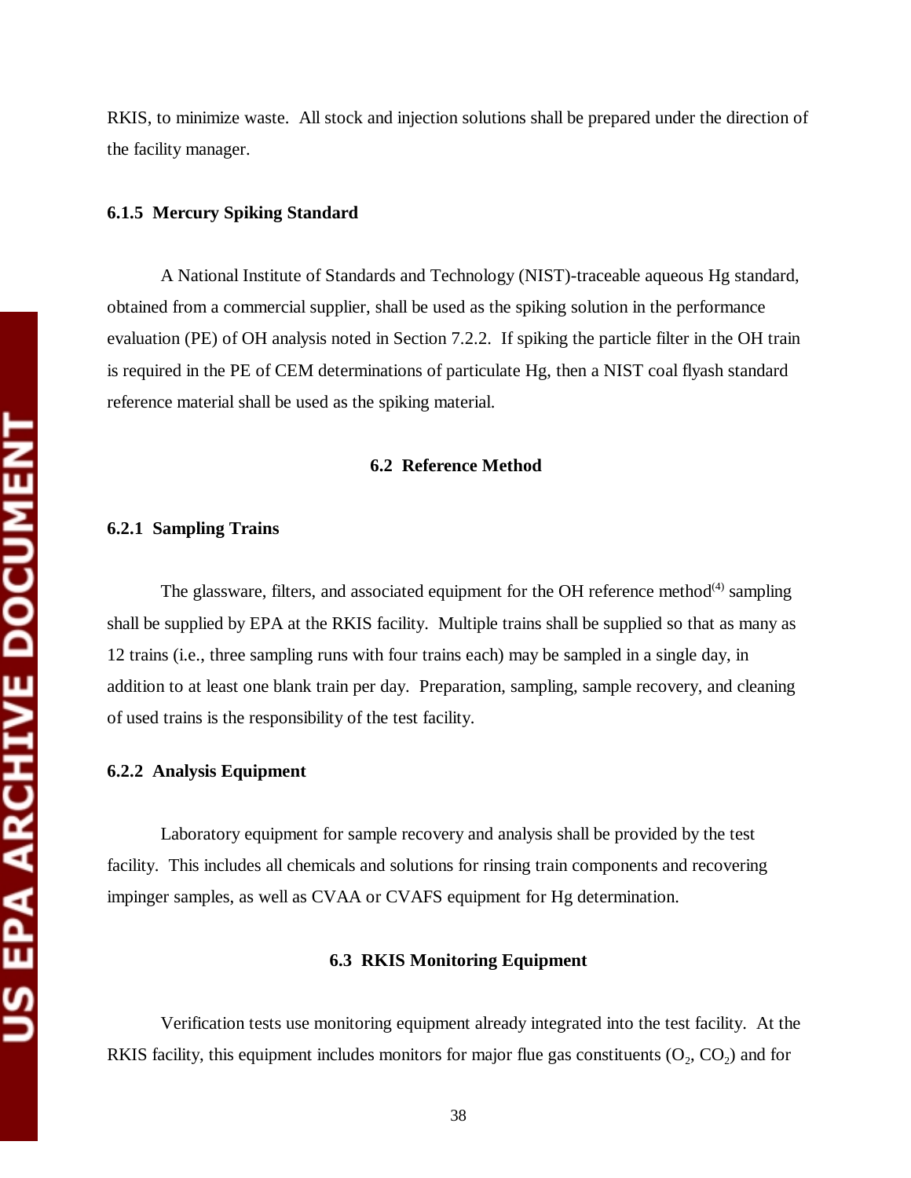RKIS, to minimize waste. All stock and injection solutions shall be prepared under the direction of the facility manager.

### 6.1.5 Mercury Spiking Standard

A National Institute of Standards and Technology (NIST)-traceable aqueous Hg standard, obtained from a commercial supplier, shall be used as the spiking solution in the performance evaluation (PE) of OH analysis noted in Section 7.2.2. If spiking the particle filter in the OH train is required in the PE of CEM determinations of particulate Hg, then a NIST coal flyash standard reference material shall be used as the spiking material.

## 6.2 Reference Method

### 6.2.1 Sampling Trains

The glassware, filters, and associated equipment for the OH reference method[4] sampling shall be supplied by EPA at the RKIS facility. Multiple trains shall be supplied so that as many as 12 trains (i.e., three sampling runs with four trains each) may be sampled in a single day, in addition to at least one blank train per day. Preparation, sampling, sample recovery, and cleaning of used trains is the responsibility of the test facility.

### 6.2.2 Analysis Equipment

Laboratory equipment for sample recovery and analysis shall be provided by the test facility. This includes all chemicals and solutions for rinsing train components and recovering impinger samples, as well as CVAA or CVAFS equipment for Hg determination.

## 6.3 RKIS Monitoring Equipment

Verification tests use monitoring equipment already integrated into the test facility. At the RKIS facility, this equipment includes monitors for major flue gas constituents ($O_2$, $CO_2$) and for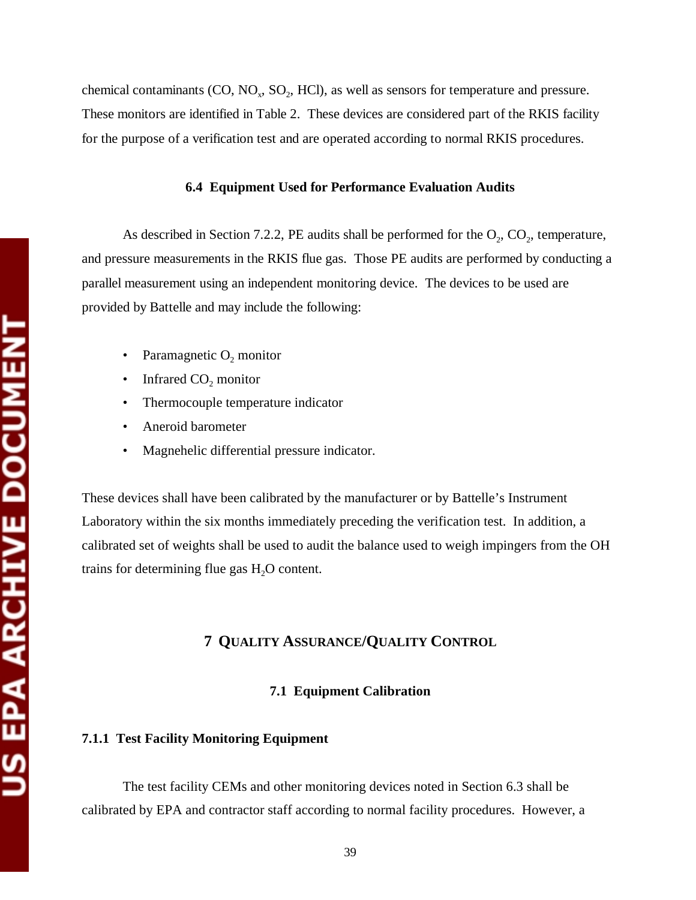chemical contaminants ($CO$, $NO_x$, $SO_2$, $HCl$), as well as sensors for temperature and pressure. These monitors are identified in Table 2. These devices are considered part of the RKIS facility for the purpose of a verification test and are operated according to normal RKIS procedures.

### 6.4 Equipment Used for Performance Evaluation Audits

As described in Section 7.2.2, PE audits shall be performed for the $O_2$, $CO_2$, temperature, and pressure measurements in the RKIS flue gas. Those PE audits are performed by conducting a parallel measurement using an independent monitoring device. The devices to be used are provided by Battelle and may include the following:

- Paramagnetic $O_2$ monitor
- Infrared $CO_2$ monitor
- Thermocouple temperature indicator
- Aneroid barometer
- Magnehelic differential pressure indicator.

These devices shall have been calibrated by the manufacturer or by Battelle's Instrument Laboratory within the six months immediately preceding the verification test. In addition, a calibrated set of weights shall be used to audit the balance used to weigh impingers from the OH trains for determining flue gas $H_2O$ content.

# 7 Quality Assurance/Quality Control

## 7.1 Equipment Calibration

### 7.1.1 Test Facility Monitoring Equipment

The test facility CEMs and other monitoring devices noted in Section 6.3 shall be calibrated by EPA and contractor staff according to normal facility procedures. However, a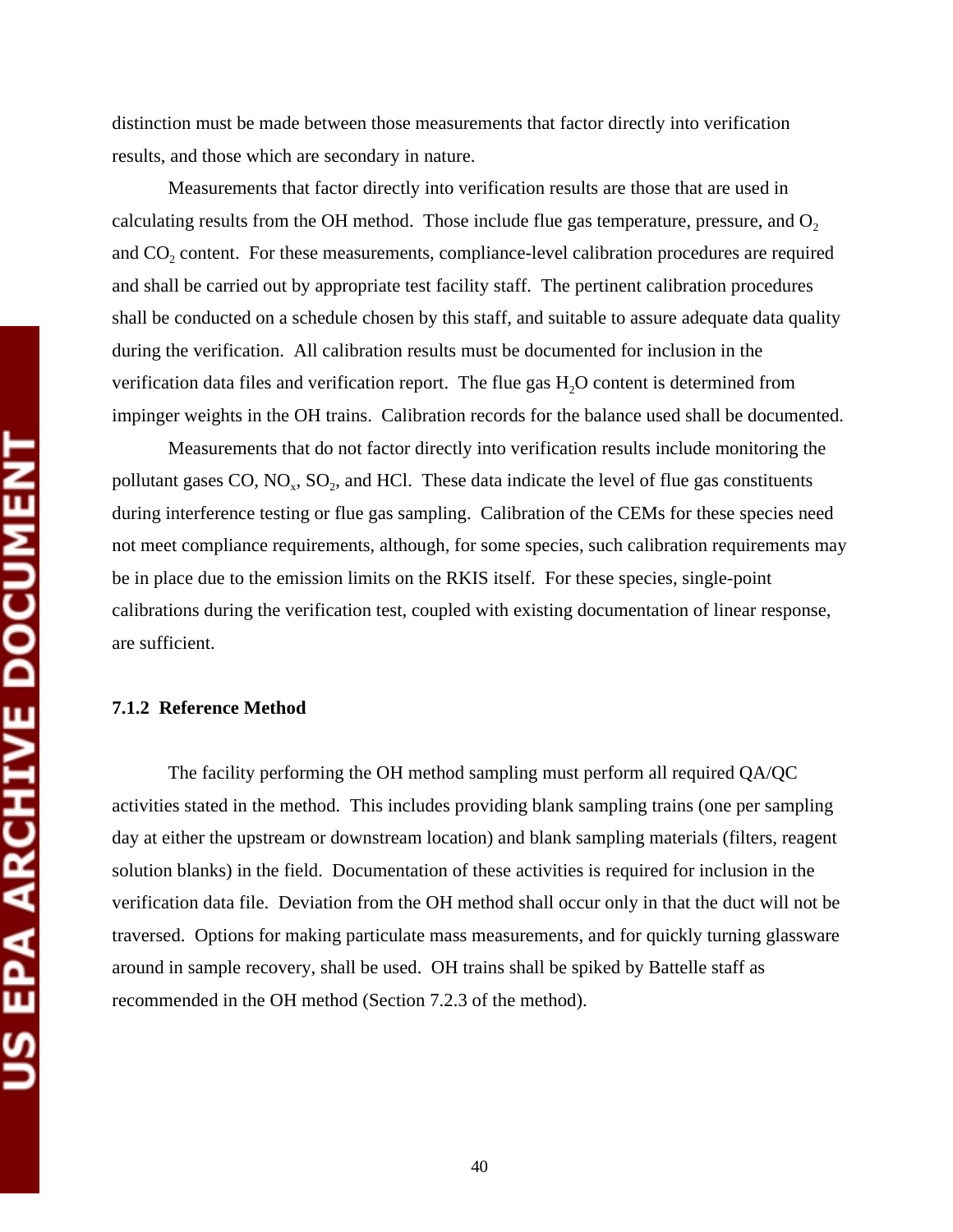distinction must be made between those measurements that factor directly into verification results, and those which are secondary in nature.

Measurements that factor directly into verification results are those that are used in calculating results from the OH method. Those include flue gas temperature, pressure, and $O_2$ and $CO_2$ content. For these measurements, compliance-level calibration procedures are required and shall be carried out by appropriate test facility staff. The pertinent calibration procedures shall be conducted on a schedule chosen by this staff, and suitable to assure adequate data quality during the verification. All calibration results must be documented for inclusion in the verification data files and verification report. The flue gas $H_2O$ content is determined from impinger weights in the OH trains. Calibration records for the balance used shall be documented.

Measurements that do not factor directly into verification results include monitoring the pollutant gases CO, $NO_x$, $SO_2$, and HCl. These data indicate the level of flue gas constituents during interference testing or flue gas sampling. Calibration of the CEMs for these species need not meet compliance requirements, although, for some species, such calibration requirements may be in place due to the emission limits on the RKIS itself. For these species, single-point calibrations during the verification test, coupled with existing documentation of linear response, are sufficient.

### 7.1.2 Reference Method

The facility performing the OH method sampling must perform all required QA/QC activities stated in the method. This includes providing blank sampling trains (one per sampling day at either the upstream or downstream location) and blank sampling materials (filters, reagent solution blanks) in the field. Documentation of these activities is required for inclusion in the verification data file. Deviation from the OH method shall occur only in that the duct will not be traversed. Options for making particulate mass measurements, and for quickly turning glassware around in sample recovery, shall be used. OH trains shall be spiked by Battelle staff as recommended in the OH method (Section 7.2.3 of the method).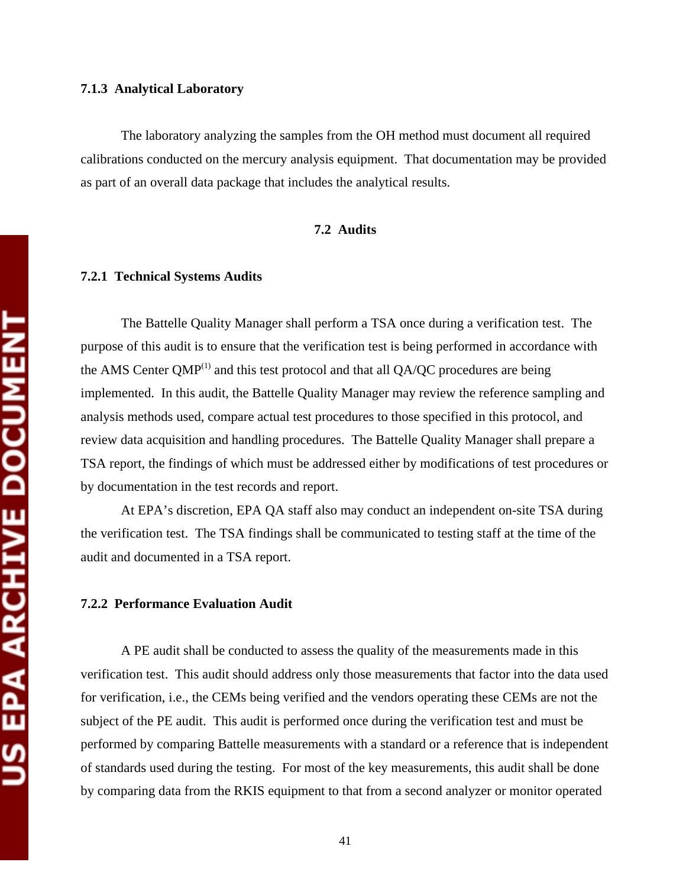### 7.1.3 Analytical Laboratory

The laboratory analyzing the samples from the OH method must document all required calibrations conducted on the mercury analysis equipment. That documentation may be provided as part of an overall data package that includes the analytical results.

## 7.2 Audits

### 7.2.1 Technical Systems Audits

The Battelle Quality Manager shall perform a TSA once during a verification test. The purpose of this audit is to ensure that the verification test is being performed in accordance with the AMS Center QMP[1] and this test protocol and that all QA/QC procedures are being implemented. In this audit, the Battelle Quality Manager may review the reference sampling and analysis methods used, compare actual test procedures to those specified in this protocol, and review data acquisition and handling procedures. The Battelle Quality Manager shall prepare a TSA report, the findings of which must be addressed either by modifications of test procedures or by documentation in the test records and report.

At EPA's discretion, EPA QA staff also may conduct an independent on-site TSA during the verification test. The TSA findings shall be communicated to testing staff at the time of the audit and documented in a TSA report.

### 7.2.2 Performance Evaluation Audit

A PE audit shall be conducted to assess the quality of the measurements made in this verification test. This audit should address only those measurements that factor into the data used for verification, i.e., the CEMs being verified and the vendors operating these CEMs are not the subject of the PE audit. This audit is performed once during the verification test and must be performed by comparing Battelle measurements with a standard or a reference that is independent of standards used during the testing. For most of the key measurements, this audit shall be done by comparing data from the RKIS equipment to that from a second analyzer or monitor operated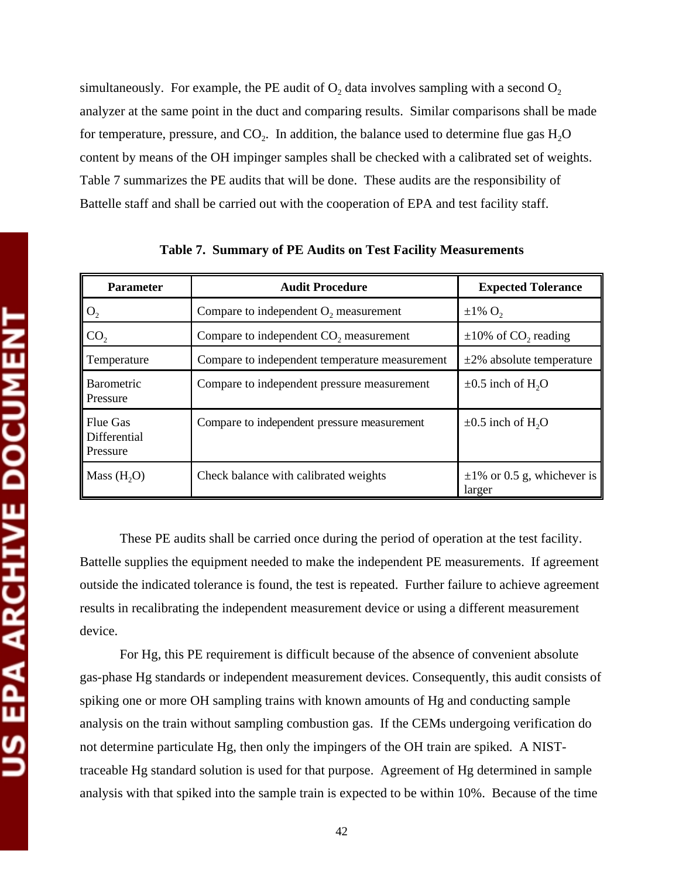simultaneously. For example, the PE audit of $O_2$ data involves sampling with a second $O_2$ analyzer at the same point in the duct and comparing results. Similar comparisons shall be made for temperature, pressure, and $CO_2$. In addition, the balance used to determine flue gas $H_2O$ content by means of the OH impinger samples shall be checked with a calibrated set of weights. Table 7 summarizes the PE audits that will be done. These audits are the responsibility of Battelle staff and shall be carried out with the cooperation of EPA and test facility staff.

**Table 7. Summary of PE Audits on Test Facility Measurements**

| Parameter | Audit Procedure | Expected Tolerance |
|---|---|---|
| $O_2$ | Compare to independent $O_2$ measurement | ±1% $O_2$ |
| $CO_2$ | Compare to independent $CO_2$ measurement | ±10% of $CO_2$ reading |
| Temperature | Compare to independent temperature measurement | ±2% absolute temperature |
| Barometric Pressure | Compare to independent pressure measurement | ±0.5 inch of $H_2O$ |
| Flue Gas Differential Pressure | Compare to independent pressure measurement | ±0.5 inch of $H_2O$ |
| Mass ($H_2O$) | Check balance with calibrated weights | ±1% or 0.5 g, whichever is larger |

These PE audits shall be carried once during the period of operation at the test facility. Battelle supplies the equipment needed to make the independent PE measurements. If agreement outside the indicated tolerance is found, the test is repeated. Further failure to achieve agreement results in recalibrating the independent measurement device or using a different measurement device.

For Hg, this PE requirement is difficult because of the absence of convenient absolute gas-phase Hg standards or independent measurement devices. Consequently, this audit consists of spiking one or more OH sampling trains with known amounts of Hg and conducting sample analysis on the train without sampling combustion gas. If the CEMs undergoing verification do not determine particulate Hg, then only the impingers of the OH train are spiked. A NIST-traceable Hg standard solution is used for that purpose. Agreement of Hg determined in sample analysis with that spiked into the sample train is expected to be within 10%. Because of the time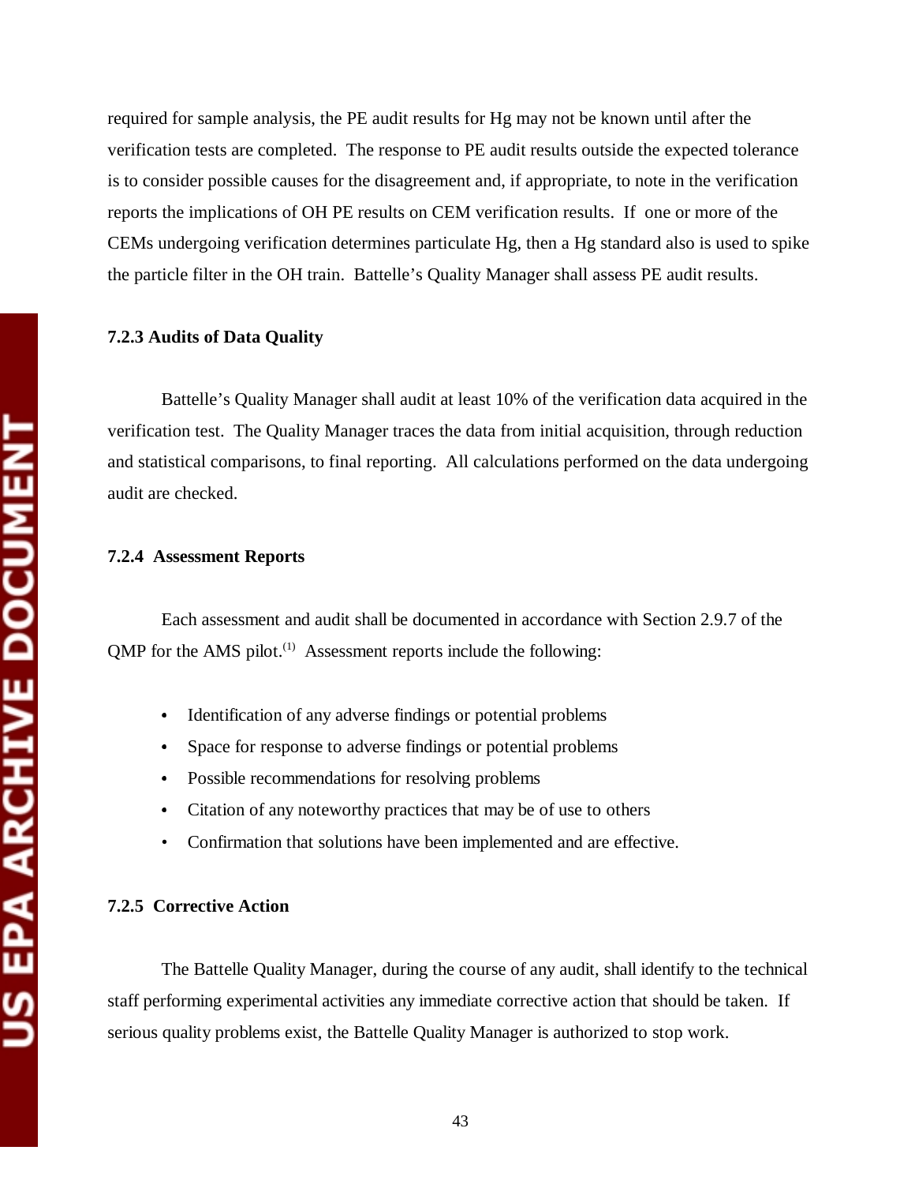required for sample analysis, the PE audit results for Hg may not be known until after the verification tests are completed. The response to PE audit results outside the expected tolerance is to consider possible causes for the disagreement and, if appropriate, to note in the verification reports the implications of OH PE results on CEM verification results. If one or more of the CEMs undergoing verification determines particulate Hg, then a Hg standard also is used to spike the particle filter in the OH train. Battelle's Quality Manager shall assess PE audit results.

### 7.2.3 Audits of Data Quality

Battelle's Quality Manager shall audit at least 10% of the verification data acquired in the verification test. The Quality Manager traces the data from initial acquisition, through reduction and statistical comparisons, to final reporting. All calculations performed on the data undergoing audit are checked.

### 7.2.4 Assessment Reports

Each assessment and audit shall be documented in accordance with Section 2.9.7 of the QMP for the AMS pilot.[1] Assessment reports include the following:

- Identification of any adverse findings or potential problems
- Space for response to adverse findings or potential problems
- Possible recommendations for resolving problems
- Citation of any noteworthy practices that may be of use to others
- Confirmation that solutions have been implemented and are effective.

### 7.2.5 Corrective Action

The Battelle Quality Manager, during the course of any audit, shall identify to the technical staff performing experimental activities any immediate corrective action that should be taken. If serious quality problems exist, the Battelle Quality Manager is authorized to stop work.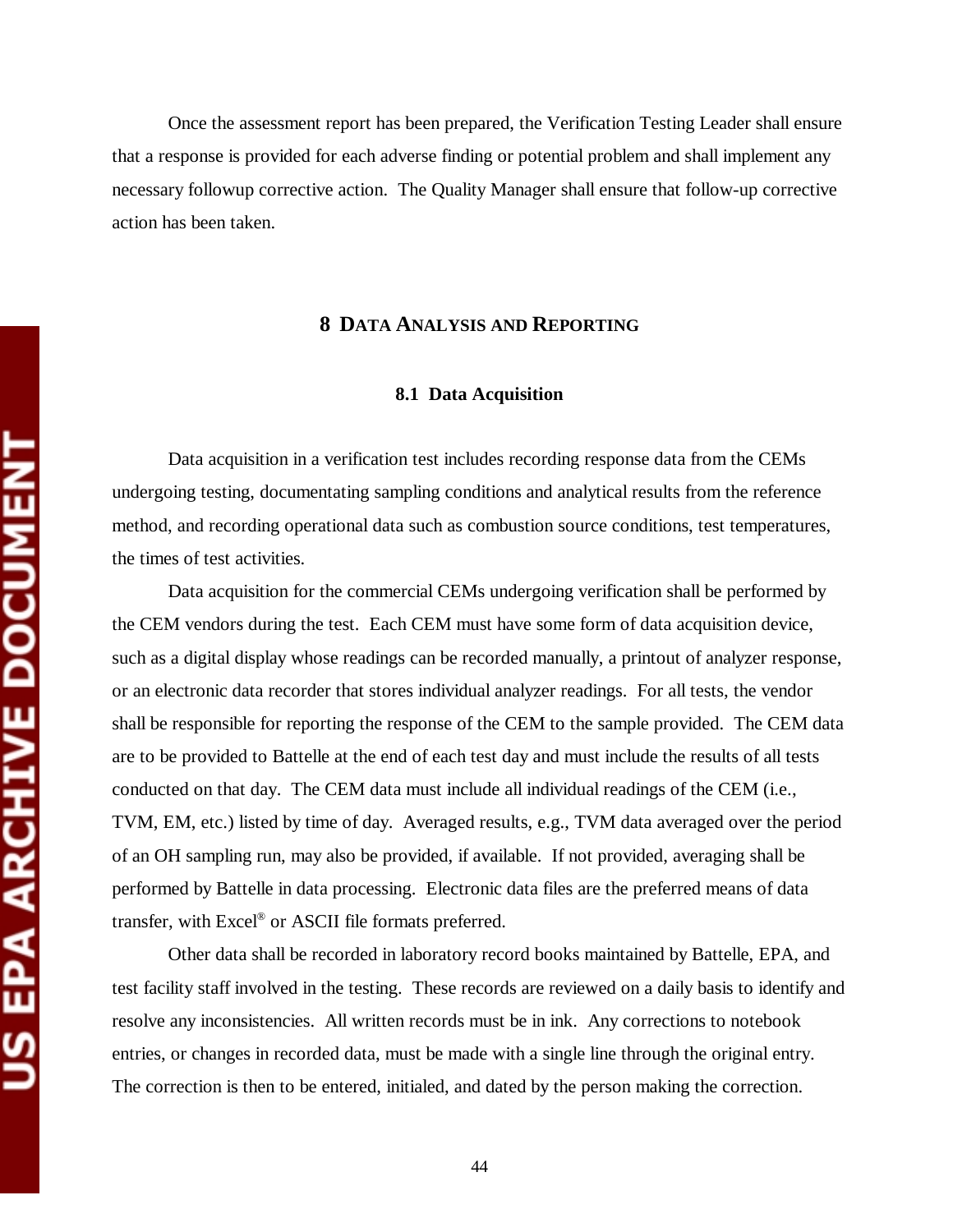Once the assessment report has been prepared, the Verification Testing Leader shall ensure that a response is provided for each adverse finding or potential problem and shall implement any necessary followup corrective action. The Quality Manager shall ensure that follow-up corrective action has been taken.

# 8 DATA ANALYSIS AND REPORTING

## 8.1 Data Acquisition

Data acquisition in a verification test includes recording response data from the CEMs undergoing testing, documentating sampling conditions and analytical results from the reference method, and recording operational data such as combustion source conditions, test temperatures, the times of test activities.

Data acquisition for the commercial CEMs undergoing verification shall be performed by the CEM vendors during the test. Each CEM must have some form of data acquisition device, such as a digital display whose readings can be recorded manually, a printout of analyzer response, or an electronic data recorder that stores individual analyzer readings. For all tests, the vendor shall be responsible for reporting the response of the CEM to the sample provided. The CEM data are to be provided to Battelle at the end of each test day and must include the results of all tests conducted on that day. The CEM data must include all individual readings of the CEM (i.e., TVM, EM, etc.) listed by time of day. Averaged results, e.g., TVM data averaged over the period of an OH sampling run, may also be provided, if available. If not provided, averaging shall be performed by Battelle in data processing. Electronic data files are the preferred means of data transfer, with Excel® or ASCII file formats preferred.

Other data shall be recorded in laboratory record books maintained by Battelle, EPA, and test facility staff involved in the testing. These records are reviewed on a daily basis to identify and resolve any inconsistencies. All written records must be in ink. Any corrections to notebook entries, or changes in recorded data, must be made with a single line through the original entry. The correction is then to be entered, initialed, and dated by the person making the correction.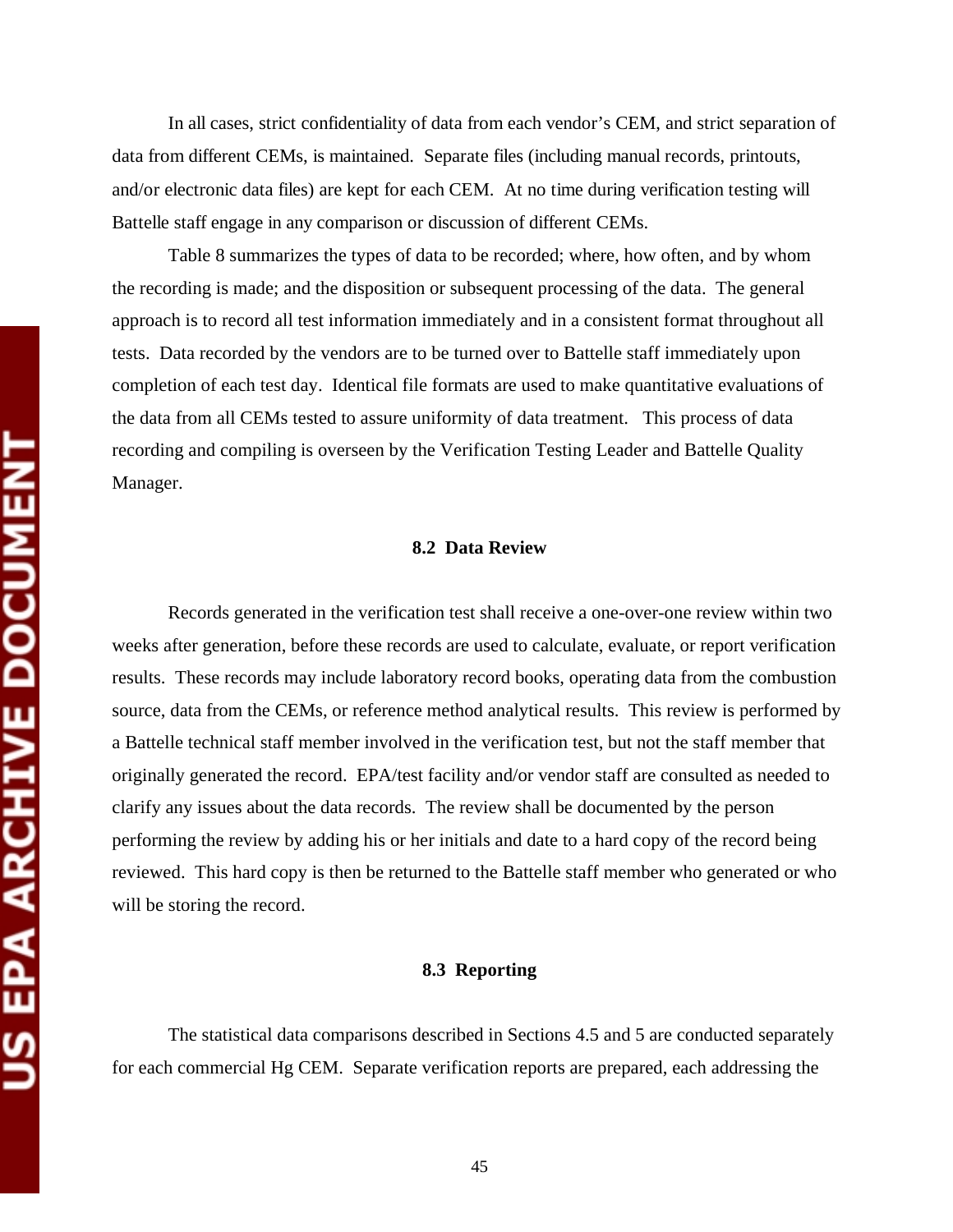In all cases, strict confidentiality of data from each vendor's CEM, and strict separation of data from different CEMs, is maintained. Separate files (including manual records, printouts, and/or electronic data files) are kept for each CEM. At no time during verification testing will Battelle staff engage in any comparison or discussion of different CEMs.

Table 8 summarizes the types of data to be recorded; where, how often, and by whom the recording is made; and the disposition or subsequent processing of the data. The general approach is to record all test information immediately and in a consistent format throughout all tests. Data recorded by the vendors are to be turned over to Battelle staff immediately upon completion of each test day. Identical file formats are used to make quantitative evaluations of the data from all CEMs tested to assure uniformity of data treatment. This process of data recording and compiling is overseen by the Verification Testing Leader and Battelle Quality Manager.

### 8.2 Data Review

Records generated in the verification test shall receive a one-over-one review within two weeks after generation, before these records are used to calculate, evaluate, or report verification results. These records may include laboratory record books, operating data from the combustion source, data from the CEMs, or reference method analytical results. This review is performed by a Battelle technical staff member involved in the verification test, but not the staff member that originally generated the record. EPA/test facility and/or vendor staff are consulted as needed to clarify any issues about the data records. The review shall be documented by the person performing the review by adding his or her initials and date to a hard copy of the record being reviewed. This hard copy is then be returned to the Battelle staff member who generated or who will be storing the record.

### 8.3 Reporting

The statistical data comparisons described in Sections 4.5 and 5 are conducted separately for each commercial Hg CEM. Separate verification reports are prepared, each addressing the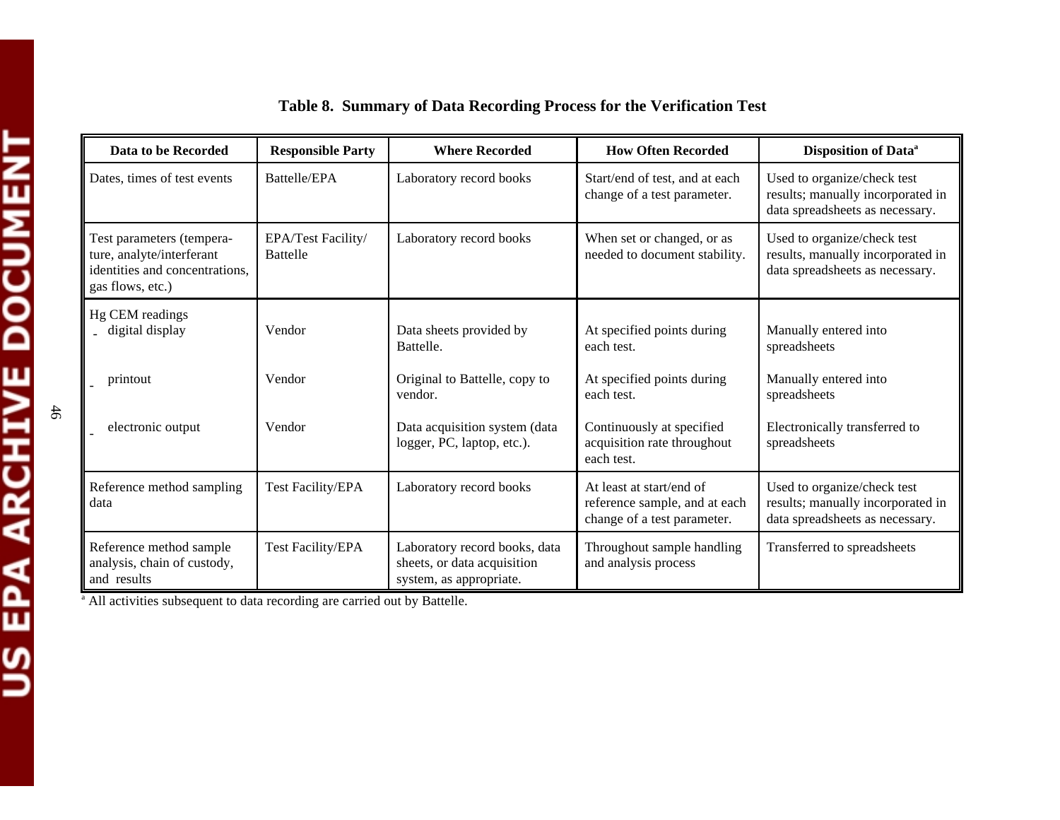**Table 8. Summary of Data Recording Process for the Verification Test**

| Data to be Recorded | Responsible Party | Where Recorded | How Often Recorded | Disposition of Data[a] |
|---|---|---|---|---|
| Dates, times of test events | Battelle/EPA | Laboratory record books | Start/end of test, and at each change of a test parameter. | Used to organize/check test results; manually incorporated in data spreadsheets as necessary. |
| Test parameters (temperature, analyte/interferant identities and concentrations, gas flows, etc.) | EPA/Test Facility/ Battelle | Laboratory record books | When set or changed, or as needed to document stability. | Used to organize/check test results, manually incorporated in data spreadsheets as necessary. |
| Hg CEM readings | | | | |
| - digital display | Vendor | Data sheets provided by Battelle. | At specified points during each test. | Manually entered into spreadsheets |
| - printout | Vendor | Original to Battelle, copy to vendor. | At specified points during each test. | Manually entered into spreadsheets |
| - electronic output | Vendor | Data acquisition system (data logger, PC, laptop, etc.). | Continuously at specified acquisition rate throughout each test. | Electronically transferred to spreadsheets |
| Reference method sampling data | Test Facility/EPA | Laboratory record books | At least at start/end of reference sample, and at each change of a test parameter. | Used to organize/check test results; manually incorporated in data spreadsheets as necessary. |
| Reference method sample analysis, chain of custody, and results | Test Facility/EPA | Laboratory record books, data sheets, or data acquisition system, as appropriate. | Throughout sample handling and analysis process | Transferred to spreadsheets |

[a] All activities subsequent to data recording are carried out by Battelle.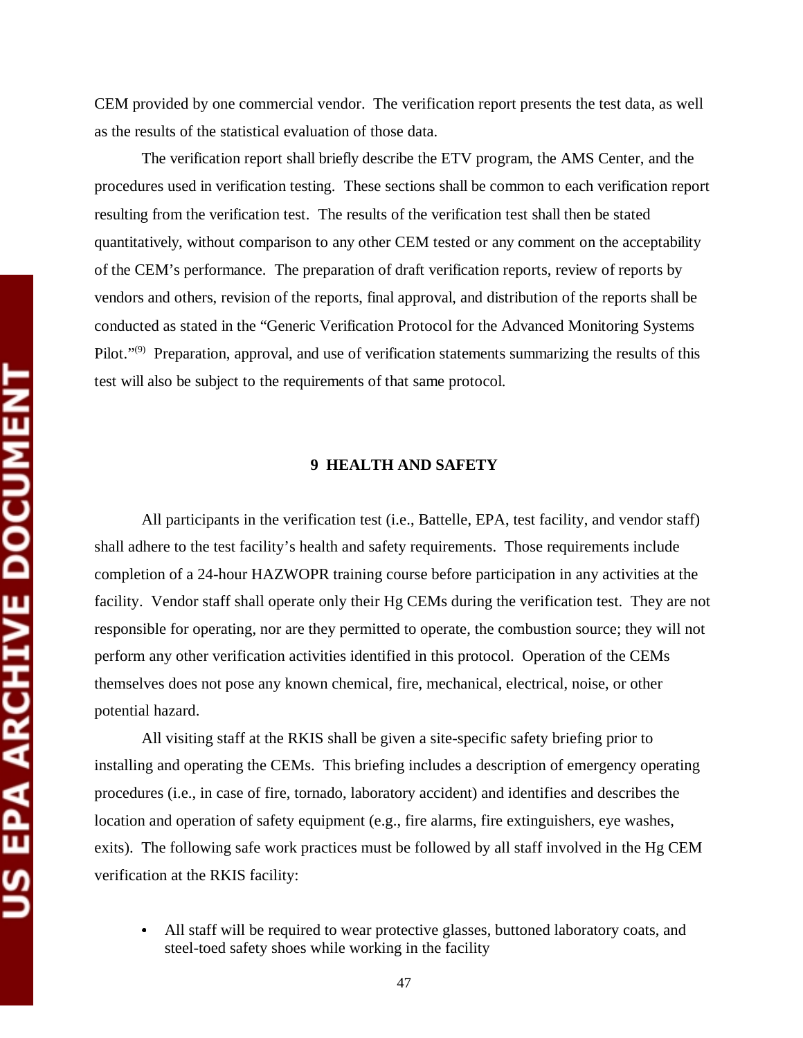CEM provided by one commercial vendor. The verification report presents the test data, as well as the results of the statistical evaluation of those data.

The verification report shall briefly describe the ETV program, the AMS Center, and the procedures used in verification testing. These sections shall be common to each verification report resulting from the verification test. The results of the verification test shall then be stated quantitatively, without comparison to any other CEM tested or any comment on the acceptability of the CEM's performance. The preparation of draft verification reports, review of reports by vendors and others, revision of the reports, final approval, and distribution of the reports shall be conducted as stated in the "Generic Verification Protocol for the Advanced Monitoring Systems Pilot."[9] Preparation, approval, and use of verification statements summarizing the results of this test will also be subject to the requirements of that same protocol.

## 9 HEALTH AND SAFETY

All participants in the verification test (i.e., Battelle, EPA, test facility, and vendor staff) shall adhere to the test facility's health and safety requirements. Those requirements include completion of a 24-hour HAZWOPR training course before participation in any activities at the facility. Vendor staff shall operate only their Hg CEMs during the verification test. They are not responsible for operating, nor are they permitted to operate, the combustion source; they will not perform any other verification activities identified in this protocol. Operation of the CEMs themselves does not pose any known chemical, fire, mechanical, electrical, noise, or other potential hazard.

All visiting staff at the RKIS shall be given a site-specific safety briefing prior to installing and operating the CEMs. This briefing includes a description of emergency operating procedures (i.e., in case of fire, tornado, laboratory accident) and identifies and describes the location and operation of safety equipment (e.g., fire alarms, fire extinguishers, eye washes, exits). The following safe work practices must be followed by all staff involved in the Hg CEM verification at the RKIS facility:

- All staff will be required to wear protective glasses, buttoned laboratory coats, and steel-toed safety shoes while working in the facility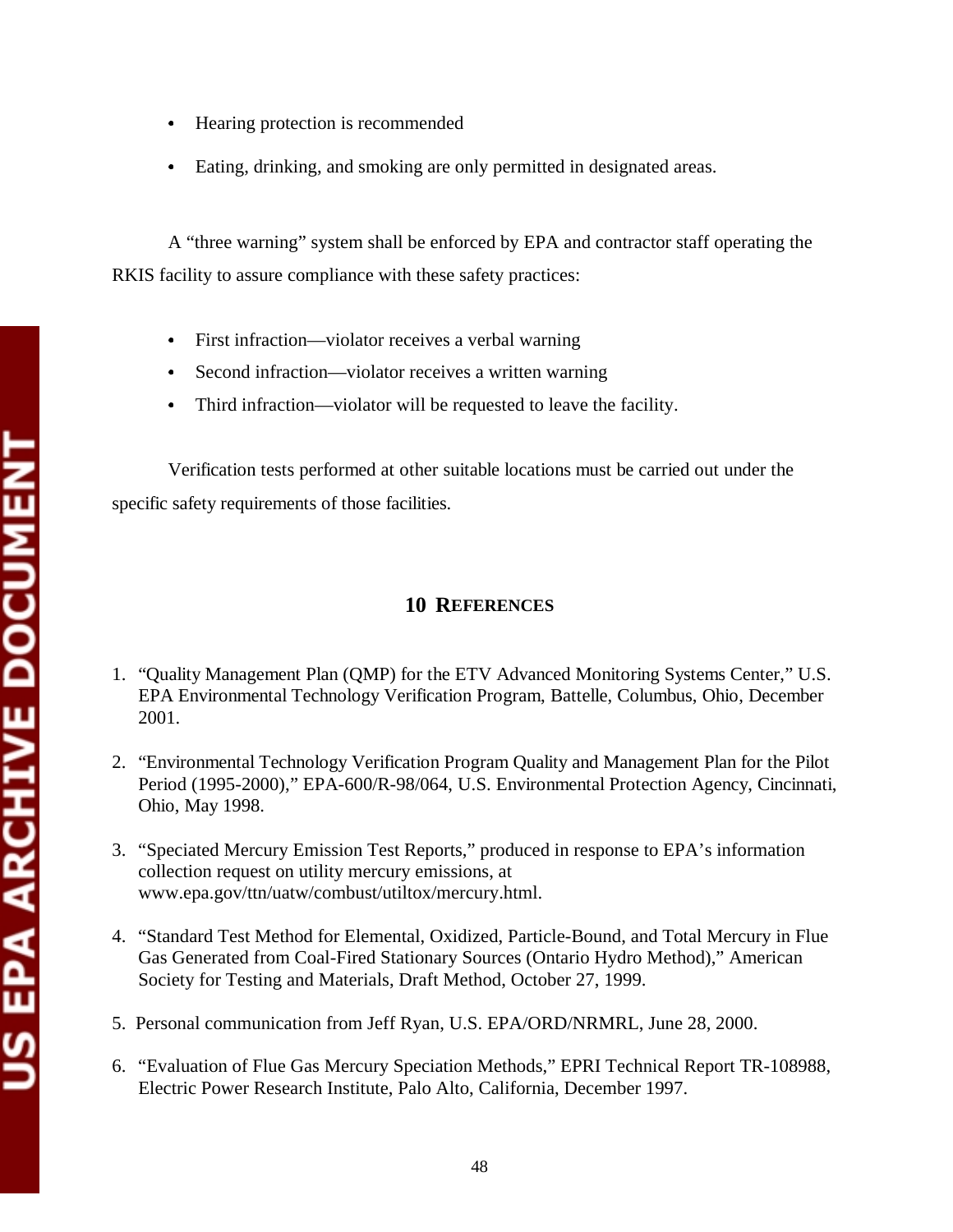- Hearing protection is recommended
- Eating, drinking, and smoking are only permitted in designated areas.

A "three warning" system shall be enforced by EPA and contractor staff operating the RKIS facility to assure compliance with these safety practices:

- First infraction—violator receives a verbal warning
- Second infraction—violator receives a written warning
- Third infraction—violator will be requested to leave the facility.

Verification tests performed at other suitable locations must be carried out under the specific safety requirements of those facilities.

## 10 REFERENCES

1. "Quality Management Plan (QMP) for the ETV Advanced Monitoring Systems Center," U.S. EPA Environmental Technology Verification Program, Battelle, Columbus, Ohio, December 2001.

2. "Environmental Technology Verification Program Quality and Management Plan for the Pilot Period (1995-2000)," EPA-600/R-98/064, U.S. Environmental Protection Agency, Cincinnati, Ohio, May 1998.

3. "Speciated Mercury Emission Test Reports," produced in response to EPA's information collection request on utility mercury emissions, at www.epa.gov/ttn/uatw/combust/utiltox/mercury.html.

4. "Standard Test Method for Elemental, Oxidized, Particle-Bound, and Total Mercury in Flue Gas Generated from Coal-Fired Stationary Sources (Ontario Hydro Method)," American Society for Testing and Materials, Draft Method, October 27, 1999.

5. Personal communication from Jeff Ryan, U.S. EPA/ORD/NRMRL, June 28, 2000.

6. "Evaluation of Flue Gas Mercury Speciation Methods," EPRI Technical Report TR-108988, Electric Power Research Institute, Palo Alto, California, December 1997.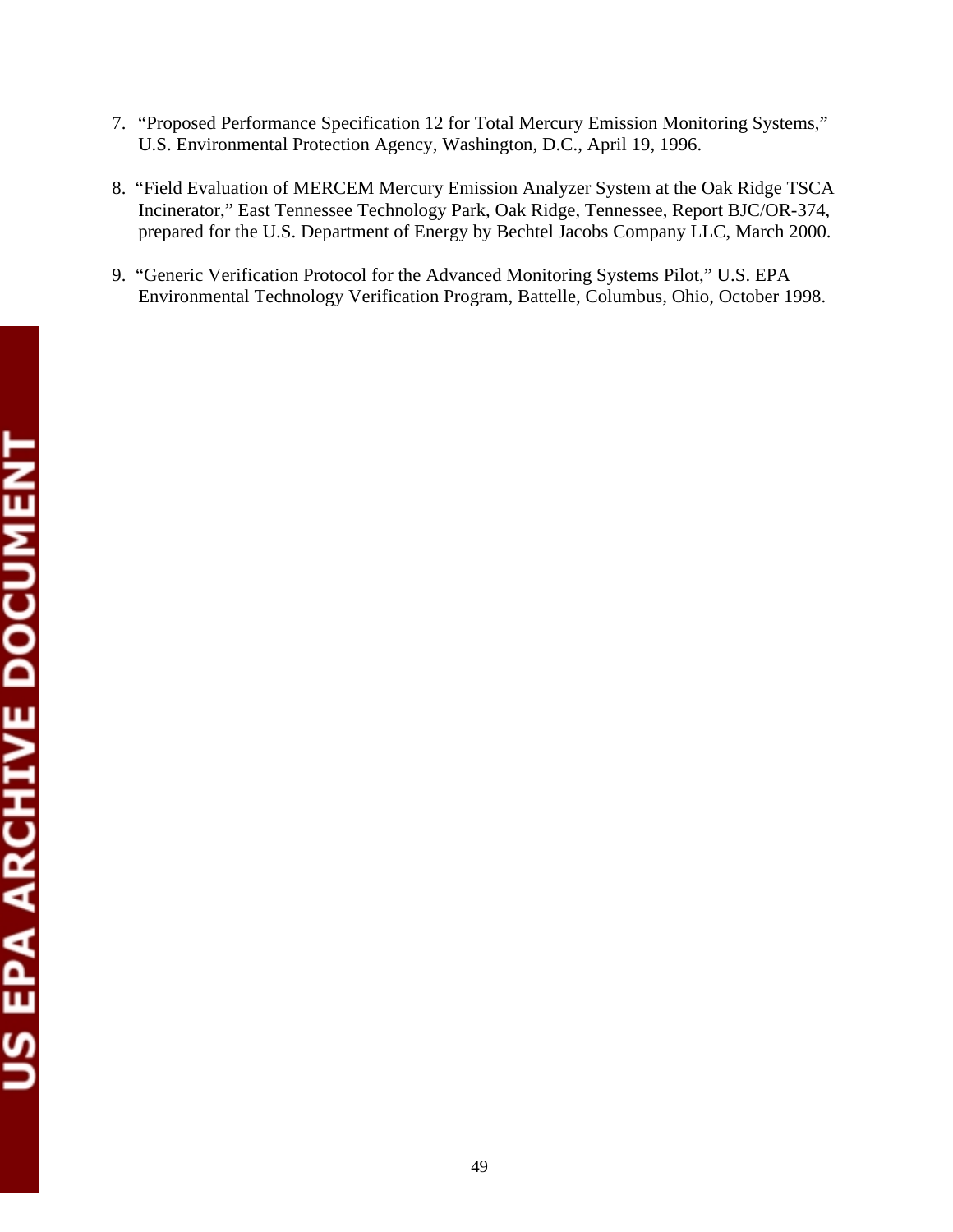7. "Proposed Performance Specification 12 for Total Mercury Emission Monitoring Systems," U.S. Environmental Protection Agency, Washington, D.C., April 19, 1996.

8. "Field Evaluation of MERCEM Mercury Emission Analyzer System at the Oak Ridge TSCA Incinerator," East Tennessee Technology Park, Oak Ridge, Tennessee, Report BJC/OR-374, prepared for the U.S. Department of Energy by Bechtel Jacobs Company LLC, March 2000.

9. "Generic Verification Protocol for the Advanced Monitoring Systems Pilot," U.S. EPA Environmental Technology Verification Program, Battelle, Columbus, Ohio, October 1998.